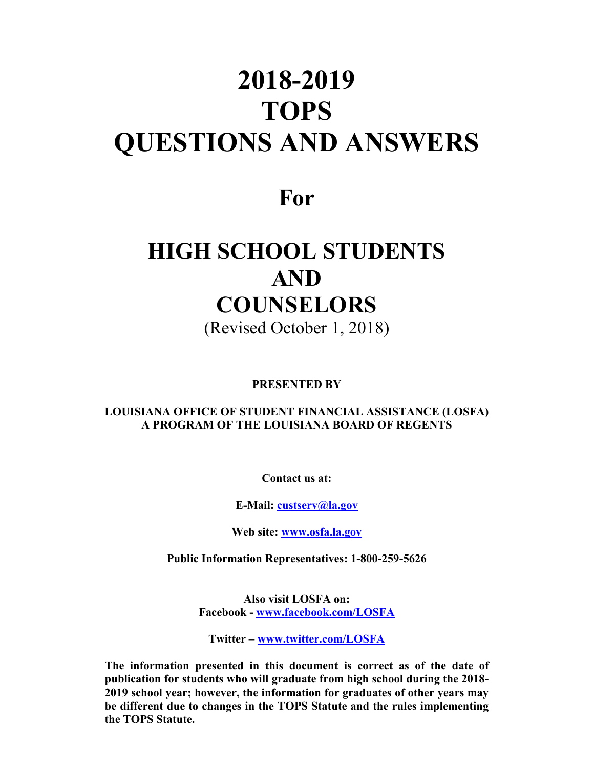# 2018-2019 TOPS QUESTIONS AND ANSWERS

## For

# HIGH SCHOOL STUDENTS AND COUNSELORS

(Revised October 1, 2018)

**PRESENTED BY**

**LOUISIANA OFFICE OF STUDENT FINANCIAL ASSISTANCE (LOSFA)**
**A PROGRAM OF THE LOUISIANA BOARD OF REGENTS**

**Contact us at:**

**E-Mail: custserv@la.gov**

**Web site: www.osfa.la.gov**

**Public Information Representatives: 1-800-259-5626**

**Also visit LOSFA on:**
**Facebook - www.facebook.com/LOSFA**

**Twitter – www.twitter.com/LOSFA**

**The information presented in this document is correct as of the date of publication for students who will graduate from high school during the 2018-2019 school year; however, the information for graduates of other years may be different due to changes in the TOPS Statute and the rules implementing the TOPS Statute.**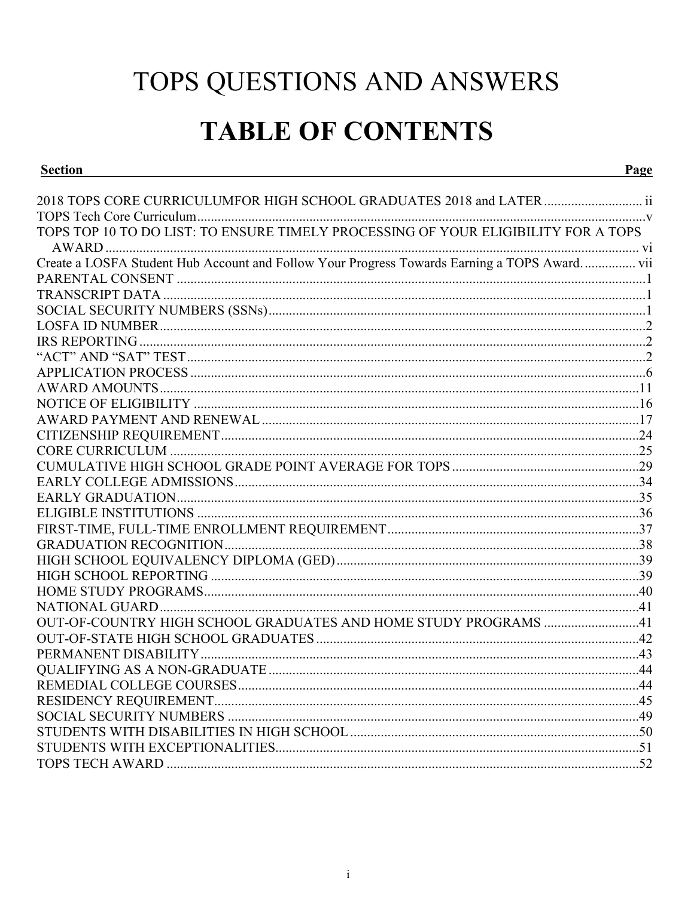# TOPS QUESTIONS AND ANSWERS

# TABLE OF CONTENTS

| Section | Page |
|---|---|
| 2018 TOPS CORE CURRICULUMFOR HIGH SCHOOL GRADUATES 2018 and LATER | ii |
| TOPS Tech Core Curriculum | v |
| TOPS TOP 10 TO DO LIST: TO ENSURE TIMELY PROCESSING OF YOUR ELIGIBILITY FOR A TOPS AWARD | vi |
| Create a LOSFA Student Hub Account and Follow Your Progress Towards Earning a TOPS Award. | vii |
| PARENTAL CONSENT | 1 |
| TRANSCRIPT DATA | 1 |
| SOCIAL SECURITY NUMBERS (SSNs) | 1 |
| LOSFA ID NUMBER | 2 |
| IRS REPORTING | 2 |
| "ACT" AND "SAT" TEST | 2 |
| APPLICATION PROCESS | 6 |
| AWARD AMOUNTS | 11 |
| NOTICE OF ELIGIBILITY | 16 |
| AWARD PAYMENT AND RENEWAL | 17 |
| CITIZENSHIP REQUIREMENT | 24 |
| CORE CURRICULUM | 25 |
| CUMULATIVE HIGH SCHOOL GRADE POINT AVERAGE FOR TOPS | 29 |
| EARLY COLLEGE ADMISSIONS | 34 |
| EARLY GRADUATION | 35 |
| ELIGIBLE INSTITUTIONS | 36 |
| FIRST-TIME, FULL-TIME ENROLLMENT REQUIREMENT | 37 |
| GRADUATION RECOGNITION | 38 |
| HIGH SCHOOL EQUIVALENCY DIPLOMA (GED) | 39 |
| HIGH SCHOOL REPORTING | 39 |
| HOME STUDY PROGRAMS | 40 |
| NATIONAL GUARD | 41 |
| OUT-OF-COUNTRY HIGH SCHOOL GRADUATES AND HOME STUDY PROGRAMS | 41 |
| OUT-OF-STATE HIGH SCHOOL GRADUATES | 42 |
| PERMANENT DISABILITY | 43 |
| QUALIFYING AS A NON-GRADUATE | 44 |
| REMEDIAL COLLEGE COURSES | 44 |
| RESIDENCY REQUIREMENT | 45 |
| SOCIAL SECURITY NUMBERS | 49 |
| STUDENTS WITH DISABILITIES IN HIGH SCHOOL | 50 |
| STUDENTS WITH EXCEPTIONALITIES | 51 |
| TOPS TECH AWARD | 52 |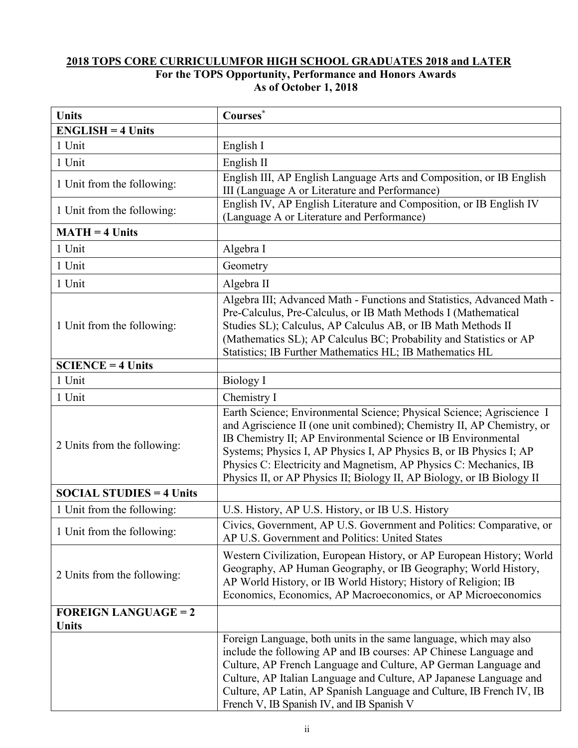## 2018 TOPS CORE CURRICULUMFOR HIGH SCHOOL GRADUATES 2018 and LATER

**For the TOPS Opportunity, Performance and Honors Awards**
**As of October 1, 2018**

| Units | Courses* |
|---|---|
| **ENGLISH = 4 Units** | |
| 1 Unit | English I |
| 1 Unit | English II |
| 1 Unit from the following: | English III, AP English Language Arts and Composition, or IB English III (Language A or Literature and Performance) |
| 1 Unit from the following: | English IV, AP English Literature and Composition, or IB English IV (Language A or Literature and Performance) |
| **MATH = 4 Units** | |
| 1 Unit | Algebra I |
| 1 Unit | Geometry |
| 1 Unit | Algebra II |
| 1 Unit from the following: | Algebra III; Advanced Math - Functions and Statistics, Advanced Math - Pre-Calculus, Pre-Calculus, or IB Math Methods I (Mathematical Studies SL); Calculus, AP Calculus AB, or IB Math Methods II (Mathematics SL); AP Calculus BC; Probability and Statistics or AP Statistics; IB Further Mathematics HL; IB Mathematics HL |
| **SCIENCE = 4 Units** | |
| 1 Unit | Biology I |
| 1 Unit | Chemistry I |
| 2 Units from the following: | Earth Science; Environmental Science; Physical Science; Agriscience I and Agriscience II (one unit combined); Chemistry II, AP Chemistry, or IB Chemistry II; AP Environmental Science or IB Environmental Systems; Physics I, AP Physics I, AP Physics B, or IB Physics I; AP Physics C: Electricity and Magnetism, AP Physics C: Mechanics, IB Physics II, or AP Physics II; Biology II, AP Biology, or IB Biology II |
| **SOCIAL STUDIES = 4 Units** | |
| 1 Unit from the following: | U.S. History, AP U.S. History, or IB U.S. History |
| 1 Unit from the following: | Civics, Government, AP U.S. Government and Politics: Comparative, or AP U.S. Government and Politics: United States |
| 2 Units from the following: | Western Civilization, European History, or AP European History; World Geography, AP Human Geography, or IB Geography; World History, AP World History, or IB World History; History of Religion; IB Economics, Economics, AP Macroeconomics, or AP Microeconomics |
| **FOREIGN LANGUAGE = 2 Units** | |
| | Foreign Language, both units in the same language, which may also include the following AP and IB courses: AP Chinese Language and Culture, AP French Language and Culture, AP German Language and Culture, AP Italian Language and Culture, AP Japanese Language and Culture, AP Latin, AP Spanish Language and Culture, IB French IV, IB French V, IB Spanish IV, and IB Spanish V |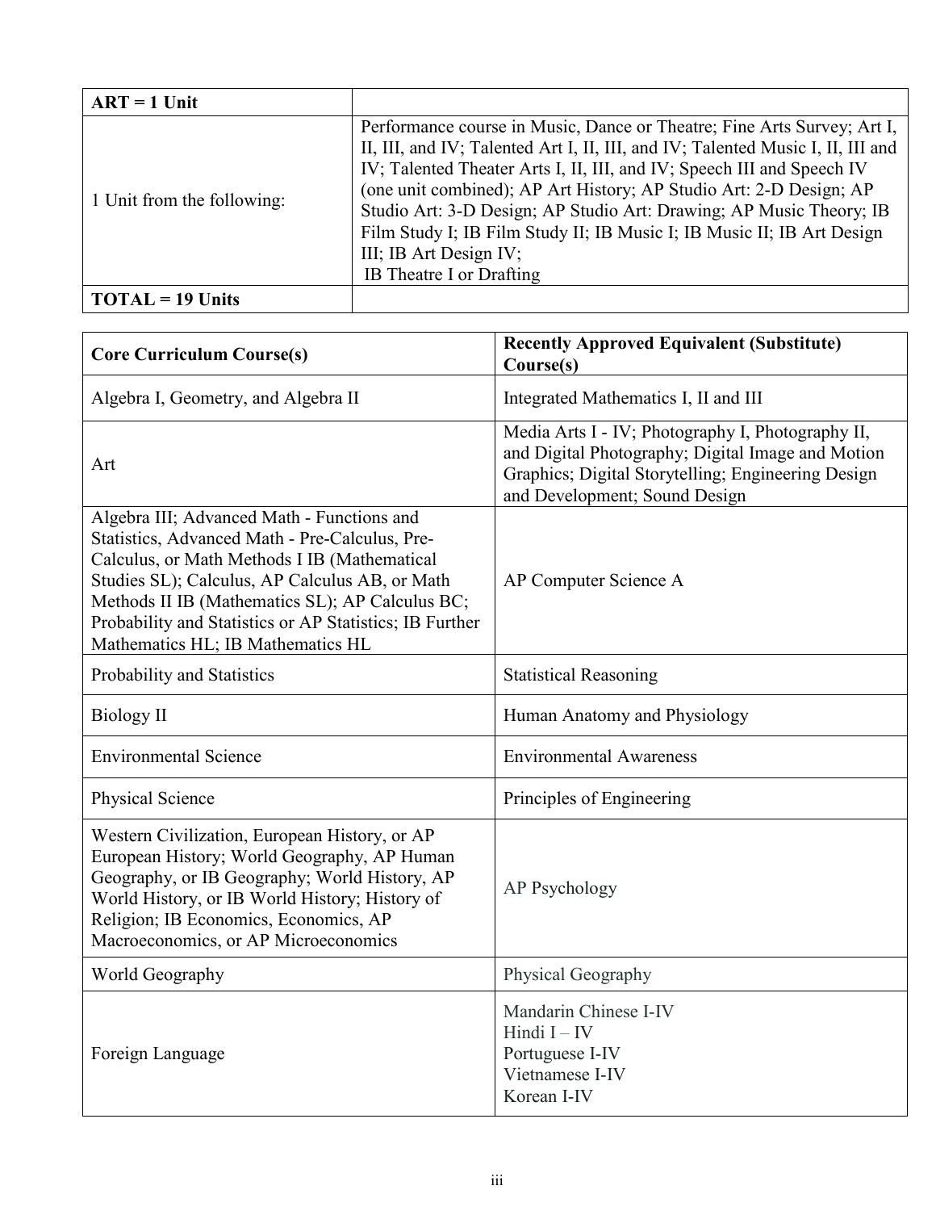| ART = 1 Unit | |
| --- | --- |
| 1 Unit from the following: | Performance course in Music, Dance or Theatre; Fine Arts Survey; Art I, II, III, and IV; Talented Art I, II, III, and IV; Talented Music I, II, III and IV; Talented Theater Arts I, II, III, and IV; Speech III and Speech IV (one unit combined); AP Art History; AP Studio Art: 2-D Design; AP Studio Art: 3-D Design; AP Studio Art: Drawing; AP Music Theory; IB Film Study I; IB Film Study II; IB Music I; IB Music II; IB Art Design III; IB Art Design IV; IB Theatre I or Drafting |
| **TOTAL = 19 Units** | |

| Core Curriculum Course(s) | Recently Approved Equivalent (Substitute) Course(s) |
| --- | --- |
| Algebra I, Geometry, and Algebra II | Integrated Mathematics I, II and III |
| Art | Media Arts I - IV; Photography I, Photography II, and Digital Photography; Digital Image and Motion Graphics; Digital Storytelling; Engineering Design and Development; Sound Design |
| Algebra III; Advanced Math - Functions and Statistics, Advanced Math - Pre-Calculus, Pre-Calculus, or Math Methods I IB (Mathematical Studies SL); Calculus, AP Calculus AB, or Math Methods II IB (Mathematics SL); AP Calculus BC; Probability and Statistics or AP Statistics; IB Further Mathematics HL; IB Mathematics HL | AP Computer Science A |
| Probability and Statistics | Statistical Reasoning |
| Biology II | Human Anatomy and Physiology |
| Environmental Science | Environmental Awareness |
| Physical Science | Principles of Engineering |
| Western Civilization, European History, or AP European History; World Geography, AP Human Geography, or IB Geography; World History, AP World History, or IB World History; History of Religion; IB Economics, Economics, AP Macroeconomics, or AP Microeconomics | AP Psychology |
| World Geography | Physical Geography |
| Foreign Language | Mandarin Chinese I-IV<br>Hindi I – IV<br>Portuguese I-IV<br>Vietnamese I-IV<br>Korean I-IV |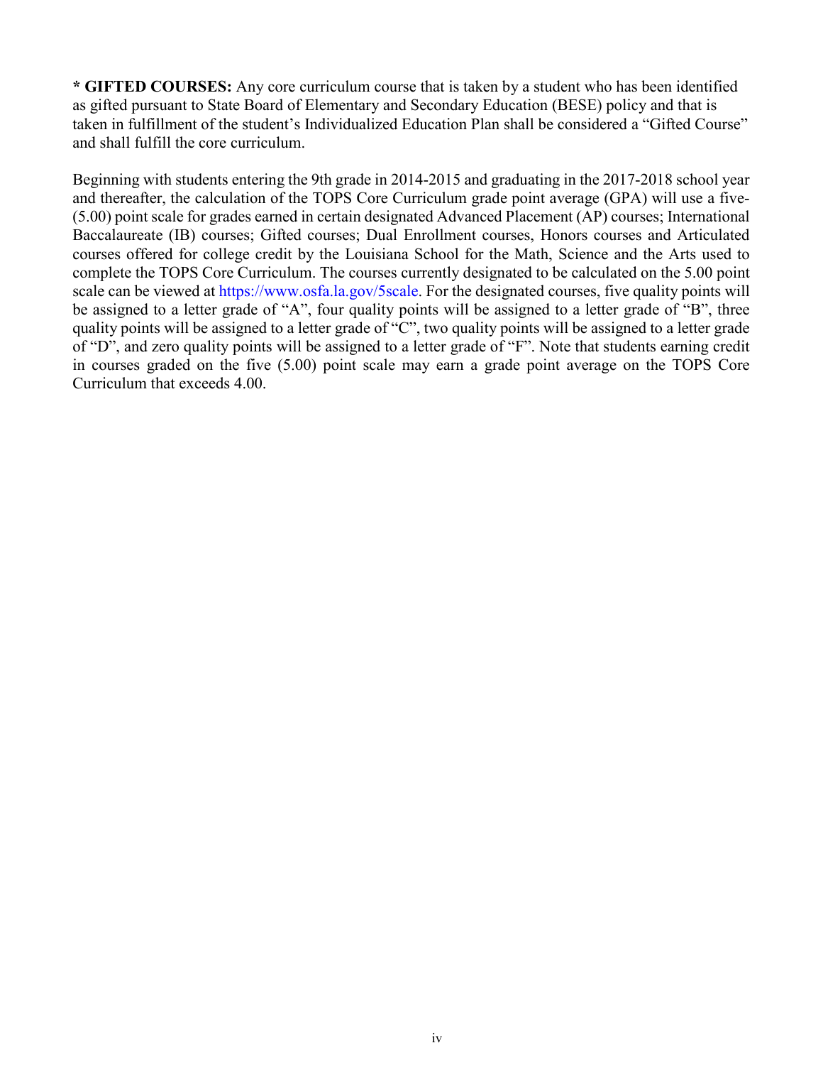**\* GIFTED COURSES:** Any core curriculum course that is taken by a student who has been identified as gifted pursuant to State Board of Elementary and Secondary Education (BESE) policy and that is taken in fulfillment of the student's Individualized Education Plan shall be considered a "Gifted Course" and shall fulfill the core curriculum.

Beginning with students entering the 9th grade in 2014-2015 and graduating in the 2017-2018 school year and thereafter, the calculation of the TOPS Core Curriculum grade point average (GPA) will use a five-(5.00) point scale for grades earned in certain designated Advanced Placement (AP) courses; International Baccalaureate (IB) courses; Gifted courses; Dual Enrollment courses, Honors courses and Articulated courses offered for college credit by the Louisiana School for the Math, Science and the Arts used to complete the TOPS Core Curriculum. The courses currently designated to be calculated on the 5.00 point scale can be viewed at https://www.osfa.la.gov/5scale. For the designated courses, five quality points will be assigned to a letter grade of "A", four quality points will be assigned to a letter grade of "B", three quality points will be assigned to a letter grade of "C", two quality points will be assigned to a letter grade of "D", and zero quality points will be assigned to a letter grade of "F". Note that students earning credit in courses graded on the five (5.00) point scale may earn a grade point average on the TOPS Core Curriculum that exceeds 4.00.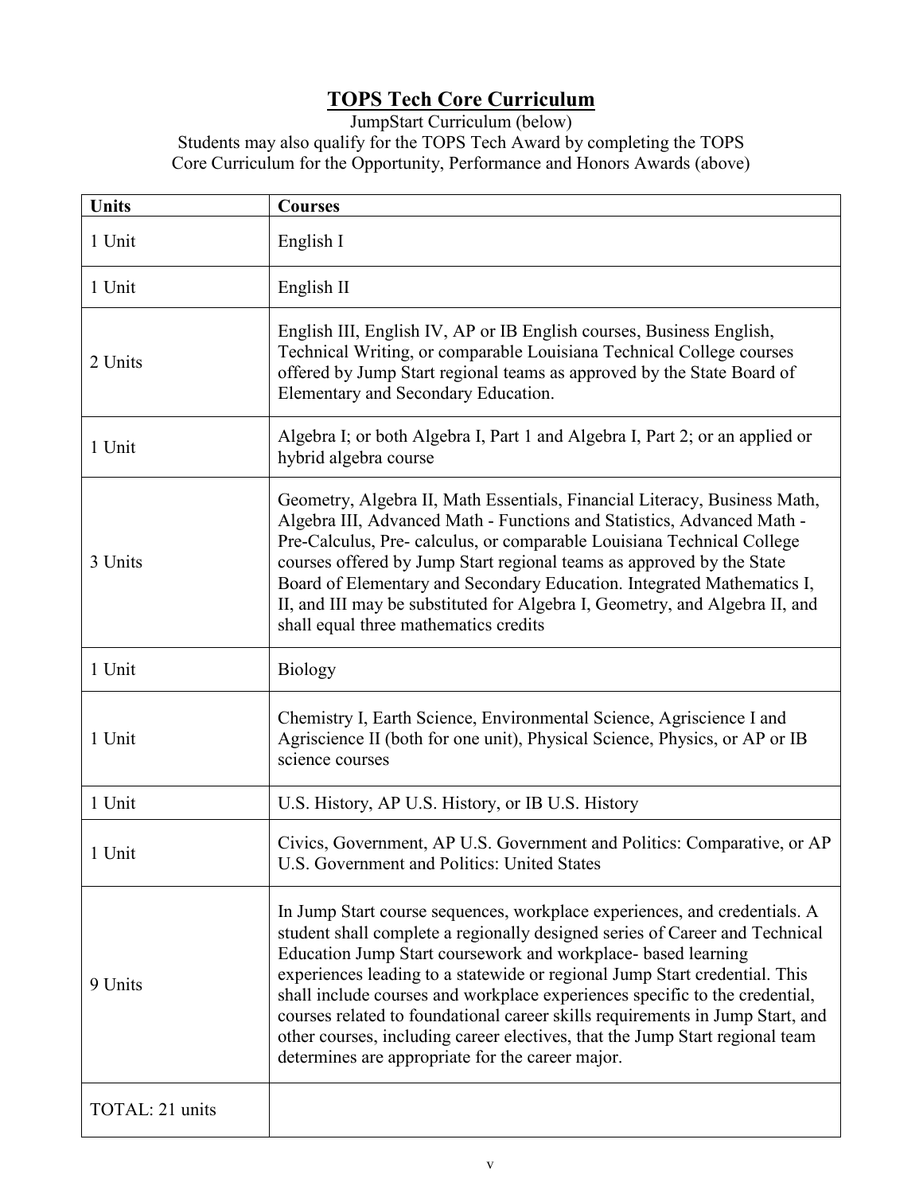# TOPS Tech Core Curriculum

JumpStart Curriculum (below)
Students may also qualify for the TOPS Tech Award by completing the TOPS Core Curriculum for the Opportunity, Performance and Honors Awards (above)

| Units | Courses |
|---|---|
| 1 Unit | English I |
| 1 Unit | English II |
| 2 Units | English III, English IV, AP or IB English courses, Business English, Technical Writing, or comparable Louisiana Technical College courses offered by Jump Start regional teams as approved by the State Board of Elementary and Secondary Education. |
| 1 Unit | Algebra I; or both Algebra I, Part 1 and Algebra I, Part 2; or an applied or hybrid algebra course |
| 3 Units | Geometry, Algebra II, Math Essentials, Financial Literacy, Business Math, Algebra III, Advanced Math - Functions and Statistics, Advanced Math - Pre-Calculus, Pre- calculus, or comparable Louisiana Technical College courses offered by Jump Start regional teams as approved by the State Board of Elementary and Secondary Education. Integrated Mathematics I, II, and III may be substituted for Algebra I, Geometry, and Algebra II, and shall equal three mathematics credits |
| 1 Unit | Biology |
| 1 Unit | Chemistry I, Earth Science, Environmental Science, Agriscience I and Agriscience II (both for one unit), Physical Science, Physics, or AP or IB science courses |
| 1 Unit | U.S. History, AP U.S. History, or IB U.S. History |
| 1 Unit | Civics, Government, AP U.S. Government and Politics: Comparative, or AP U.S. Government and Politics: United States |
| 9 Units | In Jump Start course sequences, workplace experiences, and credentials. A student shall complete a regionally designed series of Career and Technical Education Jump Start coursework and workplace- based learning experiences leading to a statewide or regional Jump Start credential. This shall include courses and workplace experiences specific to the credential, courses related to foundational career skills requirements in Jump Start, and other courses, including career electives, that the Jump Start regional team determines are appropriate for the career major. |
| TOTAL: 21 units | |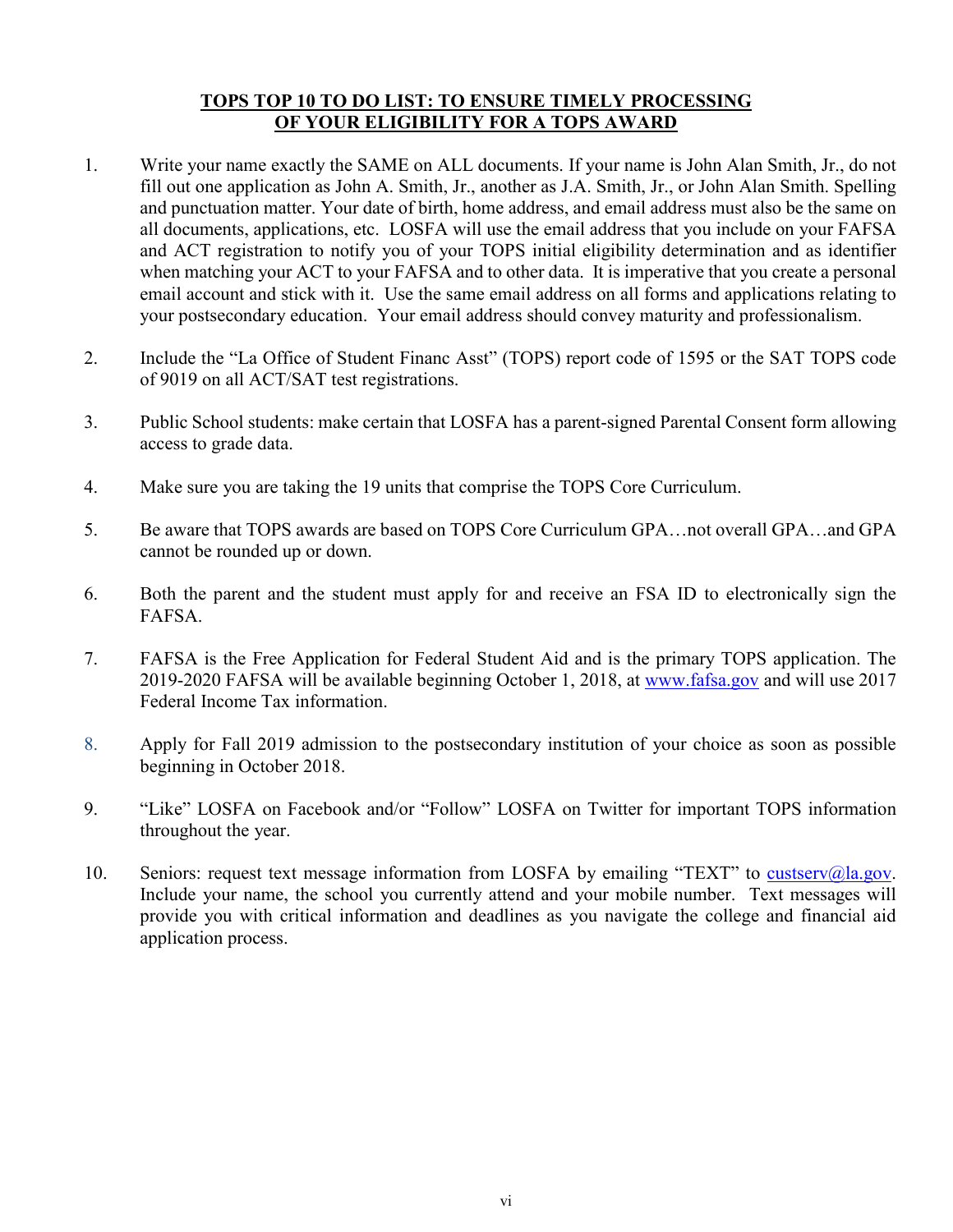## TOPS TOP 10 TO DO LIST: TO ENSURE TIMELY PROCESSING OF YOUR ELIGIBILITY FOR A TOPS AWARD

1. Write your name exactly the SAME on ALL documents. If your name is John Alan Smith, Jr., do not fill out one application as John A. Smith, Jr., another as J.A. Smith, Jr., or John Alan Smith. Spelling and punctuation matter. Your date of birth, home address, and email address must also be the same on all documents, applications, etc. LOSFA will use the email address that you include on your FAFSA and ACT registration to notify you of your TOPS initial eligibility determination and as identifier when matching your ACT to your FAFSA and to other data. It is imperative that you create a personal email account and stick with it. Use the same email address on all forms and applications relating to your postsecondary education. Your email address should convey maturity and professionalism.

2. Include the "La Office of Student Financ Asst" (TOPS) report code of 1595 or the SAT TOPS code of 9019 on all ACT/SAT test registrations.

3. Public School students: make certain that LOSFA has a parent-signed Parental Consent form allowing access to grade data.

4. Make sure you are taking the 19 units that comprise the TOPS Core Curriculum.

5. Be aware that TOPS awards are based on TOPS Core Curriculum GPA…not overall GPA…and GPA cannot be rounded up or down.

6. Both the parent and the student must apply for and receive an FSA ID to electronically sign the FAFSA.

7. FAFSA is the Free Application for Federal Student Aid and is the primary TOPS application. The 2019-2020 FAFSA will be available beginning October 1, 2018, at www.fafsa.gov and will use 2017 Federal Income Tax information.

8. Apply for Fall 2019 admission to the postsecondary institution of your choice as soon as possible beginning in October 2018.

9. "Like" LOSFA on Facebook and/or "Follow" LOSFA on Twitter for important TOPS information throughout the year.

10. Seniors: request text message information from LOSFA by emailing "TEXT" to custserv@la.gov. Include your name, the school you currently attend and your mobile number. Text messages will provide you with critical information and deadlines as you navigate the college and financial aid application process.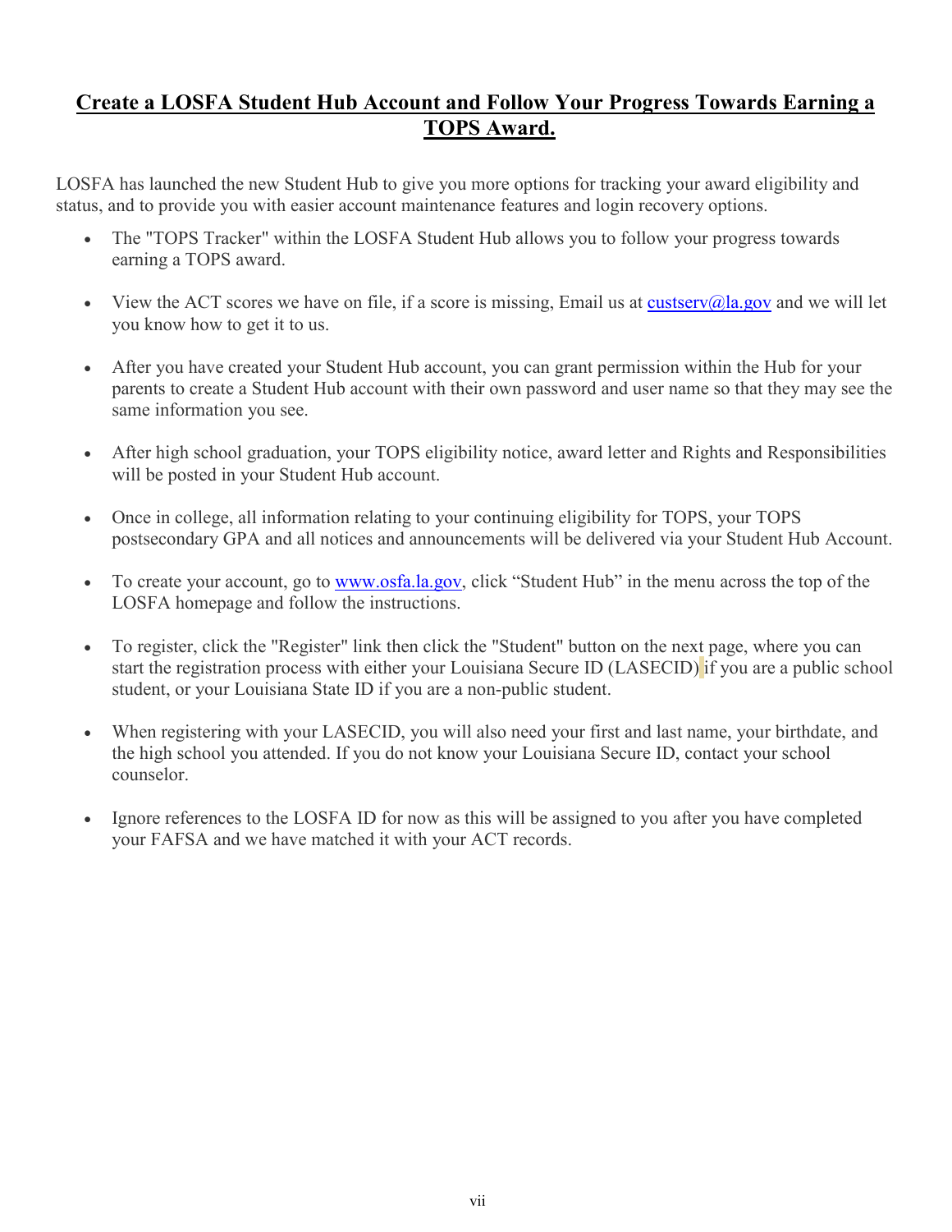## **Create a LOSFA Student Hub Account and Follow Your Progress Towards Earning a TOPS Award.**

LOSFA has launched the new Student Hub to give you more options for tracking your award eligibility and status, and to provide you with easier account maintenance features and login recovery options.

- The "TOPS Tracker" within the LOSFA Student Hub allows you to follow your progress towards earning a TOPS award.
- View the ACT scores we have on file, if a score is missing, Email us at custserv@la.gov and we will let you know how to get it to us.
- After you have created your Student Hub account, you can grant permission within the Hub for your parents to create a Student Hub account with their own password and user name so that they may see the same information you see.
- After high school graduation, your TOPS eligibility notice, award letter and Rights and Responsibilities will be posted in your Student Hub account.
- Once in college, all information relating to your continuing eligibility for TOPS, your TOPS postsecondary GPA and all notices and announcements will be delivered via your Student Hub Account.
- To create your account, go to www.osfa.la.gov, click "Student Hub" in the menu across the top of the LOSFA homepage and follow the instructions.
- To register, click the "Register" link then click the "Student" button on the next page, where you can start the registration process with either your Louisiana Secure ID (LASECID) if you are a public school student, or your Louisiana State ID if you are a non-public student.
- When registering with your LASECID, you will also need your first and last name, your birthdate, and the high school you attended. If you do not know your Louisiana Secure ID, contact your school counselor.
- Ignore references to the LOSFA ID for now as this will be assigned to you after you have completed your FAFSA and we have matched it with your ACT records.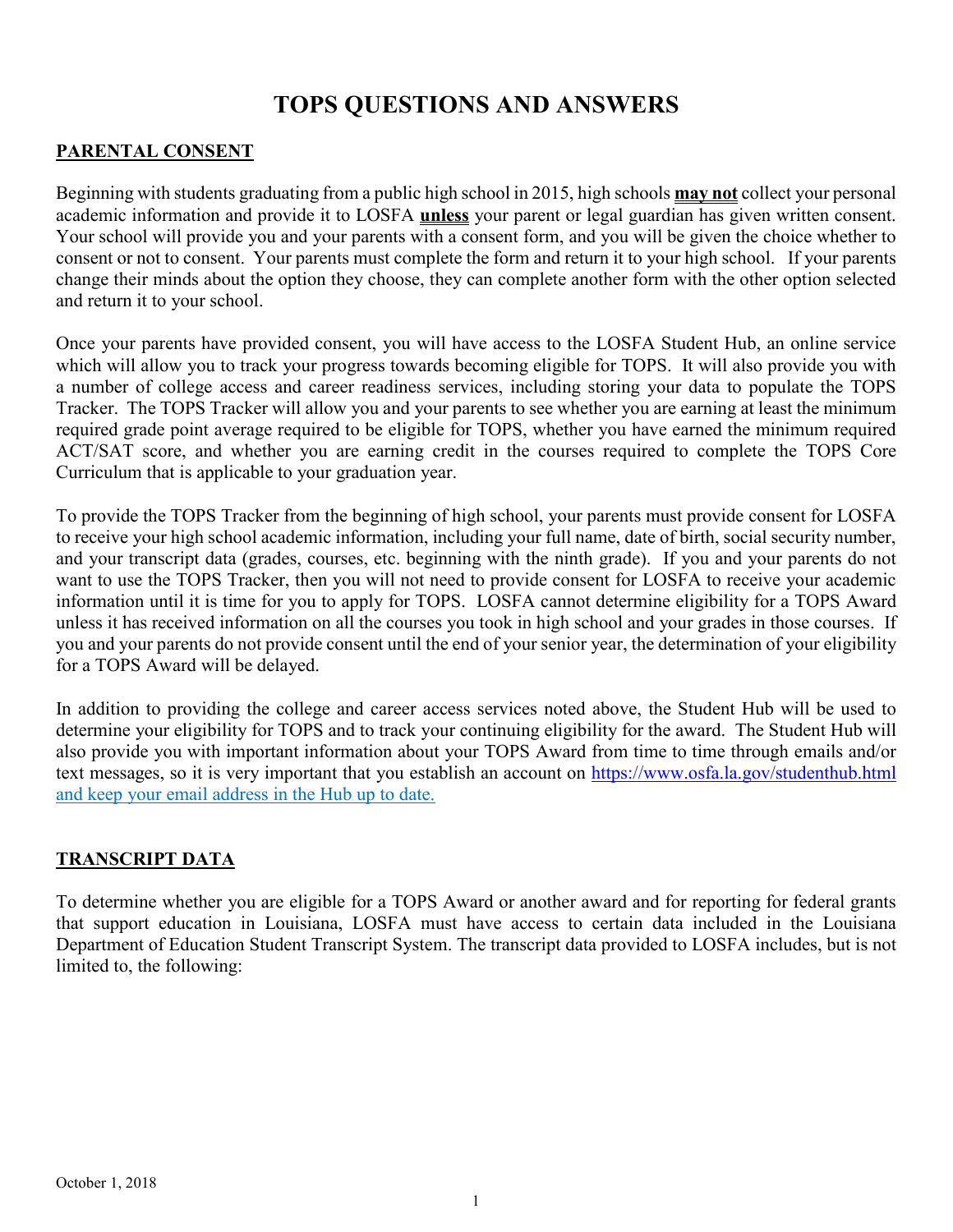# TOPS QUESTIONS AND ANSWERS

## PARENTAL CONSENT

Beginning with students graduating from a public high school in 2015, high schools **may not** collect your personal academic information and provide it to LOSFA **unless** your parent or legal guardian has given written consent. Your school will provide you and your parents with a consent form, and you will be given the choice whether to consent or not to consent. Your parents must complete the form and return it to your high school. If your parents change their minds about the option they choose, they can complete another form with the other option selected and return it to your school.

Once your parents have provided consent, you will have access to the LOSFA Student Hub, an online service which will allow you to track your progress towards becoming eligible for TOPS. It will also provide you with a number of college access and career readiness services, including storing your data to populate the TOPS Tracker. The TOPS Tracker will allow you and your parents to see whether you are earning at least the minimum required grade point average required to be eligible for TOPS, whether you have earned the minimum required ACT/SAT score, and whether you are earning credit in the courses required to complete the TOPS Core Curriculum that is applicable to your graduation year.

To provide the TOPS Tracker from the beginning of high school, your parents must provide consent for LOSFA to receive your high school academic information, including your full name, date of birth, social security number, and your transcript data (grades, courses, etc. beginning with the ninth grade). If you and your parents do not want to use the TOPS Tracker, then you will not need to provide consent for LOSFA to receive your academic information until it is time for you to apply for TOPS. LOSFA cannot determine eligibility for a TOPS Award unless it has received information on all the courses you took in high school and your grades in those courses. If you and your parents do not provide consent until the end of your senior year, the determination of your eligibility for a TOPS Award will be delayed.

In addition to providing the college and career access services noted above, the Student Hub will be used to determine your eligibility for TOPS and to track your continuing eligibility for the award. The Student Hub will also provide you with important information about your TOPS Award from time to time through emails and/or text messages, so it is very important that you establish an account on https://www.osfa.la.gov/studenthub.html and keep your email address in the Hub up to date.

## TRANSCRIPT DATA

To determine whether you are eligible for a TOPS Award or another award and for reporting for federal grants that support education in Louisiana, LOSFA must have access to certain data included in the Louisiana Department of Education Student Transcript System. The transcript data provided to LOSFA includes, but is not limited to, the following:

October 1, 2018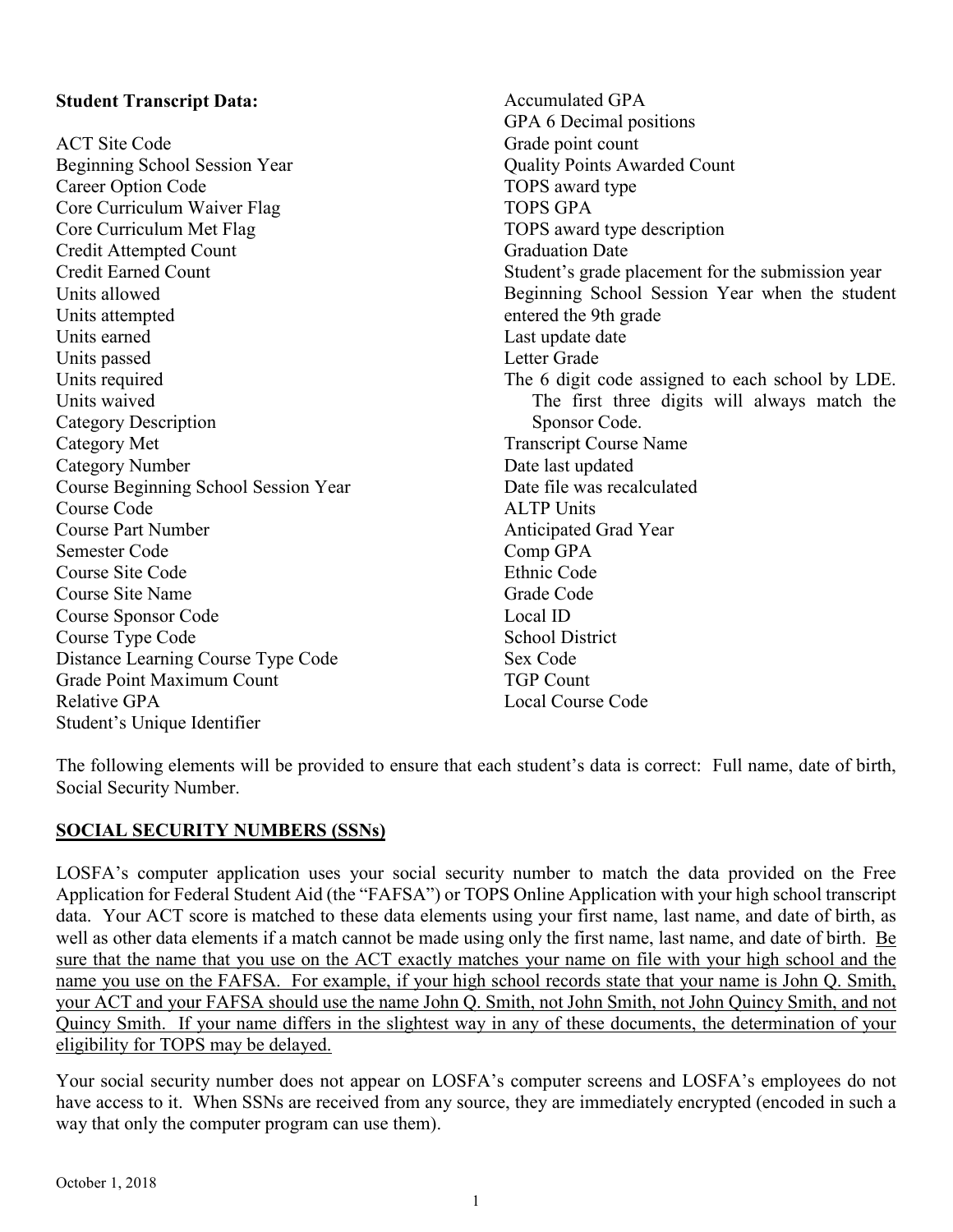**Student Transcript Data:**

ACT Site Code
Beginning School Session Year
Career Option Code
Core Curriculum Waiver Flag
Core Curriculum Met Flag
Credit Attempted Count
Credit Earned Count
Units allowed
Units attempted
Units earned
Units passed
Units required
Units waived
Category Description
Category Met
Category Number
Course Beginning School Session Year
Course Code
Course Part Number
Semester Code
Course Site Code
Course Site Name
Course Sponsor Code
Course Type Code
Distance Learning Course Type Code
Grade Point Maximum Count
Relative GPA
Student's Unique Identifier
Accumulated GPA
GPA 6 Decimal positions
Grade point count
Quality Points Awarded Count
TOPS award type
TOPS GPA
TOPS award type description
Graduation Date
Student's grade placement for the submission year
Beginning School Session Year when the student entered the 9th grade
Last update date
Letter Grade
The 6 digit code assigned to each school by LDE. The first three digits will always match the Sponsor Code.
Transcript Course Name
Date last updated
Date file was recalculated
ALTP Units
Anticipated Grad Year
Comp GPA
Ethnic Code
Grade Code
Local ID
School District
Sex Code
TGP Count
Local Course Code

The following elements will be provided to ensure that each student's data is correct: Full name, date of birth, Social Security Number.

## SOCIAL SECURITY NUMBERS (SSNs)

LOSFA's computer application uses your social security number to match the data provided on the Free Application for Federal Student Aid (the "FAFSA") or TOPS Online Application with your high school transcript data. Your ACT score is matched to these data elements using your first name, last name, and date of birth, as well as other data elements if a match cannot be made using only the first name, last name, and date of birth. Be sure that the name that you use on the ACT exactly matches your name on file with your high school and the name you use on the FAFSA. For example, if your high school records state that your name is John Q. Smith, your ACT and your FAFSA should use the name John Q. Smith, not John Smith, not John Quincy Smith, and not Quincy Smith. If your name differs in the slightest way in any of these documents, the determination of your eligibility for TOPS may be delayed.

Your social security number does not appear on LOSFA's computer screens and LOSFA's employees do not have access to it. When SSNs are received from any source, they are immediately encrypted (encoded in such a way that only the computer program can use them).

October 1, 2018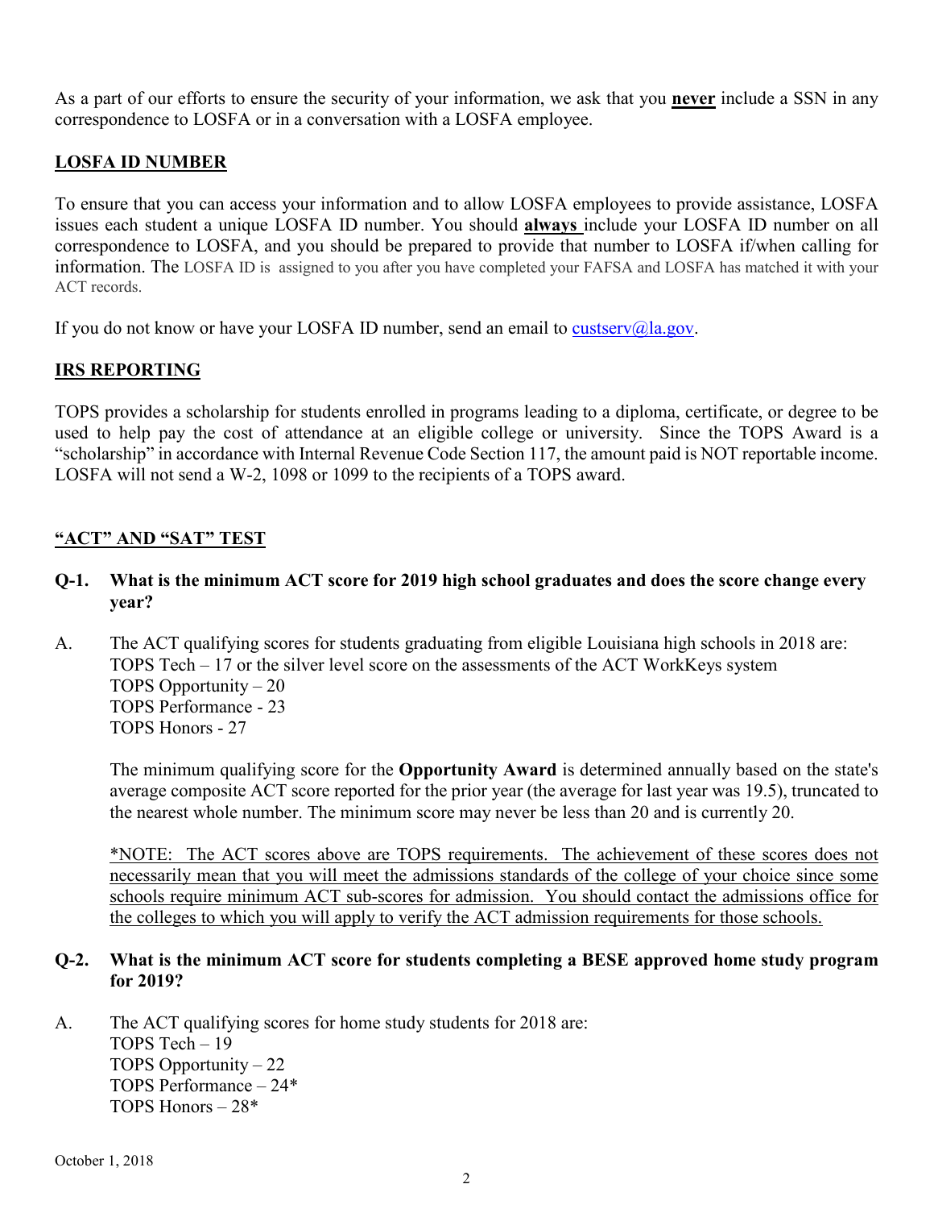As a part of our efforts to ensure the security of your information, we ask that you **never** include a SSN in any correspondence to LOSFA or in a conversation with a LOSFA employee.

## LOSFA ID NUMBER

To ensure that you can access your information and to allow LOSFA employees to provide assistance, LOSFA issues each student a unique LOSFA ID number. You should **always** include your LOSFA ID number on all correspondence to LOSFA, and you should be prepared to provide that number to LOSFA if/when calling for information. The LOSFA ID is assigned to you after you have completed your FAFSA and LOSFA has matched it with your ACT records.

If you do not know or have your LOSFA ID number, send an email to custserv@la.gov.

## IRS REPORTING

TOPS provides a scholarship for students enrolled in programs leading to a diploma, certificate, or degree to be used to help pay the cost of attendance at an eligible college or university. Since the TOPS Award is a "scholarship" in accordance with Internal Revenue Code Section 117, the amount paid is NOT reportable income. LOSFA will not send a W-2, 1098 or 1099 to the recipients of a TOPS award.

## "ACT" AND "SAT" TEST

**Q-1. What is the minimum ACT score for 2019 high school graduates and does the score change every year?**

A. The ACT qualifying scores for students graduating from eligible Louisiana high schools in 2018 are:
TOPS Tech – 17 or the silver level score on the assessments of the ACT WorkKeys system
TOPS Opportunity – 20
TOPS Performance - 23
TOPS Honors - 27

The minimum qualifying score for the **Opportunity Award** is determined annually based on the state's average composite ACT score reported for the prior year (the average for last year was 19.5), truncated to the nearest whole number. The minimum score may never be less than 20 and is currently 20.

*NOTE: The ACT scores above are TOPS requirements. The achievement of these scores does not necessarily mean that you will meet the admissions standards of the college of your choice since some schools require minimum ACT sub-scores for admission. You should contact the admissions office for the colleges to which you will apply to verify the ACT admission requirements for those schools.

**Q-2. What is the minimum ACT score for students completing a BESE approved home study program for 2019?**

A. The ACT qualifying scores for home study students for 2018 are:
TOPS Tech – 19
TOPS Opportunity – 22
TOPS Performance – 24*
TOPS Honors – 28*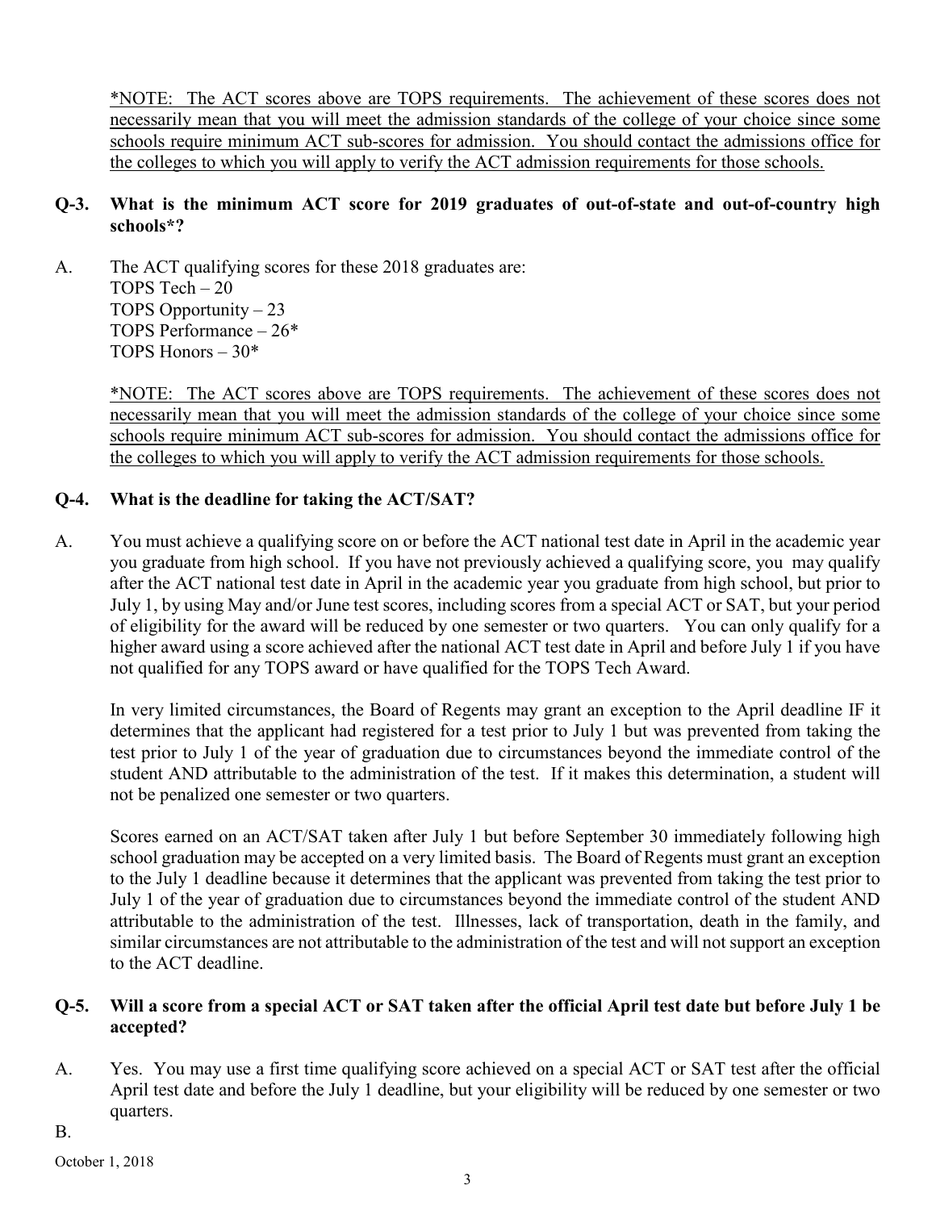*NOTE: The ACT scores above are TOPS requirements. The achievement of these scores does not necessarily mean that you will meet the admission standards of the college of your choice since some schools require minimum ACT sub-scores for admission. You should contact the admissions office for the colleges to which you will apply to verify the ACT admission requirements for those schools.

**Q-3. What is the minimum ACT score for 2019 graduates of out-of-state and out-of-country high schools*?**

A. The ACT qualifying scores for these 2018 graduates are:
TOPS Tech – 20
TOPS Opportunity – 23
TOPS Performance – 26*
TOPS Honors – 30*

*NOTE: The ACT scores above are TOPS requirements. The achievement of these scores does not necessarily mean that you will meet the admission standards of the college of your choice since some schools require minimum ACT sub-scores for admission. You should contact the admissions office for the colleges to which you will apply to verify the ACT admission requirements for those schools.

**Q-4. What is the deadline for taking the ACT/SAT?**

A. You must achieve a qualifying score on or before the ACT national test date in April in the academic year you graduate from high school. If you have not previously achieved a qualifying score, you may qualify after the ACT national test date in April in the academic year you graduate from high school, but prior to July 1, by using May and/or June test scores, including scores from a special ACT or SAT, but your period of eligibility for the award will be reduced by one semester or two quarters. You can only qualify for a higher award using a score achieved after the national ACT test date in April and before July 1 if you have not qualified for any TOPS award or have qualified for the TOPS Tech Award.

In very limited circumstances, the Board of Regents may grant an exception to the April deadline IF it determines that the applicant had registered for a test prior to July 1 but was prevented from taking the test prior to July 1 of the year of graduation due to circumstances beyond the immediate control of the student AND attributable to the administration of the test. If it makes this determination, a student will not be penalized one semester or two quarters.

Scores earned on an ACT/SAT taken after July 1 but before September 30 immediately following high school graduation may be accepted on a very limited basis. The Board of Regents must grant an exception to the July 1 deadline because it determines that the applicant was prevented from taking the test prior to July 1 of the year of graduation due to circumstances beyond the immediate control of the student AND attributable to the administration of the test. Illnesses, lack of transportation, death in the family, and similar circumstances are not attributable to the administration of the test and will not support an exception to the ACT deadline.

**Q-5. Will a score from a special ACT or SAT taken after the official April test date but before July 1 be accepted?**

A. Yes. You may use a first time qualifying score achieved on a special ACT or SAT test after the official April test date and before the July 1 deadline, but your eligibility will be reduced by one semester or two quarters.

B.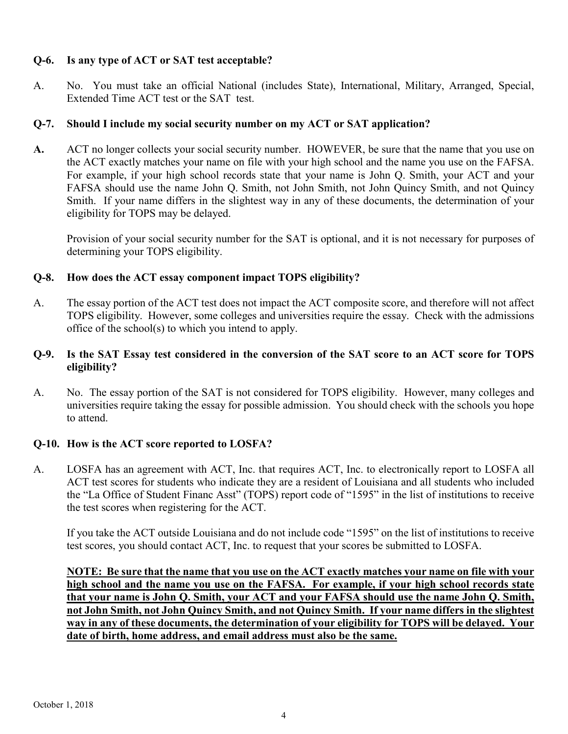**Q-6. Is any type of ACT or SAT test acceptable?**

A. No. You must take an official National (includes State), International, Military, Arranged, Special, Extended Time ACT test or the SAT test.

**Q-7. Should I include my social security number on my ACT or SAT application?**

**A.** ACT no longer collects your social security number. HOWEVER, be sure that the name that you use on the ACT exactly matches your name on file with your high school and the name you use on the FAFSA. For example, if your high school records state that your name is John Q. Smith, your ACT and your FAFSA should use the name John Q. Smith, not John Smith, not John Quincy Smith, and not Quincy Smith. If your name differs in the slightest way in any of these documents, the determination of your eligibility for TOPS may be delayed.

Provision of your social security number for the SAT is optional, and it is not necessary for purposes of determining your TOPS eligibility.

**Q-8. How does the ACT essay component impact TOPS eligibility?**

A. The essay portion of the ACT test does not impact the ACT composite score, and therefore will not affect TOPS eligibility. However, some colleges and universities require the essay. Check with the admissions office of the school(s) to which you intend to apply.

**Q-9. Is the SAT Essay test considered in the conversion of the SAT score to an ACT score for TOPS eligibility?**

A. No. The essay portion of the SAT is not considered for TOPS eligibility. However, many colleges and universities require taking the essay for possible admission. You should check with the schools you hope to attend.

**Q-10. How is the ACT score reported to LOSFA?**

A. LOSFA has an agreement with ACT, Inc. that requires ACT, Inc. to electronically report to LOSFA all ACT test scores for students who indicate they are a resident of Louisiana and all students who included the "La Office of Student Financ Asst" (TOPS) report code of "1595" in the list of institutions to receive the test scores when registering for the ACT.

If you take the ACT outside Louisiana and do not include code "1595" on the list of institutions to receive test scores, you should contact ACT, Inc. to request that your scores be submitted to LOSFA.

**NOTE: Be sure that the name that you use on the ACT exactly matches your name on file with your high school and the name you use on the FAFSA. For example, if your high school records state that your name is John Q. Smith, your ACT and your FAFSA should use the name John Q. Smith, not John Smith, not John Quincy Smith, and not Quincy Smith. If your name differs in the slightest way in any of these documents, the determination of your eligibility for TOPS will be delayed. Your date of birth, home address, and email address must also be the same.**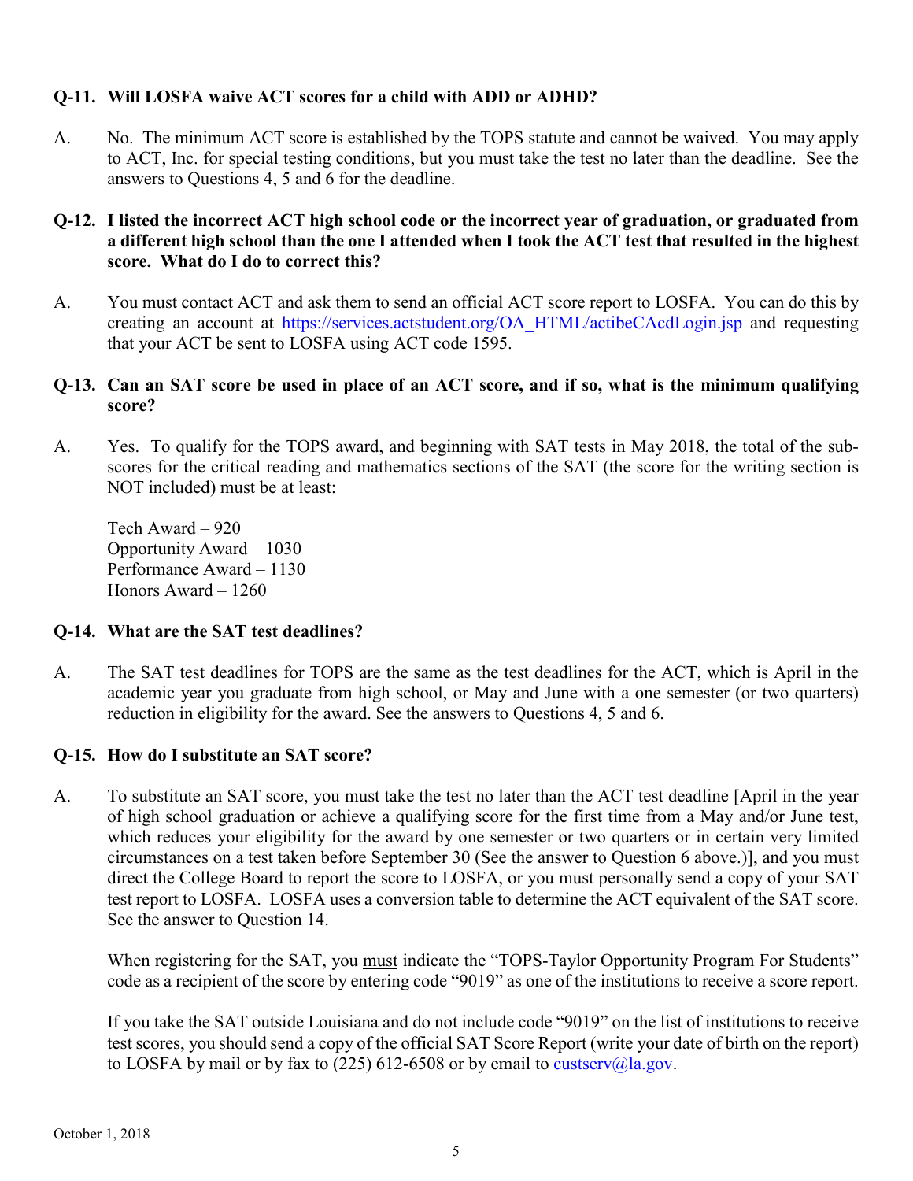**Q-11. Will LOSFA waive ACT scores for a child with ADD or ADHD?**

A. No. The minimum ACT score is established by the TOPS statute and cannot be waived. You may apply to ACT, Inc. for special testing conditions, but you must take the test no later than the deadline. See the answers to Questions 4, 5 and 6 for the deadline.

**Q-12. I listed the incorrect ACT high school code or the incorrect year of graduation, or graduated from a different high school than the one I attended when I took the ACT test that resulted in the highest score. What do I do to correct this?**

A. You must contact ACT and ask them to send an official ACT score report to LOSFA. You can do this by creating an account at [https://services.actstudent.org/OA_HTML/actibeCAcdLogin.jsp](https://services.actstudent.org/OA_HTML/actibeCAcdLogin.jsp) and requesting that your ACT be sent to LOSFA using ACT code 1595.

**Q-13. Can an SAT score be used in place of an ACT score, and if so, what is the minimum qualifying score?**

A. Yes. To qualify for the TOPS award, and beginning with SAT tests in May 2018, the total of the sub-scores for the critical reading and mathematics sections of the SAT (the score for the writing section is NOT included) must be at least:

Tech Award – 920
Opportunity Award – 1030
Performance Award – 1130
Honors Award – 1260

**Q-14. What are the SAT test deadlines?**

A. The SAT test deadlines for TOPS are the same as the test deadlines for the ACT, which is April in the academic year you graduate from high school, or May and June with a one semester (or two quarters) reduction in eligibility for the award. See the answers to Questions 4, 5 and 6.

**Q-15. How do I substitute an SAT score?**

A. To substitute an SAT score, you must take the test no later than the ACT test deadline [April in the year of high school graduation or achieve a qualifying score for the first time from a May and/or June test, which reduces your eligibility for the award by one semester or two quarters or in certain very limited circumstances on a test taken before September 30 (See the answer to Question 6 above.)], and you must direct the College Board to report the score to LOSFA, or you must personally send a copy of your SAT test report to LOSFA. LOSFA uses a conversion table to determine the ACT equivalent of the SAT score. See the answer to Question 14.

When registering for the SAT, you <u>must</u> indicate the "TOPS-Taylor Opportunity Program For Students" code as a recipient of the score by entering code "9019" as one of the institutions to receive a score report.

If you take the SAT outside Louisiana and do not include code "9019" on the list of institutions to receive test scores, you should send a copy of the official SAT Score Report (write your date of birth on the report) to LOSFA by mail or by fax to (225) 612-6508 or by email to [custserv@la.gov](mailto:custserv@la.gov).

October 1, 2018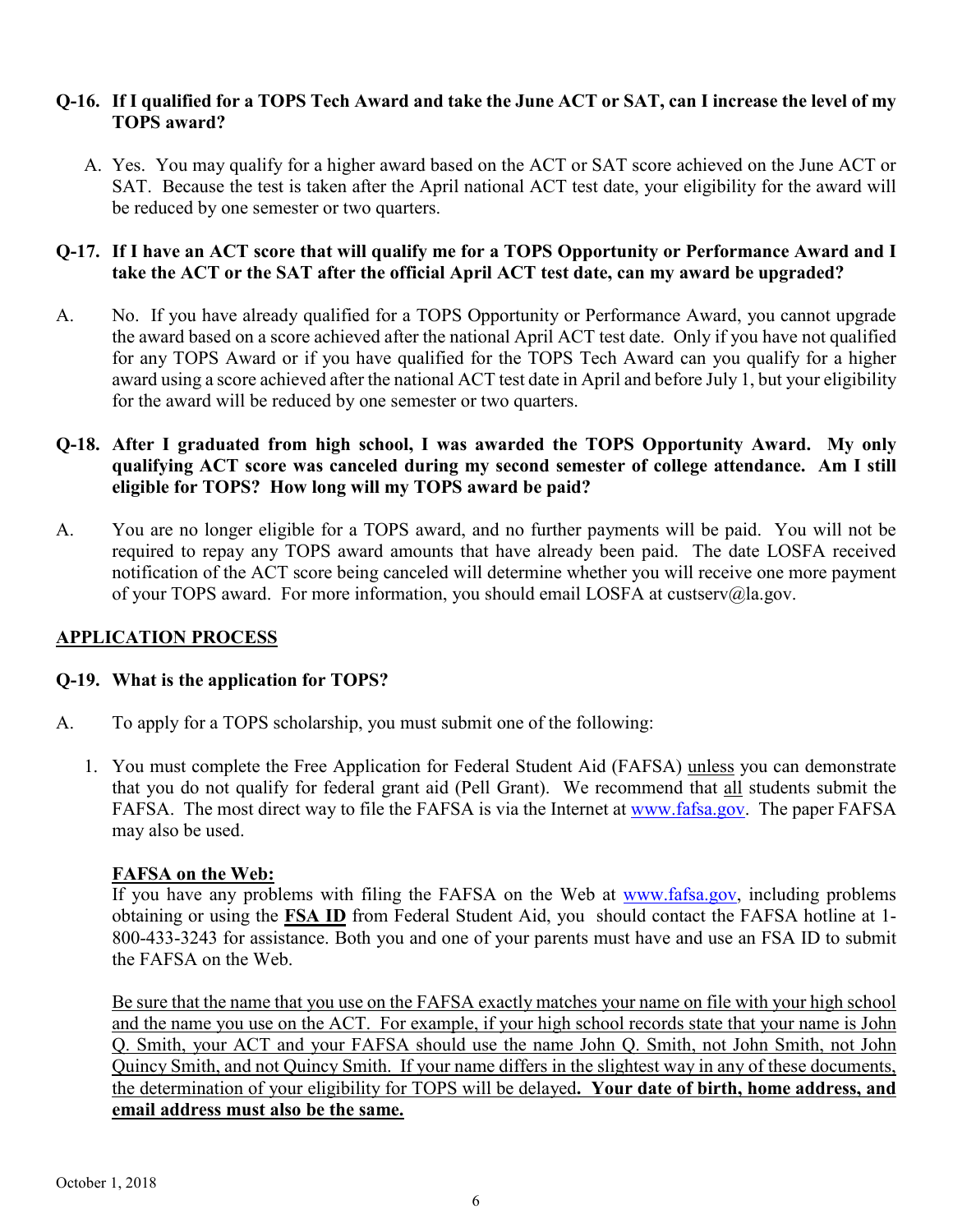**Q-16. If I qualified for a TOPS Tech Award and take the June ACT or SAT, can I increase the level of my TOPS award?**

A. Yes. You may qualify for a higher award based on the ACT or SAT score achieved on the June ACT or SAT. Because the test is taken after the April national ACT test date, your eligibility for the award will be reduced by one semester or two quarters.

**Q-17. If I have an ACT score that will qualify me for a TOPS Opportunity or Performance Award and I take the ACT or the SAT after the official April ACT test date, can my award be upgraded?**

A. No. If you have already qualified for a TOPS Opportunity or Performance Award, you cannot upgrade the award based on a score achieved after the national April ACT test date. Only if you have not qualified for any TOPS Award or if you have qualified for the TOPS Tech Award can you qualify for a higher award using a score achieved after the national ACT test date in April and before July 1, but your eligibility for the award will be reduced by one semester or two quarters.

**Q-18. After I graduated from high school, I was awarded the TOPS Opportunity Award. My only qualifying ACT score was canceled during my second semester of college attendance. Am I still eligible for TOPS? How long will my TOPS award be paid?**

A. You are no longer eligible for a TOPS award, and no further payments will be paid. You will not be required to repay any TOPS award amounts that have already been paid. The date LOSFA received notification of the ACT score being canceled will determine whether you will receive one more payment of your TOPS award. For more information, you should email LOSFA at custserv@la.gov.

## APPLICATION PROCESS

**Q-19. What is the application for TOPS?**

A. To apply for a TOPS scholarship, you must submit one of the following:

1. You must complete the Free Application for Federal Student Aid (FAFSA) unless you can demonstrate that you do not qualify for federal grant aid (Pell Grant). We recommend that all students submit the FAFSA. The most direct way to file the FAFSA is via the Internet at www.fafsa.gov. The paper FAFSA may also be used.

   **FAFSA on the Web:**
   If you have any problems with filing the FAFSA on the Web at www.fafsa.gov, including problems obtaining or using the **FSA ID** from Federal Student Aid, you should contact the FAFSA hotline at 1-800-433-3243 for assistance. Both you and one of your parents must have and use an FSA ID to submit the FAFSA on the Web.

   Be sure that the name that you use on the FAFSA exactly matches your name on file with your high school and the name you use on the ACT. For example, if your high school records state that your name is John Q. Smith, your ACT and your FAFSA should use the name John Q. Smith, not John Smith, not John Quincy Smith, and not Quincy Smith. If your name differs in the slightest way in any of these documents, the determination of your eligibility for TOPS will be delayed**. Your date of birth, home address, and email address must also be the same.**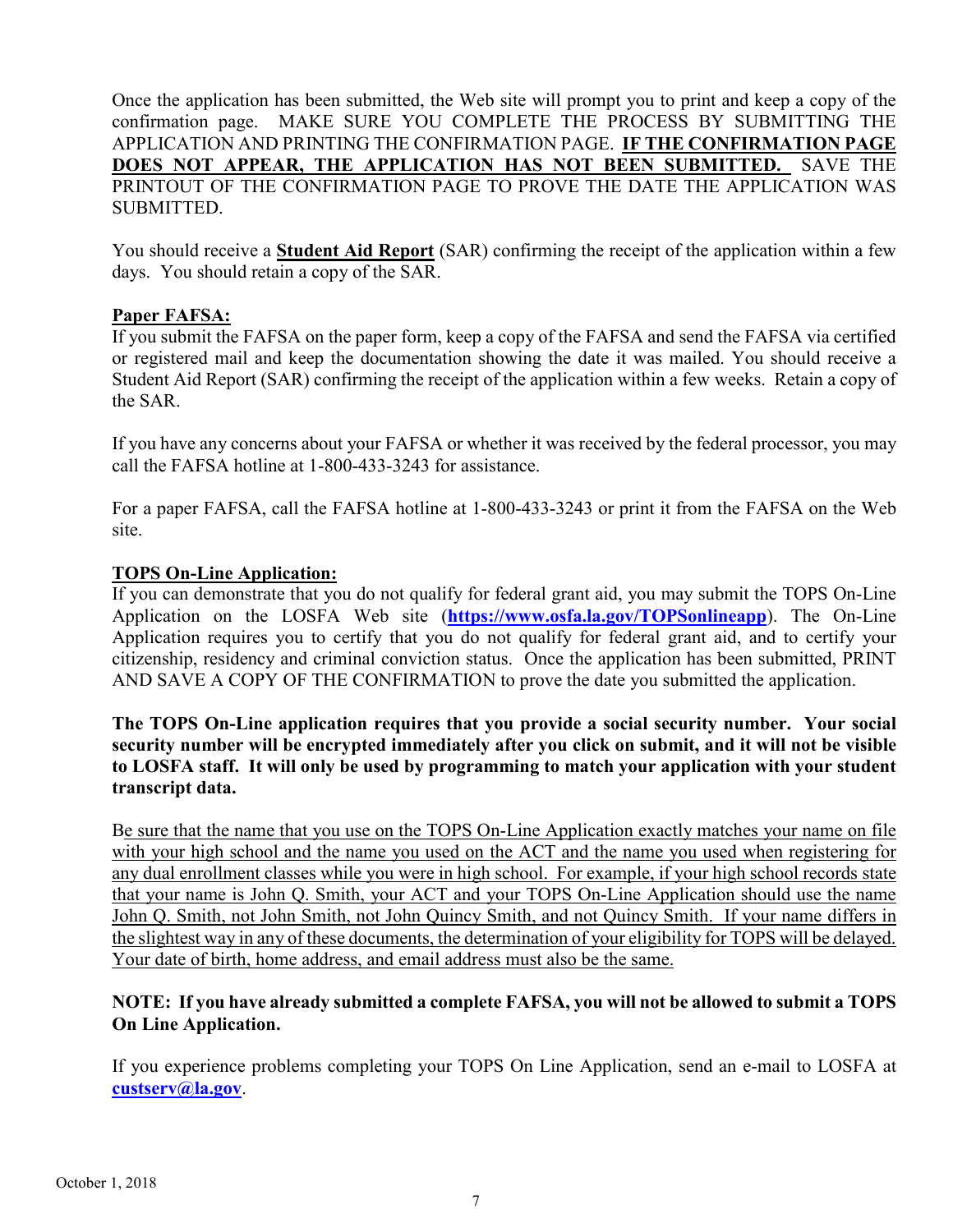Once the application has been submitted, the Web site will prompt you to print and keep a copy of the confirmation page. MAKE SURE YOU COMPLETE THE PROCESS BY SUBMITTING THE APPLICATION AND PRINTING THE CONFIRMATION PAGE. **IF THE CONFIRMATION PAGE DOES NOT APPEAR, THE APPLICATION HAS NOT BEEN SUBMITTED.** SAVE THE PRINTOUT OF THE CONFIRMATION PAGE TO PROVE THE DATE THE APPLICATION WAS SUBMITTED.

You should receive a **Student Aid Report** (SAR) confirming the receipt of the application within a few days. You should retain a copy of the SAR.

**Paper FAFSA:**

If you submit the FAFSA on the paper form, keep a copy of the FAFSA and send the FAFSA via certified or registered mail and keep the documentation showing the date it was mailed. You should receive a Student Aid Report (SAR) confirming the receipt of the application within a few weeks. Retain a copy of the SAR.

If you have any concerns about your FAFSA or whether it was received by the federal processor, you may call the FAFSA hotline at 1-800-433-3243 for assistance.

For a paper FAFSA, call the FAFSA hotline at 1-800-433-3243 or print it from the FAFSA on the Web site.

**TOPS On-Line Application:**

If you can demonstrate that you do not qualify for federal grant aid, you may submit the TOPS On-Line Application on the LOSFA Web site (**https://www.osfa.la.gov/TOPSonlineapp**). The On-Line Application requires you to certify that you do not qualify for federal grant aid, and to certify your citizenship, residency and criminal conviction status. Once the application has been submitted, PRINT AND SAVE A COPY OF THE CONFIRMATION to prove the date you submitted the application.

**The TOPS On-Line application requires that you provide a social security number. Your social security number will be encrypted immediately after you click on submit, and it will not be visible to LOSFA staff. It will only be used by programming to match your application with your student transcript data.**

Be sure that the name that you use on the TOPS On-Line Application exactly matches your name on file with your high school and the name you used on the ACT and the name you used when registering for any dual enrollment classes while you were in high school. For example, if your high school records state that your name is John Q. Smith, your ACT and your TOPS On-Line Application should use the name John Q. Smith, not John Smith, not John Quincy Smith, and not Quincy Smith. If your name differs in the slightest way in any of these documents, the determination of your eligibility for TOPS will be delayed. Your date of birth, home address, and email address must also be the same.

**NOTE: If you have already submitted a complete FAFSA, you will not be allowed to submit a TOPS On Line Application.**

If you experience problems completing your TOPS On Line Application, send an e-mail to LOSFA at **custserv@la.gov**.

October 1, 2018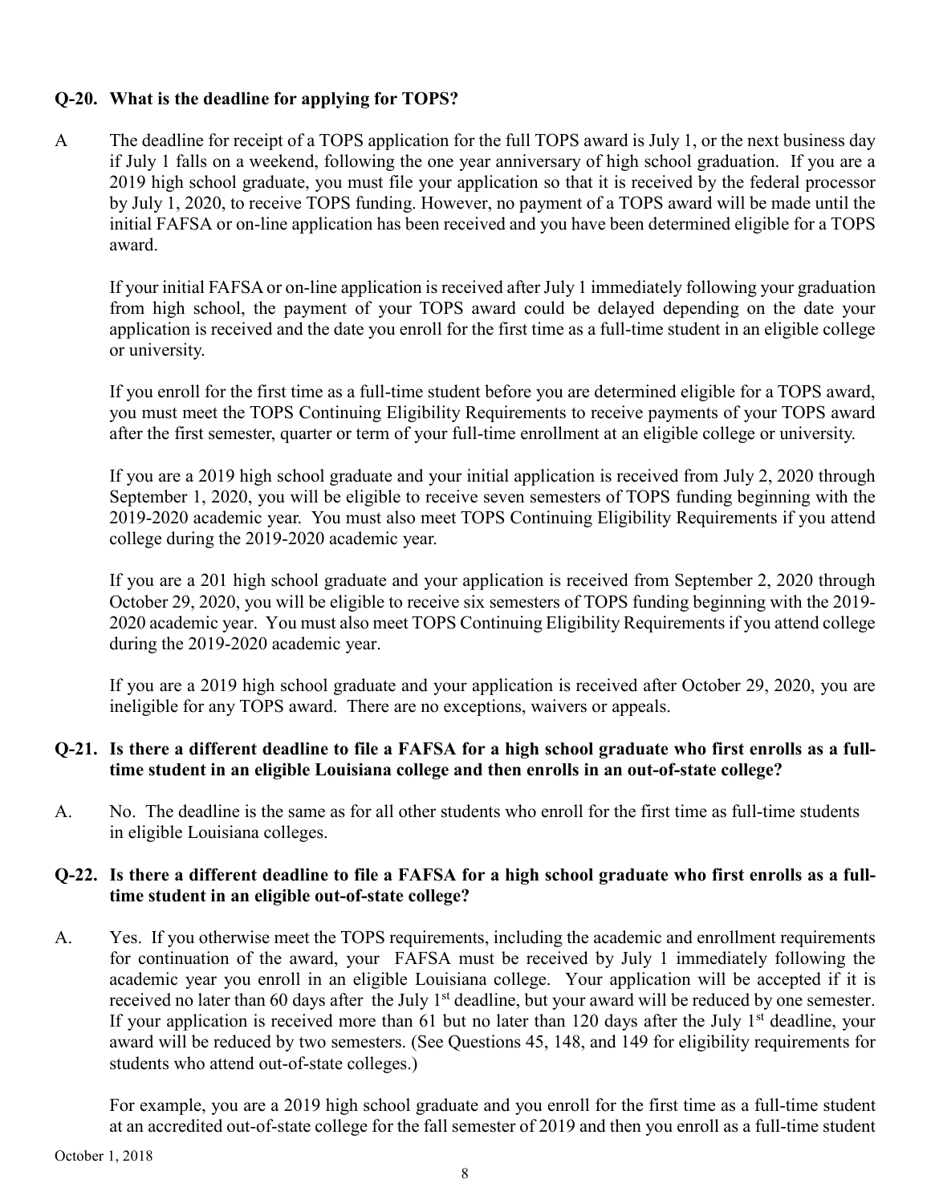**Q-20. What is the deadline for applying for TOPS?**

A The deadline for receipt of a TOPS application for the full TOPS award is July 1, or the next business day if July 1 falls on a weekend, following the one year anniversary of high school graduation. If you are a 2019 high school graduate, you must file your application so that it is received by the federal processor by July 1, 2020, to receive TOPS funding. However, no payment of a TOPS award will be made until the initial FAFSA or on-line application has been received and you have been determined eligible for a TOPS award.

If your initial FAFSA or on-line application is received after July 1 immediately following your graduation from high school, the payment of your TOPS award could be delayed depending on the date your application is received and the date you enroll for the first time as a full-time student in an eligible college or university.

If you enroll for the first time as a full-time student before you are determined eligible for a TOPS award, you must meet the TOPS Continuing Eligibility Requirements to receive payments of your TOPS award after the first semester, quarter or term of your full-time enrollment at an eligible college or university.

If you are a 2019 high school graduate and your initial application is received from July 2, 2020 through September 1, 2020, you will be eligible to receive seven semesters of TOPS funding beginning with the 2019-2020 academic year. You must also meet TOPS Continuing Eligibility Requirements if you attend college during the 2019-2020 academic year.

If you are a 201 high school graduate and your application is received from September 2, 2020 through October 29, 2020, you will be eligible to receive six semesters of TOPS funding beginning with the 2019-2020 academic year. You must also meet TOPS Continuing Eligibility Requirements if you attend college during the 2019-2020 academic year.

If you are a 2019 high school graduate and your application is received after October 29, 2020, you are ineligible for any TOPS award. There are no exceptions, waivers or appeals.

**Q-21. Is there a different deadline to file a FAFSA for a high school graduate who first enrolls as a full-time student in an eligible Louisiana college and then enrolls in an out-of-state college?**

A. No. The deadline is the same as for all other students who enroll for the first time as full-time students in eligible Louisiana colleges.

**Q-22. Is there a different deadline to file a FAFSA for a high school graduate who first enrolls as a full-time student in an eligible out-of-state college?**

A. Yes. If you otherwise meet the TOPS requirements, including the academic and enrollment requirements for continuation of the award, your FAFSA must be received by July 1 immediately following the academic year you enroll in an eligible Louisiana college. Your application will be accepted if it is received no later than 60 days after the July 1st deadline, but your award will be reduced by one semester. If your application is received more than 61 but no later than 120 days after the July 1st deadline, your award will be reduced by two semesters. (See Questions 45, 148, and 149 for eligibility requirements for students who attend out-of-state colleges.)

For example, you are a 2019 high school graduate and you enroll for the first time as a full-time student at an accredited out-of-state college for the fall semester of 2019 and then you enroll as a full-time student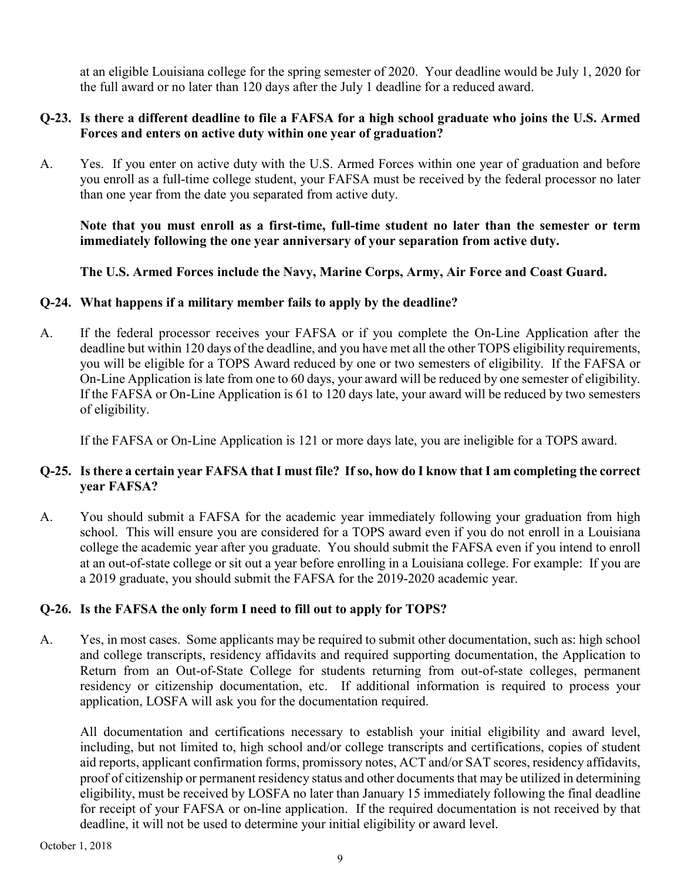at an eligible Louisiana college for the spring semester of 2020. Your deadline would be July 1, 2020 for the full award or no later than 120 days after the July 1 deadline for a reduced award.

**Q-23. Is there a different deadline to file a FAFSA for a high school graduate who joins the U.S. Armed Forces and enters on active duty within one year of graduation?**

A. Yes. If you enter on active duty with the U.S. Armed Forces within one year of graduation and before you enroll as a full-time college student, your FAFSA must be received by the federal processor no later than one year from the date you separated from active duty.

**Note that you must enroll as a first-time, full-time student no later than the semester or term immediately following the one year anniversary of your separation from active duty.**

**The U.S. Armed Forces include the Navy, Marine Corps, Army, Air Force and Coast Guard.**

**Q-24. What happens if a military member fails to apply by the deadline?**

A. If the federal processor receives your FAFSA or if you complete the On-Line Application after the deadline but within 120 days of the deadline, and you have met all the other TOPS eligibility requirements, you will be eligible for a TOPS Award reduced by one or two semesters of eligibility. If the FAFSA or On-Line Application is late from one to 60 days, your award will be reduced by one semester of eligibility. If the FAFSA or On-Line Application is 61 to 120 days late, your award will be reduced by two semesters of eligibility.

If the FAFSA or On-Line Application is 121 or more days late, you are ineligible for a TOPS award.

**Q-25. Is there a certain year FAFSA that I must file? If so, how do I know that I am completing the correct year FAFSA?**

A. You should submit a FAFSA for the academic year immediately following your graduation from high school. This will ensure you are considered for a TOPS award even if you do not enroll in a Louisiana college the academic year after you graduate. You should submit the FAFSA even if you intend to enroll at an out-of-state college or sit out a year before enrolling in a Louisiana college. For example: If you are a 2019 graduate, you should submit the FAFSA for the 2019-2020 academic year.

**Q-26. Is the FAFSA the only form I need to fill out to apply for TOPS?**

A. Yes, in most cases. Some applicants may be required to submit other documentation, such as: high school and college transcripts, residency affidavits and required supporting documentation, the Application to Return from an Out-of-State College for students returning from out-of-state colleges, permanent residency or citizenship documentation, etc. If additional information is required to process your application, LOSFA will ask you for the documentation required.

All documentation and certifications necessary to establish your initial eligibility and award level, including, but not limited to, high school and/or college transcripts and certifications, copies of student aid reports, applicant confirmation forms, promissory notes, ACT and/or SAT scores, residency affidavits, proof of citizenship or permanent residency status and other documents that may be utilized in determining eligibility, must be received by LOSFA no later than January 15 immediately following the final deadline for receipt of your FAFSA or on-line application. If the required documentation is not received by that deadline, it will not be used to determine your initial eligibility or award level.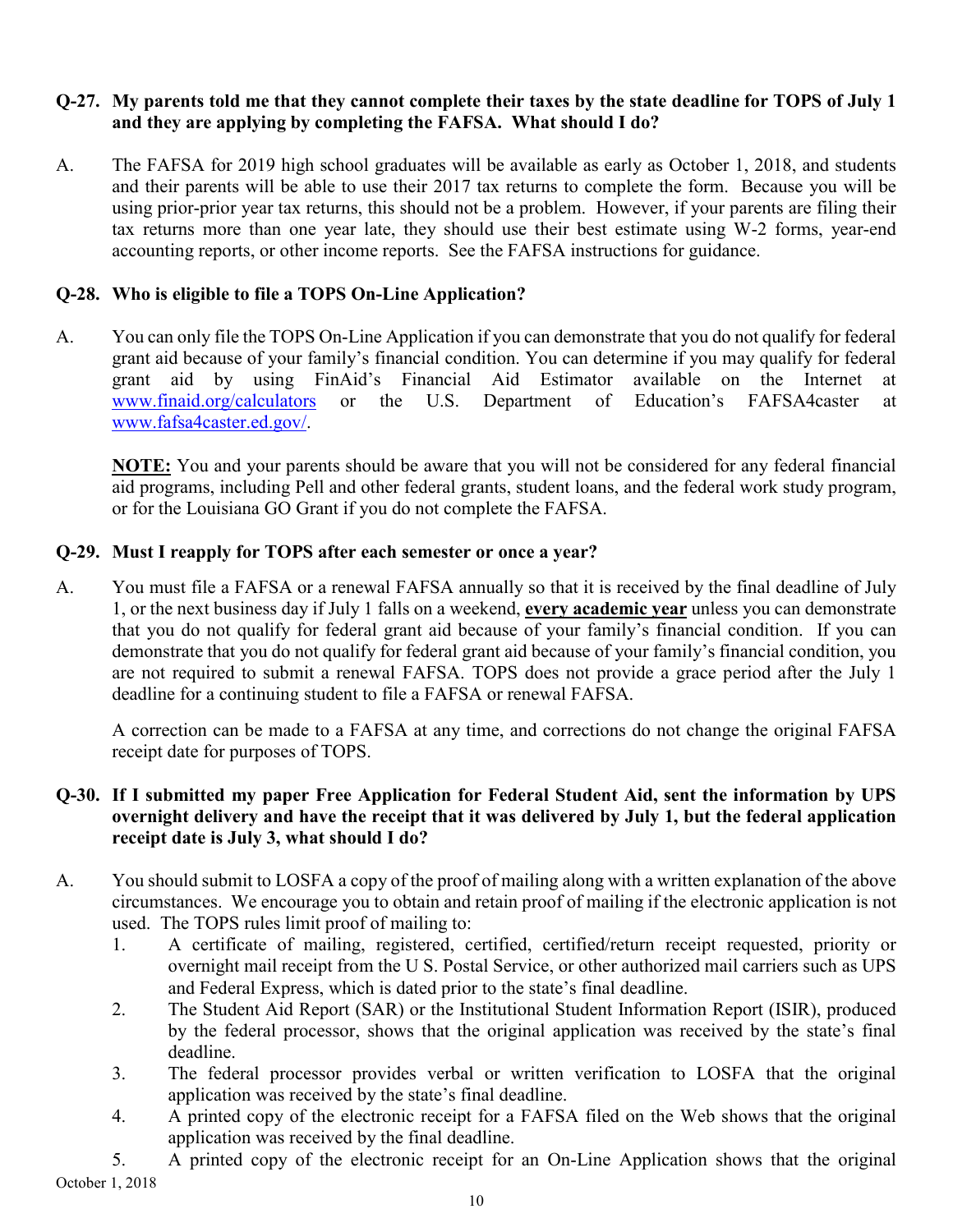**Q-27. My parents told me that they cannot complete their taxes by the state deadline for TOPS of July 1 and they are applying by completing the FAFSA. What should I do?**

A. The FAFSA for 2019 high school graduates will be available as early as October 1, 2018, and students and their parents will be able to use their 2017 tax returns to complete the form. Because you will be using prior-prior year tax returns, this should not be a problem. However, if your parents are filing their tax returns more than one year late, they should use their best estimate using W-2 forms, year-end accounting reports, or other income reports. See the FAFSA instructions for guidance.

**Q-28. Who is eligible to file a TOPS On-Line Application?**

A. You can only file the TOPS On-Line Application if you can demonstrate that you do not qualify for federal grant aid because of your family's financial condition. You can determine if you may qualify for federal grant aid by using FinAid's Financial Aid Estimator available on the Internet at www.finaid.org/calculators or the U.S. Department of Education's FAFSA4caster at www.fafsa4caster.ed.gov/.

**NOTE:** You and your parents should be aware that you will not be considered for any federal financial aid programs, including Pell and other federal grants, student loans, and the federal work study program, or for the Louisiana GO Grant if you do not complete the FAFSA.

**Q-29. Must I reapply for TOPS after each semester or once a year?**

A. You must file a FAFSA or a renewal FAFSA annually so that it is received by the final deadline of July 1, or the next business day if July 1 falls on a weekend, **every academic year** unless you can demonstrate that you do not qualify for federal grant aid because of your family's financial condition. If you can demonstrate that you do not qualify for federal grant aid because of your family's financial condition, you are not required to submit a renewal FAFSA. TOPS does not provide a grace period after the July 1 deadline for a continuing student to file a FAFSA or renewal FAFSA.

A correction can be made to a FAFSA at any time, and corrections do not change the original FAFSA receipt date for purposes of TOPS.

**Q-30. If I submitted my paper Free Application for Federal Student Aid, sent the information by UPS overnight delivery and have the receipt that it was delivered by July 1, but the federal application receipt date is July 3, what should I do?**

A. You should submit to LOSFA a copy of the proof of mailing along with a written explanation of the above circumstances. We encourage you to obtain and retain proof of mailing if the electronic application is not used. The TOPS rules limit proof of mailing to:

1. A certificate of mailing, registered, certified, certified/return receipt requested, priority or overnight mail receipt from the U S. Postal Service, or other authorized mail carriers such as UPS and Federal Express, which is dated prior to the state's final deadline.
2. The Student Aid Report (SAR) or the Institutional Student Information Report (ISIR), produced by the federal processor, shows that the original application was received by the state's final deadline.
3. The federal processor provides verbal or written verification to LOSFA that the original application was received by the state's final deadline.
4. A printed copy of the electronic receipt for a FAFSA filed on the Web shows that the original application was received by the final deadline.
5. A printed copy of the electronic receipt for an On-Line Application shows that the original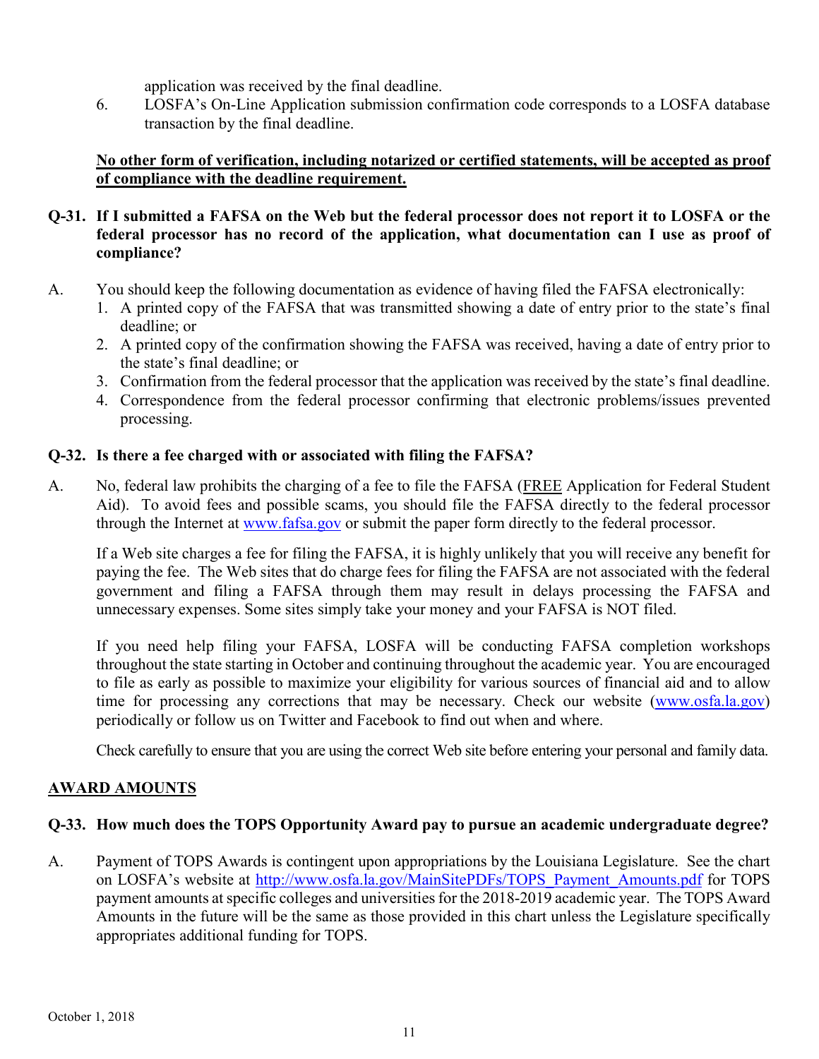application was received by the final deadline.

6. LOSFA's On-Line Application submission confirmation code corresponds to a LOSFA database transaction by the final deadline.

**No other form of verification, including notarized or certified statements, will be accepted as proof of compliance with the deadline requirement.**

**Q-31. If I submitted a FAFSA on the Web but the federal processor does not report it to LOSFA or the federal processor has no record of the application, what documentation can I use as proof of compliance?**

A. You should keep the following documentation as evidence of having filed the FAFSA electronically:

1. A printed copy of the FAFSA that was transmitted showing a date of entry prior to the state's final deadline; or
2. A printed copy of the confirmation showing the FAFSA was received, having a date of entry prior to the state's final deadline; or
3. Confirmation from the federal processor that the application was received by the state's final deadline.
4. Correspondence from the federal processor confirming that electronic problems/issues prevented processing.

**Q-32. Is there a fee charged with or associated with filing the FAFSA?**

A. No, federal law prohibits the charging of a fee to file the FAFSA (FREE Application for Federal Student Aid). To avoid fees and possible scams, you should file the FAFSA directly to the federal processor through the Internet at [www.fafsa.gov](www.fafsa.gov) or submit the paper form directly to the federal processor.

If a Web site charges a fee for filing the FAFSA, it is highly unlikely that you will receive any benefit for paying the fee. The Web sites that do charge fees for filing the FAFSA are not associated with the federal government and filing a FAFSA through them may result in delays processing the FAFSA and unnecessary expenses. Some sites simply take your money and your FAFSA is NOT filed.

If you need help filing your FAFSA, LOSFA will be conducting FAFSA completion workshops throughout the state starting in October and continuing throughout the academic year. You are encouraged to file as early as possible to maximize your eligibility for various sources of financial aid and to allow time for processing any corrections that may be necessary. Check our website ([www.osfa.la.gov](www.osfa.la.gov)) periodically or follow us on Twitter and Facebook to find out when and where.

Check carefully to ensure that you are using the correct Web site before entering your personal and family data.

## AWARD AMOUNTS

**Q-33. How much does the TOPS Opportunity Award pay to pursue an academic undergraduate degree?**

A. Payment of TOPS Awards is contingent upon appropriations by the Louisiana Legislature. See the chart on LOSFA's website at [http://www.osfa.la.gov/MainSitePDFs/TOPS_Payment_Amounts.pdf](http://www.osfa.la.gov/MainSitePDFs/TOPS_Payment_Amounts.pdf) for TOPS payment amounts at specific colleges and universities for the 2018-2019 academic year. The TOPS Award Amounts in the future will be the same as those provided in this chart unless the Legislature specifically appropriates additional funding for TOPS.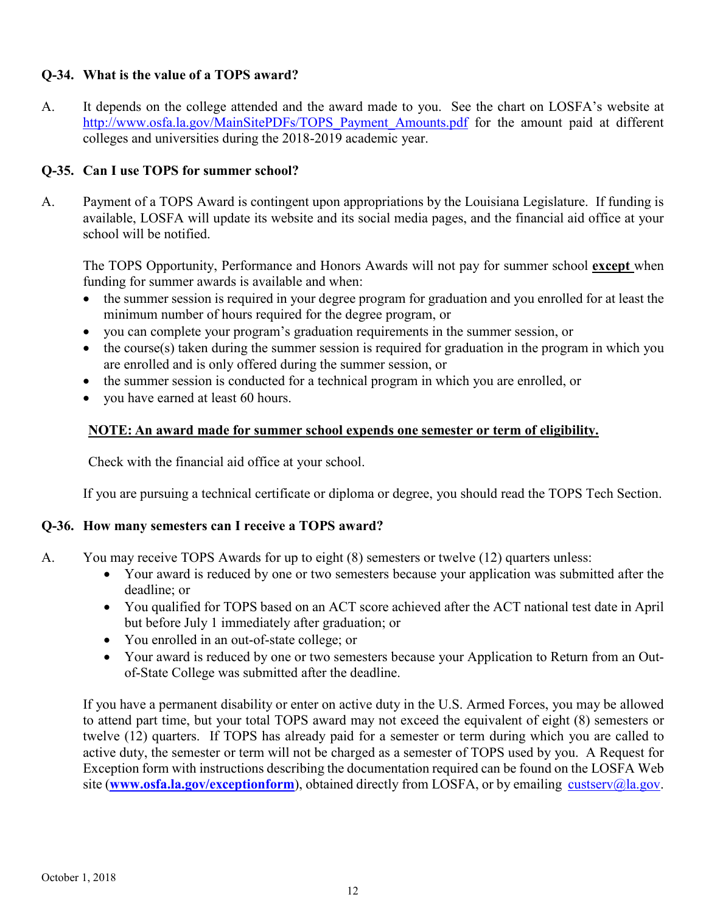**Q-34. What is the value of a TOPS award?**

A. It depends on the college attended and the award made to you. See the chart on LOSFA's website at http://www.osfa.la.gov/MainSitePDFs/TOPS_Payment_Amounts.pdf for the amount paid at different colleges and universities during the 2018-2019 academic year.

**Q-35. Can I use TOPS for summer school?**

A. Payment of a TOPS Award is contingent upon appropriations by the Louisiana Legislature. If funding is available, LOSFA will update its website and its social media pages, and the financial aid office at your school will be notified.

The TOPS Opportunity, Performance and Honors Awards will not pay for summer school **<u>except</u>** when funding for summer awards is available and when:

- the summer session is required in your degree program for graduation and you enrolled for at least the minimum number of hours required for the degree program, or
- you can complete your program's graduation requirements in the summer session, or
- the course(s) taken during the summer session is required for graduation in the program in which you are enrolled and is only offered during the summer session, or
- the summer session is conducted for a technical program in which you are enrolled, or
- you have earned at least 60 hours.

**<u>NOTE: An award made for summer school expends one semester or term of eligibility.</u>**

Check with the financial aid office at your school.

If you are pursuing a technical certificate or diploma or degree, you should read the TOPS Tech Section.

**Q-36. How many semesters can I receive a TOPS award?**

A. You may receive TOPS Awards for up to eight (8) semesters or twelve (12) quarters unless:

- Your award is reduced by one or two semesters because your application was submitted after the deadline; or
- You qualified for TOPS based on an ACT score achieved after the ACT national test date in April but before July 1 immediately after graduation; or
- You enrolled in an out-of-state college; or
- Your award is reduced by one or two semesters because your Application to Return from an Out-of-State College was submitted after the deadline.

If you have a permanent disability or enter on active duty in the U.S. Armed Forces, you may be allowed to attend part time, but your total TOPS award may not exceed the equivalent of eight (8) semesters or twelve (12) quarters. If TOPS has already paid for a semester or term during which you are called to active duty, the semester or term will not be charged as a semester of TOPS used by you. A Request for Exception form with instructions describing the documentation required can be found on the LOSFA Web site (**www.osfa.la.gov/exceptionform**), obtained directly from LOSFA, or by emailing custserv@la.gov.

October 1, 2018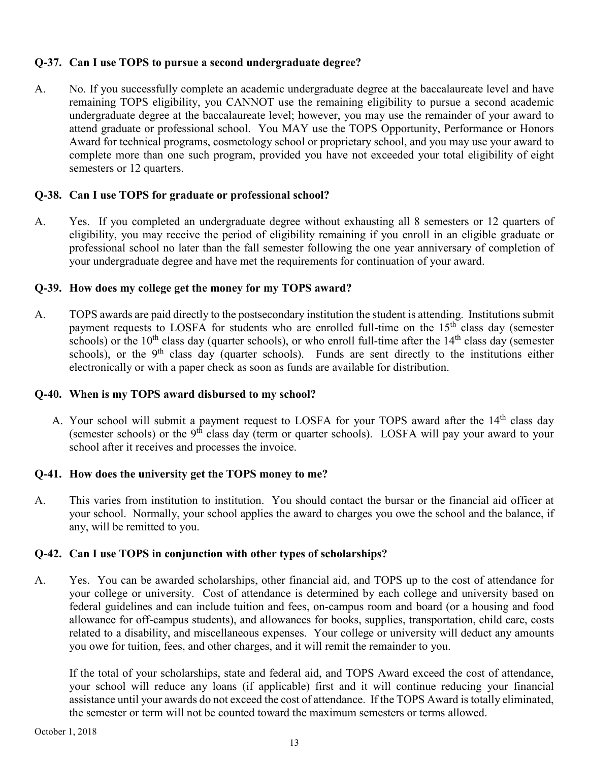### Q-37. Can I use TOPS to pursue a second undergraduate degree?

A. No. If you successfully complete an academic undergraduate degree at the baccalaureate level and have remaining TOPS eligibility, you CANNOT use the remaining eligibility to pursue a second academic undergraduate degree at the baccalaureate level; however, you may use the remainder of your award to attend graduate or professional school. You MAY use the TOPS Opportunity, Performance or Honors Award for technical programs, cosmetology school or proprietary school, and you may use your award to complete more than one such program, provided you have not exceeded your total eligibility of eight semesters or 12 quarters.

### Q-38. Can I use TOPS for graduate or professional school?

A. Yes. If you completed an undergraduate degree without exhausting all 8 semesters or 12 quarters of eligibility, you may receive the period of eligibility remaining if you enroll in an eligible graduate or professional school no later than the fall semester following the one year anniversary of completion of your undergraduate degree and have met the requirements for continuation of your award.

### Q-39. How does my college get the money for my TOPS award?

A. TOPS awards are paid directly to the postsecondary institution the student is attending. Institutions submit payment requests to LOSFA for students who are enrolled full-time on the 15th class day (semester schools) or the 10th class day (quarter schools), or who enroll full-time after the 14th class day (semester schools), or the 9th class day (quarter schools). Funds are sent directly to the institutions either electronically or with a paper check as soon as funds are available for distribution.

### Q-40. When is my TOPS award disbursed to my school?

A. Your school will submit a payment request to LOSFA for your TOPS award after the 14th class day (semester schools) or the 9th class day (term or quarter schools). LOSFA will pay your award to your school after it receives and processes the invoice.

### Q-41. How does the university get the TOPS money to me?

A. This varies from institution to institution. You should contact the bursar or the financial aid officer at your school. Normally, your school applies the award to charges you owe the school and the balance, if any, will be remitted to you.

### Q-42. Can I use TOPS in conjunction with other types of scholarships?

A. Yes. You can be awarded scholarships, other financial aid, and TOPS up to the cost of attendance for your college or university. Cost of attendance is determined by each college and university based on federal guidelines and can include tuition and fees, on-campus room and board (or a housing and food allowance for off-campus students), and allowances for books, supplies, transportation, child care, costs related to a disability, and miscellaneous expenses. Your college or university will deduct any amounts you owe for tuition, fees, and other charges, and it will remit the remainder to you.

If the total of your scholarships, state and federal aid, and TOPS Award exceed the cost of attendance, your school will reduce any loans (if applicable) first and it will continue reducing your financial assistance until your awards do not exceed the cost of attendance. If the TOPS Award is totally eliminated, the semester or term will not be counted toward the maximum semesters or terms allowed.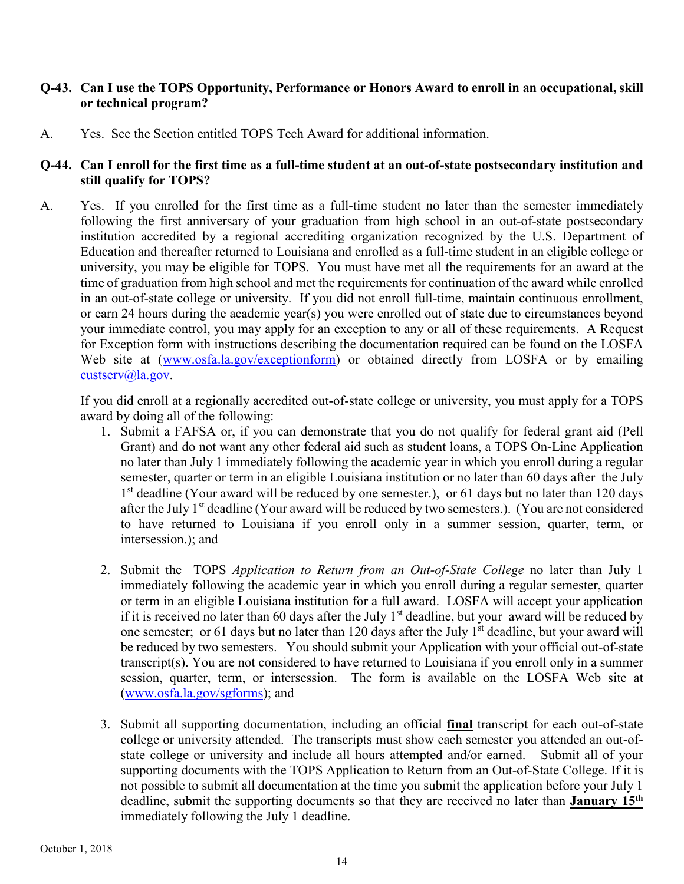**Q-43. Can I use the TOPS Opportunity, Performance or Honors Award to enroll in an occupational, skill or technical program?**

A. Yes. See the Section entitled TOPS Tech Award for additional information.

**Q-44. Can I enroll for the first time as a full-time student at an out-of-state postsecondary institution and still qualify for TOPS?**

A. Yes. If you enrolled for the first time as a full-time student no later than the semester immediately following the first anniversary of your graduation from high school in an out-of-state postsecondary institution accredited by a regional accrediting organization recognized by the U.S. Department of Education and thereafter returned to Louisiana and enrolled as a full-time student in an eligible college or university, you may be eligible for TOPS. You must have met all the requirements for an award at the time of graduation from high school and met the requirements for continuation of the award while enrolled in an out-of-state college or university. If you did not enroll full-time, maintain continuous enrollment, or earn 24 hours during the academic year(s) you were enrolled out of state due to circumstances beyond your immediate control, you may apply for an exception to any or all of these requirements. A Request for Exception form with instructions describing the documentation required can be found on the LOSFA Web site at (www.osfa.la.gov/exceptionform) or obtained directly from LOSFA or by emailing custserv@la.gov.

If you did enroll at a regionally accredited out-of-state college or university, you must apply for a TOPS award by doing all of the following:

1. Submit a FAFSA or, if you can demonstrate that you do not qualify for federal grant aid (Pell Grant) and do not want any other federal aid such as student loans, a TOPS On-Line Application no later than July 1 immediately following the academic year in which you enroll during a regular semester, quarter or term in an eligible Louisiana institution or no later than 60 days after the July 1st deadline (Your award will be reduced by one semester.), or 61 days but no later than 120 days after the July 1st deadline (Your award will be reduced by two semesters.). (You are not considered to have returned to Louisiana if you enroll only in a summer session, quarter, term, or intersession.); and

2. Submit the TOPS *Application to Return from an Out-of-State College* no later than July 1 immediately following the academic year in which you enroll during a regular semester, quarter or term in an eligible Louisiana institution for a full award. LOSFA will accept your application if it is received no later than 60 days after the July 1st deadline, but your award will be reduced by one semester; or 61 days but no later than 120 days after the July 1st deadline, but your award will be reduced by two semesters. You should submit your Application with your official out-of-state transcript(s). You are not considered to have returned to Louisiana if you enroll only in a summer session, quarter, term, or intersession. The form is available on the LOSFA Web site at (www.osfa.la.gov/sgforms); and

3. Submit all supporting documentation, including an official **final** transcript for each out-of-state college or university attended. The transcripts must show each semester you attended an out-of-state college or university and include all hours attempted and/or earned. Submit all of your supporting documents with the TOPS Application to Return from an Out-of-State College. If it is not possible to submit all documentation at the time you submit the application before your July 1 deadline, submit the supporting documents so that they are received no later than **January 15th** immediately following the July 1 deadline.

October 1, 2018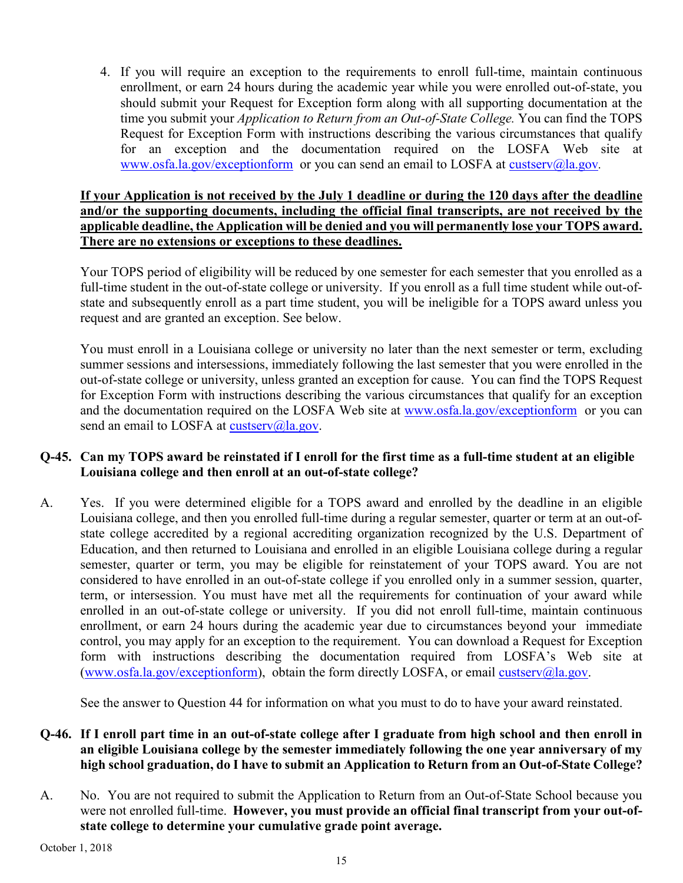4. If you will require an exception to the requirements to enroll full-time, maintain continuous enrollment, or earn 24 hours during the academic year while you were enrolled out-of-state, you should submit your Request for Exception form along with all supporting documentation at the time you submit your *Application to Return from an Out-of-State College.* You can find the TOPS Request for Exception Form with instructions describing the various circumstances that qualify for an exception and the documentation required on the LOSFA Web site at [www.osfa.la.gov/exceptionform](www.osfa.la.gov/exceptionform) or you can send an email to LOSFA at [custserv@la.gov](mailto:custserv@la.gov).

<u>**If your Application is not received by the July 1 deadline or during the 120 days after the deadline and/or the supporting documents, including the official final transcripts, are not received by the applicable deadline, the Application will be denied and you will permanently lose your TOPS award. There are no extensions or exceptions to these deadlines.**</u>

Your TOPS period of eligibility will be reduced by one semester for each semester that you enrolled as a full-time student in the out-of-state college or university. If you enroll as a full time student while out-of-state and subsequently enroll as a part time student, you will be ineligible for a TOPS award unless you request and are granted an exception. See below.

You must enroll in a Louisiana college or university no later than the next semester or term, excluding summer sessions and intersessions, immediately following the last semester that you were enrolled in the out-of-state college or university, unless granted an exception for cause. You can find the TOPS Request for Exception Form with instructions describing the various circumstances that qualify for an exception and the documentation required on the LOSFA Web site at [www.osfa.la.gov/exceptionform](www.osfa.la.gov/exceptionform) or you can send an email to LOSFA at [custserv@la.gov](mailto:custserv@la.gov).

**Q-45. Can my TOPS award be reinstated if I enroll for the first time as a full-time student at an eligible Louisiana college and then enroll at an out-of-state college?**

A. Yes. If you were determined eligible for a TOPS award and enrolled by the deadline in an eligible Louisiana college, and then you enrolled full-time during a regular semester, quarter or term at an out-of-state college accredited by a regional accrediting organization recognized by the U.S. Department of Education, and then returned to Louisiana and enrolled in an eligible Louisiana college during a regular semester, quarter or term, you may be eligible for reinstatement of your TOPS award. You are not considered to have enrolled in an out-of-state college if you enrolled only in a summer session, quarter, term, or intersession. You must have met all the requirements for continuation of your award while enrolled in an out-of-state college or university. If you did not enroll full-time, maintain continuous enrollment, or earn 24 hours during the academic year due to circumstances beyond your immediate control, you may apply for an exception to the requirement. You can download a Request for Exception form with instructions describing the documentation required from LOSFA's Web site at ([www.osfa.la.gov/exceptionform](www.osfa.la.gov/exceptionform)), obtain the form directly LOSFA, or email [custserv@la.gov](mailto:custserv@la.gov).

See the answer to Question 44 for information on what you must to do to have your award reinstated.

**Q-46. If I enroll part time in an out-of-state college after I graduate from high school and then enroll in an eligible Louisiana college by the semester immediately following the one year anniversary of my high school graduation, do I have to submit an Application to Return from an Out-of-State College?**

A. No. You are not required to submit the Application to Return from an Out-of-State School because you were not enrolled full-time. **However, you must provide an official final transcript from your out-of-state college to determine your cumulative grade point average.**

October 1, 2018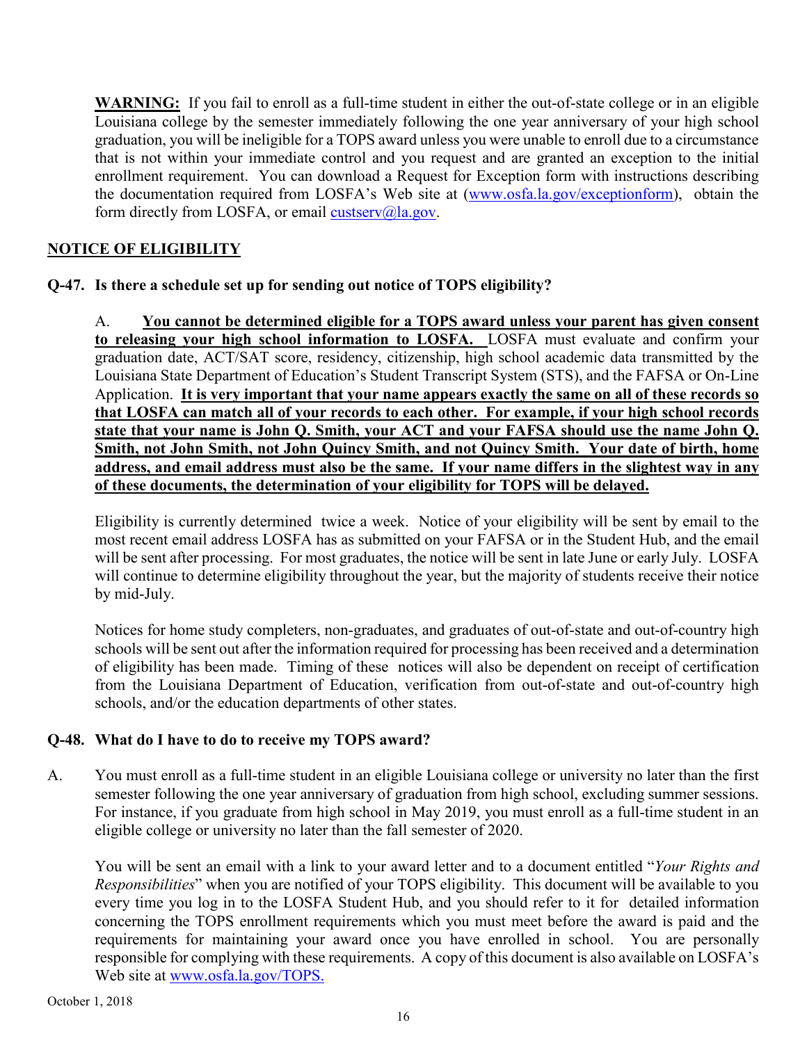**WARNING:** If you fail to enroll as a full-time student in either the out-of-state college or in an eligible Louisiana college by the semester immediately following the one year anniversary of your high school graduation, you will be ineligible for a TOPS award unless you were unable to enroll due to a circumstance that is not within your immediate control and you request and are granted an exception to the initial enrollment requirement. You can download a Request for Exception form with instructions describing the documentation required from LOSFA's Web site at (www.osfa.la.gov/exceptionform), obtain the form directly from LOSFA, or email custserv@la.gov.

## NOTICE OF ELIGIBILITY

**Q-47. Is there a schedule set up for sending out notice of TOPS eligibility?**

A. **You cannot be determined eligible for a TOPS award unless your parent has given consent to releasing your high school information to LOSFA.** LOSFA must evaluate and confirm your graduation date, ACT/SAT score, residency, citizenship, high school academic data transmitted by the Louisiana State Department of Education's Student Transcript System (STS), and the FAFSA or On-Line Application. **It is very important that your name appears exactly the same on all of these records so that LOSFA can match all of your records to each other. For example, if your high school records state that your name is John Q. Smith, your ACT and your FAFSA should use the name John Q. Smith, not John Smith, not John Quincy Smith, and not Quincy Smith. Your date of birth, home address, and email address must also be the same. If your name differs in the slightest way in any of these documents, the determination of your eligibility for TOPS will be delayed.**

Eligibility is currently determined twice a week. Notice of your eligibility will be sent by email to the most recent email address LOSFA has as submitted on your FAFSA or in the Student Hub, and the email will be sent after processing. For most graduates, the notice will be sent in late June or early July. LOSFA will continue to determine eligibility throughout the year, but the majority of students receive their notice by mid-July.

Notices for home study completers, non-graduates, and graduates of out-of-state and out-of-country high schools will be sent out after the information required for processing has been received and a determination of eligibility has been made. Timing of these notices will also be dependent on receipt of certification from the Louisiana Department of Education, verification from out-of-state and out-of-country high schools, and/or the education departments of other states.

**Q-48. What do I have to do to receive my TOPS award?**

A. You must enroll as a full-time student in an eligible Louisiana college or university no later than the first semester following the one year anniversary of graduation from high school, excluding summer sessions. For instance, if you graduate from high school in May 2019, you must enroll as a full-time student in an eligible college or university no later than the fall semester of 2020.

You will be sent an email with a link to your award letter and to a document entitled "*Your Rights and Responsibilities*" when you are notified of your TOPS eligibility. This document will be available to you every time you log in to the LOSFA Student Hub, and you should refer to it for detailed information concerning the TOPS enrollment requirements which you must meet before the award is paid and the requirements for maintaining your award once you have enrolled in school. You are personally responsible for complying with these requirements. A copy of this document is also available on LOSFA's Web site at www.osfa.la.gov/TOPS.

October 1, 2018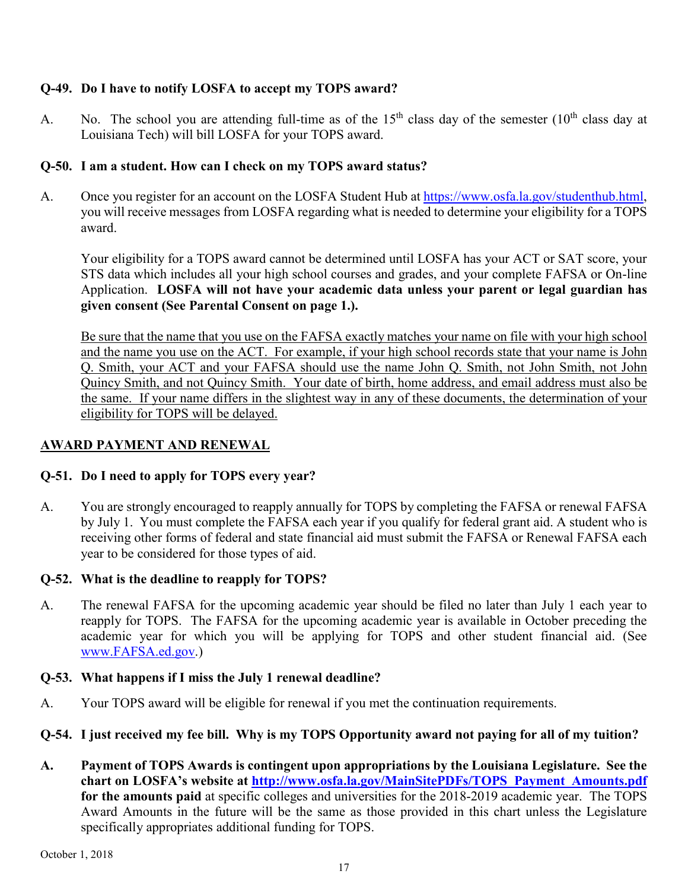**Q-49. Do I have to notify LOSFA to accept my TOPS award?**

A. No. The school you are attending full-time as of the 15th class day of the semester (10th class day at Louisiana Tech) will bill LOSFA for your TOPS award.

**Q-50. I am a student. How can I check on my TOPS award status?**

A. Once you register for an account on the LOSFA Student Hub at https://www.osfa.la.gov/studenthub.html, you will receive messages from LOSFA regarding what is needed to determine your eligibility for a TOPS award.

Your eligibility for a TOPS award cannot be determined until LOSFA has your ACT or SAT score, your STS data which includes all your high school courses and grades, and your complete FAFSA or On-line Application. **LOSFA will not have your academic data unless your parent or legal guardian has given consent (See Parental Consent on page 1.).**

Be sure that the name that you use on the FAFSA exactly matches your name on file with your high school and the name you use on the ACT. For example, if your high school records state that your name is John Q. Smith, your ACT and your FAFSA should use the name John Q. Smith, not John Smith, not John Quincy Smith, and not Quincy Smith. Your date of birth, home address, and email address must also be the same. If your name differs in the slightest way in any of these documents, the determination of your eligibility for TOPS will be delayed.

## AWARD PAYMENT AND RENEWAL

**Q-51. Do I need to apply for TOPS every year?**

A. You are strongly encouraged to reapply annually for TOPS by completing the FAFSA or renewal FAFSA by July 1. You must complete the FAFSA each year if you qualify for federal grant aid. A student who is receiving other forms of federal and state financial aid must submit the FAFSA or Renewal FAFSA each year to be considered for those types of aid.

**Q-52. What is the deadline to reapply for TOPS?**

A. The renewal FAFSA for the upcoming academic year should be filed no later than July 1 each year to reapply for TOPS. The FAFSA for the upcoming academic year is available in October preceding the academic year for which you will be applying for TOPS and other student financial aid. (See www.FAFSA.ed.gov.)

**Q-53. What happens if I miss the July 1 renewal deadline?**

A. Your TOPS award will be eligible for renewal if you met the continuation requirements.

**Q-54. I just received my fee bill. Why is my TOPS Opportunity award not paying for all of my tuition?**

**A. Payment of TOPS Awards is contingent upon appropriations by the Louisiana Legislature. See the chart on LOSFA's website at http://www.osfa.la.gov/MainSitePDFs/TOPS_Payment_Amounts.pdf for the amounts paid** at specific colleges and universities for the 2018-2019 academic year. The TOPS Award Amounts in the future will be the same as those provided in this chart unless the Legislature specifically appropriates additional funding for TOPS.

October 1, 2018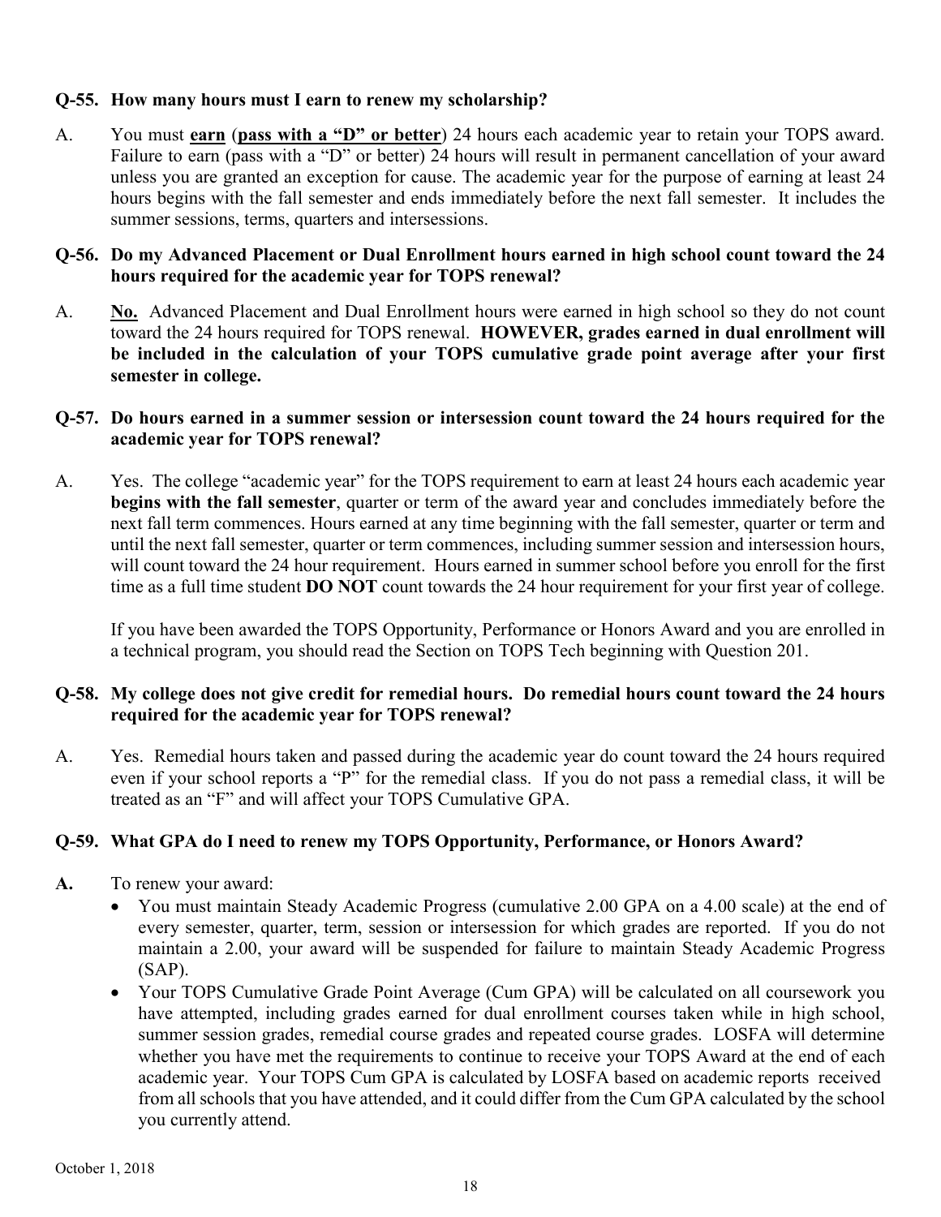**Q-55. How many hours must I earn to renew my scholarship?**

A. You must **earn** (**pass with a "D" or better**) 24 hours each academic year to retain your TOPS award. Failure to earn (pass with a "D" or better) 24 hours will result in permanent cancellation of your award unless you are granted an exception for cause. The academic year for the purpose of earning at least 24 hours begins with the fall semester and ends immediately before the next fall semester. It includes the summer sessions, terms, quarters and intersessions.

**Q-56. Do my Advanced Placement or Dual Enrollment hours earned in high school count toward the 24 hours required for the academic year for TOPS renewal?**

A. **No.** Advanced Placement and Dual Enrollment hours were earned in high school so they do not count toward the 24 hours required for TOPS renewal. **HOWEVER, grades earned in dual enrollment will be included in the calculation of your TOPS cumulative grade point average after your first semester in college.**

**Q-57. Do hours earned in a summer session or intersession count toward the 24 hours required for the academic year for TOPS renewal?**

A. Yes. The college "academic year" for the TOPS requirement to earn at least 24 hours each academic year **begins with the fall semester**, quarter or term of the award year and concludes immediately before the next fall term commences. Hours earned at any time beginning with the fall semester, quarter or term and until the next fall semester, quarter or term commences, including summer session and intersession hours, will count toward the 24 hour requirement. Hours earned in summer school before you enroll for the first time as a full time student **DO NOT** count towards the 24 hour requirement for your first year of college.

If you have been awarded the TOPS Opportunity, Performance or Honors Award and you are enrolled in a technical program, you should read the Section on TOPS Tech beginning with Question 201.

**Q-58. My college does not give credit for remedial hours. Do remedial hours count toward the 24 hours required for the academic year for TOPS renewal?**

A. Yes. Remedial hours taken and passed during the academic year do count toward the 24 hours required even if your school reports a "P" for the remedial class. If you do not pass a remedial class, it will be treated as an "F" and will affect your TOPS Cumulative GPA.

**Q-59. What GPA do I need to renew my TOPS Opportunity, Performance, or Honors Award?**

**A.** To renew your award:

- You must maintain Steady Academic Progress (cumulative 2.00 GPA on a 4.00 scale) at the end of every semester, quarter, term, session or intersession for which grades are reported. If you do not maintain a 2.00, your award will be suspended for failure to maintain Steady Academic Progress (SAP).
- Your TOPS Cumulative Grade Point Average (Cum GPA) will be calculated on all coursework you have attempted, including grades earned for dual enrollment courses taken while in high school, summer session grades, remedial course grades and repeated course grades. LOSFA will determine whether you have met the requirements to continue to receive your TOPS Award at the end of each academic year. Your TOPS Cum GPA is calculated by LOSFA based on academic reports received from all schools that you have attended, and it could differ from the Cum GPA calculated by the school you currently attend.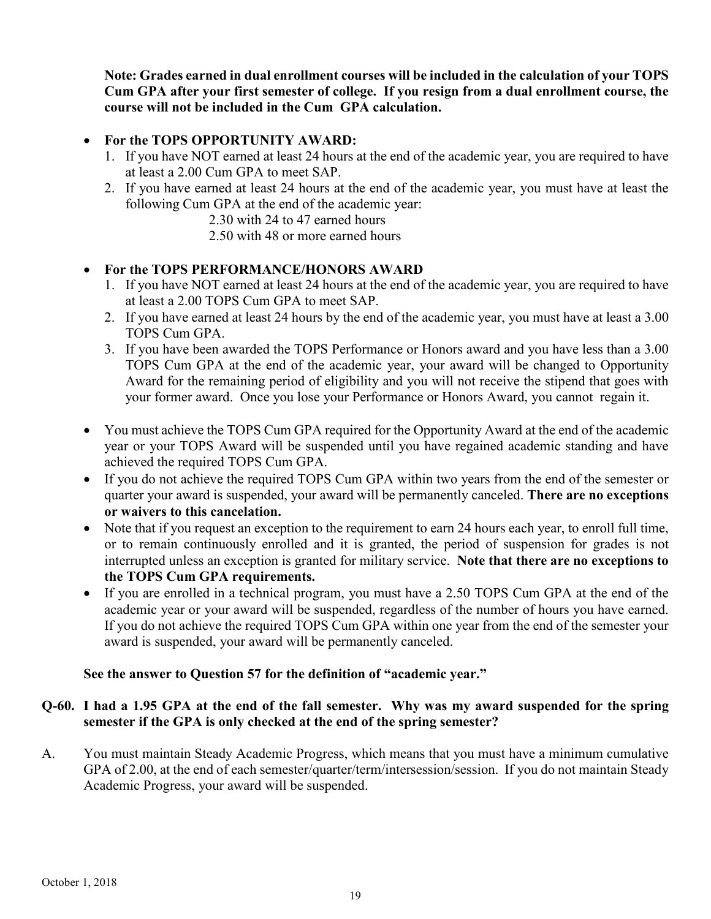**Note: Grades earned in dual enrollment courses will be included in the calculation of your TOPS Cum GPA after your first semester of college. If you resign from a dual enrollment course, the course will not be included in the Cum GPA calculation.**

- **For the TOPS OPPORTUNITY AWARD:**
  1. If you have NOT earned at least 24 hours at the end of the academic year, you are required to have at least a 2.00 Cum GPA to meet SAP.
  2. If you have earned at least 24 hours at the end of the academic year, you must have at least the following Cum GPA at the end of the academic year:

     2.30 with 24 to 47 earned hours

     2.50 with 48 or more earned hours

- **For the TOPS PERFORMANCE/HONORS AWARD**
  1. If you have NOT earned at least 24 hours at the end of the academic year, you are required to have at least a 2.00 TOPS Cum GPA to meet SAP.
  2. If you have earned at least 24 hours by the end of the academic year, you must have at least a 3.00 TOPS Cum GPA.
  3. If you have been awarded the TOPS Performance or Honors award and you have less than a 3.00 TOPS Cum GPA at the end of the academic year, your award will be changed to Opportunity Award for the remaining period of eligibility and you will not receive the stipend that goes with your former award. Once you lose your Performance or Honors Award, you cannot regain it.

- You must achieve the TOPS Cum GPA required for the Opportunity Award at the end of the academic year or your TOPS Award will be suspended until you have regained academic standing and have achieved the required TOPS Cum GPA.
- If you do not achieve the required TOPS Cum GPA within two years from the end of the semester or quarter your award is suspended, your award will be permanently canceled. **There are no exceptions or waivers to this cancelation.**
- Note that if you request an exception to the requirement to earn 24 hours each year, to enroll full time, or to remain continuously enrolled and it is granted, the period of suspension for grades is not interrupted unless an exception is granted for military service. **Note that there are no exceptions to the TOPS Cum GPA requirements.**
- If you are enrolled in a technical program, you must have a 2.50 TOPS Cum GPA at the end of the academic year or your award will be suspended, regardless of the number of hours you have earned. If you do not achieve the required TOPS Cum GPA within one year from the end of the semester your award is suspended, your award will be permanently canceled.

**See the answer to Question 57 for the definition of "academic year."**

**Q-60. I had a 1.95 GPA at the end of the fall semester. Why was my award suspended for the spring semester if the GPA is only checked at the end of the spring semester?**

A. You must maintain Steady Academic Progress, which means that you must have a minimum cumulative GPA of 2.00, at the end of each semester/quarter/term/intersession/session. If you do not maintain Steady Academic Progress, your award will be suspended.

October 1, 2018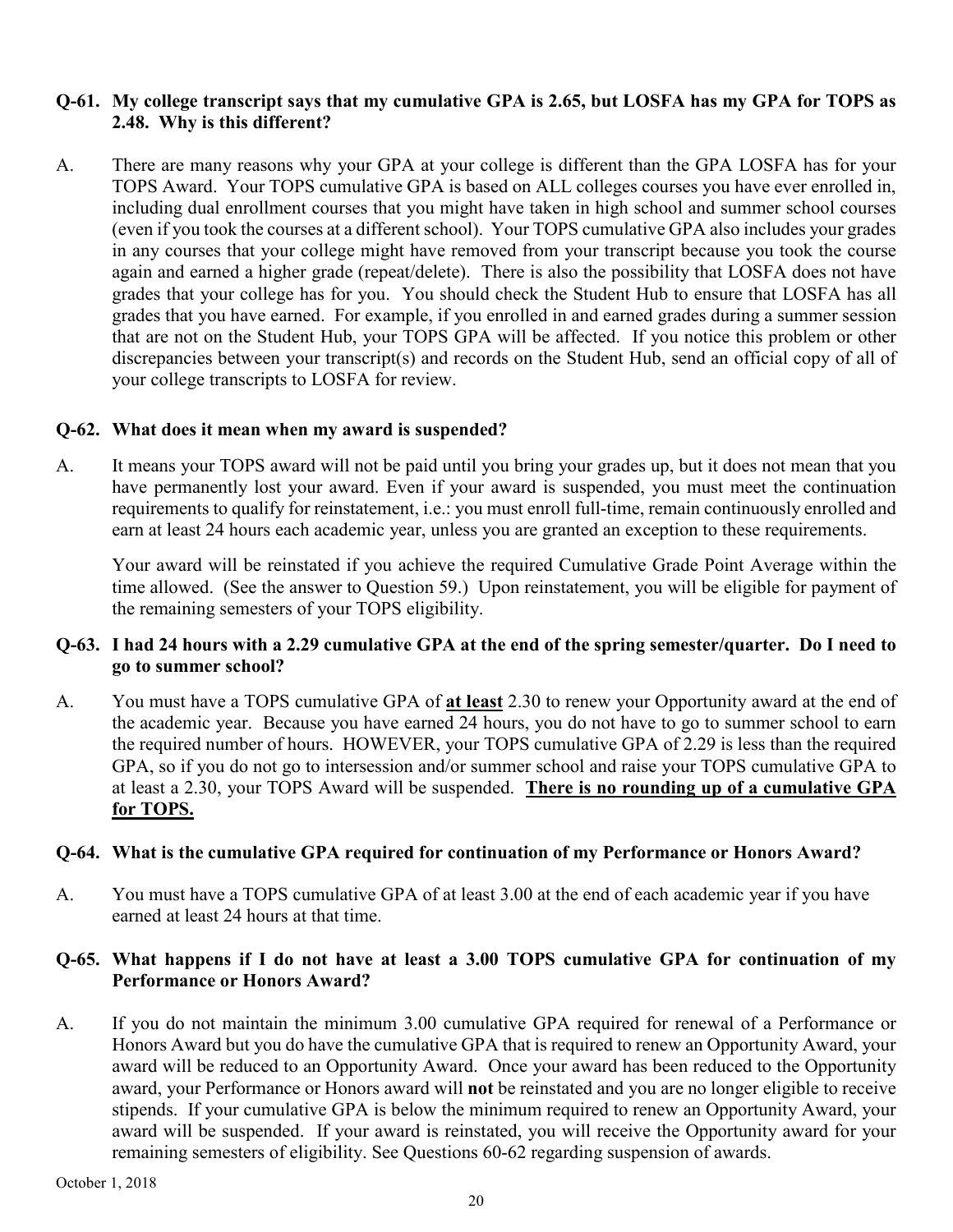**Q-61. My college transcript says that my cumulative GPA is 2.65, but LOSFA has my GPA for TOPS as 2.48. Why is this different?**

A. There are many reasons why your GPA at your college is different than the GPA LOSFA has for your TOPS Award. Your TOPS cumulative GPA is based on ALL colleges courses you have ever enrolled in, including dual enrollment courses that you might have taken in high school and summer school courses (even if you took the courses at a different school). Your TOPS cumulative GPA also includes your grades in any courses that your college might have removed from your transcript because you took the course again and earned a higher grade (repeat/delete). There is also the possibility that LOSFA does not have grades that your college has for you. You should check the Student Hub to ensure that LOSFA has all grades that you have earned. For example, if you enrolled in and earned grades during a summer session that are not on the Student Hub, your TOPS GPA will be affected. If you notice this problem or other discrepancies between your transcript(s) and records on the Student Hub, send an official copy of all of your college transcripts to LOSFA for review.

**Q-62. What does it mean when my award is suspended?**

A. It means your TOPS award will not be paid until you bring your grades up, but it does not mean that you have permanently lost your award. Even if your award is suspended, you must meet the continuation requirements to qualify for reinstatement, i.e.: you must enroll full-time, remain continuously enrolled and earn at least 24 hours each academic year, unless you are granted an exception to these requirements.

Your award will be reinstated if you achieve the required Cumulative Grade Point Average within the time allowed. (See the answer to Question 59.) Upon reinstatement, you will be eligible for payment of the remaining semesters of your TOPS eligibility.

**Q-63. I had 24 hours with a 2.29 cumulative GPA at the end of the spring semester/quarter. Do I need to go to summer school?**

A. You must have a TOPS cumulative GPA of **at least** 2.30 to renew your Opportunity award at the end of the academic year. Because you have earned 24 hours, you do not have to go to summer school to earn the required number of hours. HOWEVER, your TOPS cumulative GPA of 2.29 is less than the required GPA, so if you do not go to intersession and/or summer school and raise your TOPS cumulative GPA to at least a 2.30, your TOPS Award will be suspended. **There is no rounding up of a cumulative GPA for TOPS.**

**Q-64. What is the cumulative GPA required for continuation of my Performance or Honors Award?**

A. You must have a TOPS cumulative GPA of at least 3.00 at the end of each academic year if you have earned at least 24 hours at that time.

**Q-65. What happens if I do not have at least a 3.00 TOPS cumulative GPA for continuation of my Performance or Honors Award?**

A. If you do not maintain the minimum 3.00 cumulative GPA required for renewal of a Performance or Honors Award but you do have the cumulative GPA that is required to renew an Opportunity Award, your award will be reduced to an Opportunity Award. Once your award has been reduced to the Opportunity award, your Performance or Honors award will **not** be reinstated and you are no longer eligible to receive stipends. If your cumulative GPA is below the minimum required to renew an Opportunity Award, your award will be suspended. If your award is reinstated, you will receive the Opportunity award for your remaining semesters of eligibility. See Questions 60-62 regarding suspension of awards.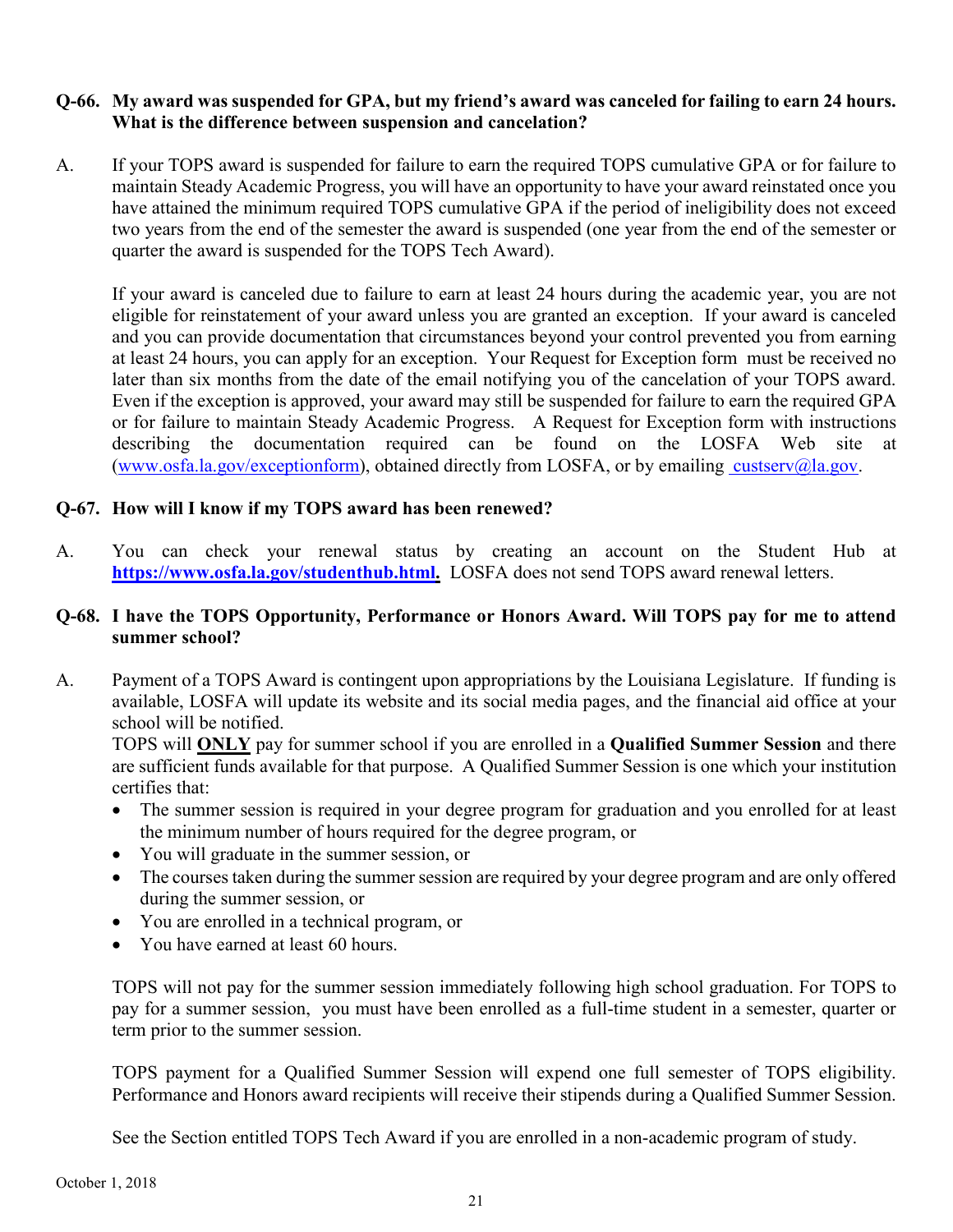**Q-66. My award was suspended for GPA, but my friend's award was canceled for failing to earn 24 hours. What is the difference between suspension and cancelation?**

A. If your TOPS award is suspended for failure to earn the required TOPS cumulative GPA or for failure to maintain Steady Academic Progress, you will have an opportunity to have your award reinstated once you have attained the minimum required TOPS cumulative GPA if the period of ineligibility does not exceed two years from the end of the semester the award is suspended (one year from the end of the semester or quarter the award is suspended for the TOPS Tech Award).

If your award is canceled due to failure to earn at least 24 hours during the academic year, you are not eligible for reinstatement of your award unless you are granted an exception. If your award is canceled and you can provide documentation that circumstances beyond your control prevented you from earning at least 24 hours, you can apply for an exception. Your Request for Exception form must be received no later than six months from the date of the email notifying you of the cancelation of your TOPS award. Even if the exception is approved, your award may still be suspended for failure to earn the required GPA or for failure to maintain Steady Academic Progress. A Request for Exception form with instructions describing the documentation required can be found on the LOSFA Web site at (www.osfa.la.gov/exceptionform), obtained directly from LOSFA, or by emailing custserv@la.gov.

**Q-67. How will I know if my TOPS award has been renewed?**

A. You can check your renewal status by creating an account on the Student Hub at **https://www.osfa.la.gov/studenthub.html.** LOSFA does not send TOPS award renewal letters.

**Q-68. I have the TOPS Opportunity, Performance or Honors Award. Will TOPS pay for me to attend summer school?**

A. Payment of a TOPS Award is contingent upon appropriations by the Louisiana Legislature. If funding is available, LOSFA will update its website and its social media pages, and the financial aid office at your school will be notified.

TOPS will **ONLY** pay for summer school if you are enrolled in a **Qualified Summer Session** and there are sufficient funds available for that purpose. A Qualified Summer Session is one which your institution certifies that:

- The summer session is required in your degree program for graduation and you enrolled for at least the minimum number of hours required for the degree program, or
- You will graduate in the summer session, or
- The courses taken during the summer session are required by your degree program and are only offered during the summer session, or
- You are enrolled in a technical program, or
- You have earned at least 60 hours.

TOPS will not pay for the summer session immediately following high school graduation. For TOPS to pay for a summer session, you must have been enrolled as a full-time student in a semester, quarter or term prior to the summer session.

TOPS payment for a Qualified Summer Session will expend one full semester of TOPS eligibility. Performance and Honors award recipients will receive their stipends during a Qualified Summer Session.

See the Section entitled TOPS Tech Award if you are enrolled in a non-academic program of study.

October 1, 2018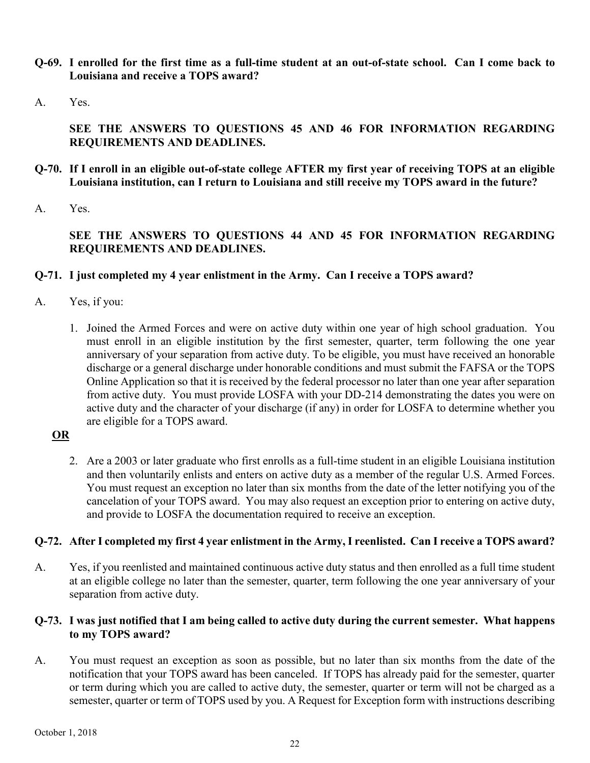**Q-69. I enrolled for the first time as a full-time student at an out-of-state school. Can I come back to Louisiana and receive a TOPS award?**

A. Yes.

**SEE THE ANSWERS TO QUESTIONS 45 AND 46 FOR INFORMATION REGARDING REQUIREMENTS AND DEADLINES.**

**Q-70. If I enroll in an eligible out-of-state college AFTER my first year of receiving TOPS at an eligible Louisiana institution, can I return to Louisiana and still receive my TOPS award in the future?**

A. Yes.

**SEE THE ANSWERS TO QUESTIONS 44 AND 45 FOR INFORMATION REGARDING REQUIREMENTS AND DEADLINES.**

**Q-71. I just completed my 4 year enlistment in the Army. Can I receive a TOPS award?**

A. Yes, if you:

1. Joined the Armed Forces and were on active duty within one year of high school graduation. You must enroll in an eligible institution by the first semester, quarter, term following the one year anniversary of your separation from active duty. To be eligible, you must have received an honorable discharge or a general discharge under honorable conditions and must submit the FAFSA or the TOPS Online Application so that it is received by the federal processor no later than one year after separation from active duty. You must provide LOSFA with your DD-214 demonstrating the dates you were on active duty and the character of your discharge (if any) in order for LOSFA to determine whether you are eligible for a TOPS award.

**<u>OR</u>**

2. Are a 2003 or later graduate who first enrolls as a full-time student in an eligible Louisiana institution and then voluntarily enlists and enters on active duty as a member of the regular U.S. Armed Forces. You must request an exception no later than six months from the date of the letter notifying you of the cancelation of your TOPS award. You may also request an exception prior to entering on active duty, and provide to LOSFA the documentation required to receive an exception.

**Q-72. After I completed my first 4 year enlistment in the Army, I reenlisted. Can I receive a TOPS award?**

A. Yes, if you reenlisted and maintained continuous active duty status and then enrolled as a full time student at an eligible college no later than the semester, quarter, term following the one year anniversary of your separation from active duty.

**Q-73. I was just notified that I am being called to active duty during the current semester. What happens to my TOPS award?**

A. You must request an exception as soon as possible, but no later than six months from the date of the notification that your TOPS award has been canceled. If TOPS has already paid for the semester, quarter or term during which you are called to active duty, the semester, quarter or term will not be charged as a semester, quarter or term of TOPS used by you. A Request for Exception form with instructions describing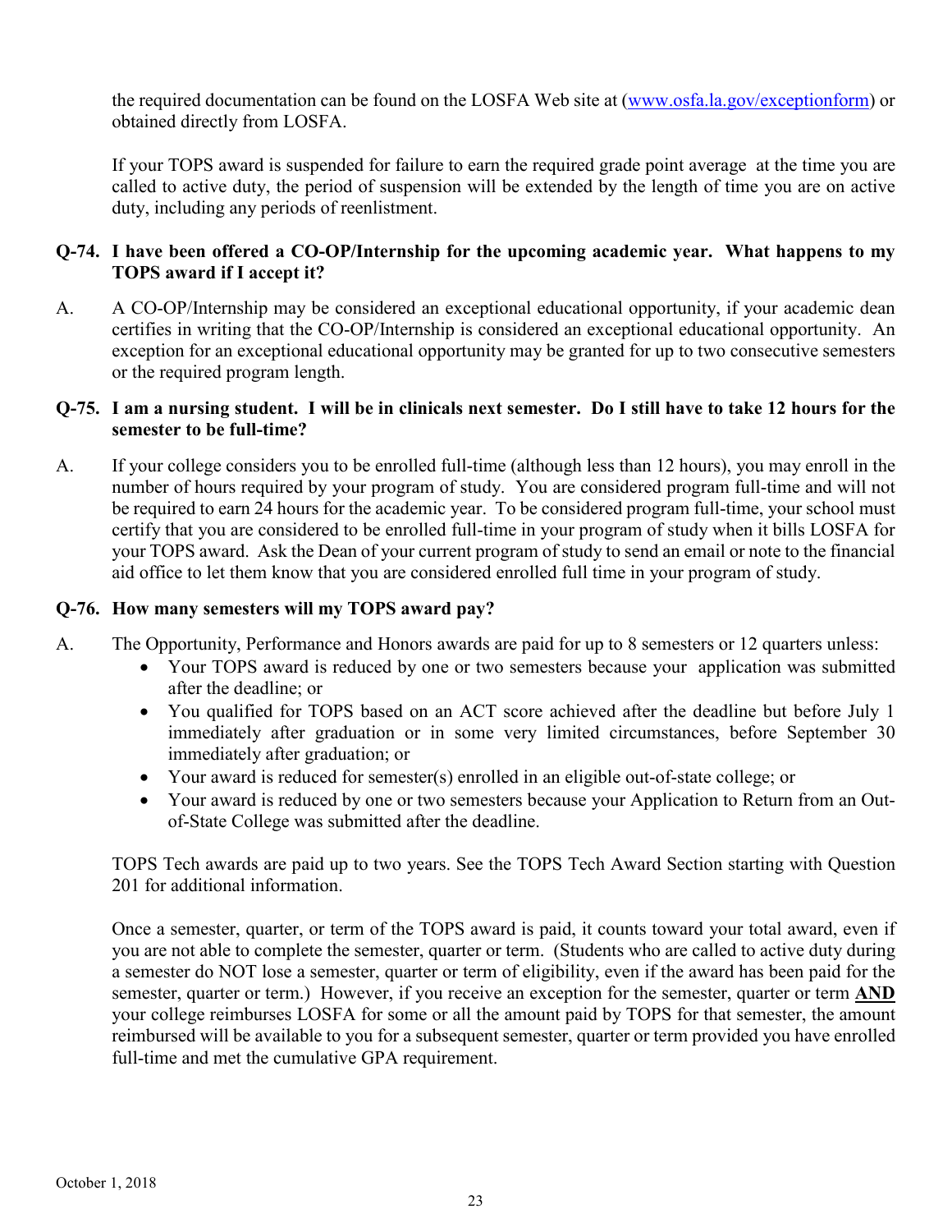the required documentation can be found on the LOSFA Web site at ([www.osfa.la.gov/exceptionform](www.osfa.la.gov/exceptionform)) or obtained directly from LOSFA.

If your TOPS award is suspended for failure to earn the required grade point average at the time you are called to active duty, the period of suspension will be extended by the length of time you are on active duty, including any periods of reenlistment.

**Q-74. I have been offered a CO-OP/Internship for the upcoming academic year. What happens to my TOPS award if I accept it?**

A. A CO-OP/Internship may be considered an exceptional educational opportunity, if your academic dean certifies in writing that the CO-OP/Internship is considered an exceptional educational opportunity. An exception for an exceptional educational opportunity may be granted for up to two consecutive semesters or the required program length.

**Q-75. I am a nursing student. I will be in clinicals next semester. Do I still have to take 12 hours for the semester to be full-time?**

A. If your college considers you to be enrolled full-time (although less than 12 hours), you may enroll in the number of hours required by your program of study. You are considered program full-time and will not be required to earn 24 hours for the academic year. To be considered program full-time, your school must certify that you are considered to be enrolled full-time in your program of study when it bills LOSFA for your TOPS award. Ask the Dean of your current program of study to send an email or note to the financial aid office to let them know that you are considered enrolled full time in your program of study.

**Q-76. How many semesters will my TOPS award pay?**

A. The Opportunity, Performance and Honors awards are paid for up to 8 semesters or 12 quarters unless:

- Your TOPS award is reduced by one or two semesters because your application was submitted after the deadline; or
- You qualified for TOPS based on an ACT score achieved after the deadline but before July 1 immediately after graduation or in some very limited circumstances, before September 30 immediately after graduation; or
- Your award is reduced for semester(s) enrolled in an eligible out-of-state college; or
- Your award is reduced by one or two semesters because your Application to Return from an Out-of-State College was submitted after the deadline.

TOPS Tech awards are paid up to two years. See the TOPS Tech Award Section starting with Question 201 for additional information.

Once a semester, quarter, or term of the TOPS award is paid, it counts toward your total award, even if you are not able to complete the semester, quarter or term. (Students who are called to active duty during a semester do NOT lose a semester, quarter or term of eligibility, even if the award has been paid for the semester, quarter or term.) However, if you receive an exception for the semester, quarter or term **AND** your college reimburses LOSFA for some or all the amount paid by TOPS for that semester, the amount reimbursed will be available to you for a subsequent semester, quarter or term provided you have enrolled full-time and met the cumulative GPA requirement.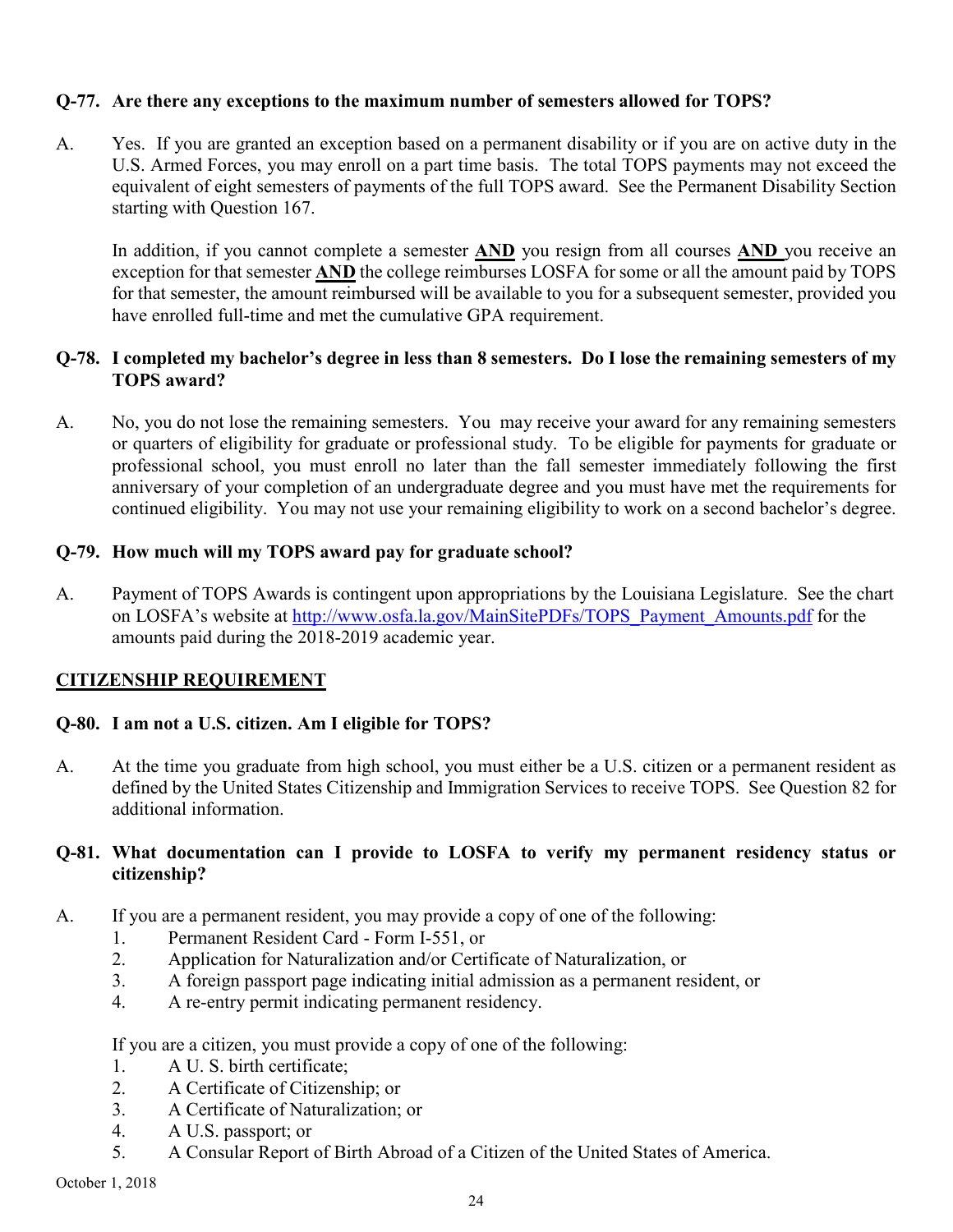**Q-77. Are there any exceptions to the maximum number of semesters allowed for TOPS?**

A. Yes. If you are granted an exception based on a permanent disability or if you are on active duty in the U.S. Armed Forces, you may enroll on a part time basis. The total TOPS payments may not exceed the equivalent of eight semesters of payments of the full TOPS award. See the Permanent Disability Section starting with Question 167.

In addition, if you cannot complete a semester **AND** you resign from all courses **AND** you receive an exception for that semester **AND** the college reimburses LOSFA for some or all the amount paid by TOPS for that semester, the amount reimbursed will be available to you for a subsequent semester, provided you have enrolled full-time and met the cumulative GPA requirement.

**Q-78. I completed my bachelor's degree in less than 8 semesters. Do I lose the remaining semesters of my TOPS award?**

A. No, you do not lose the remaining semesters. You may receive your award for any remaining semesters or quarters of eligibility for graduate or professional study. To be eligible for payments for graduate or professional school, you must enroll no later than the fall semester immediately following the first anniversary of your completion of an undergraduate degree and you must have met the requirements for continued eligibility. You may not use your remaining eligibility to work on a second bachelor's degree.

**Q-79. How much will my TOPS award pay for graduate school?**

A. Payment of TOPS Awards is contingent upon appropriations by the Louisiana Legislature. See the chart on LOSFA's website at http://www.osfa.la.gov/MainSitePDFs/TOPS_Payment_Amounts.pdf for the amounts paid during the 2018-2019 academic year.

## CITIZENSHIP REQUIREMENT

**Q-80. I am not a U.S. citizen. Am I eligible for TOPS?**

A. At the time you graduate from high school, you must either be a U.S. citizen or a permanent resident as defined by the United States Citizenship and Immigration Services to receive TOPS. See Question 82 for additional information.

**Q-81. What documentation can I provide to LOSFA to verify my permanent residency status or citizenship?**

A. If you are a permanent resident, you may provide a copy of one of the following:

1. Permanent Resident Card - Form I-551, or
2. Application for Naturalization and/or Certificate of Naturalization, or
3. A foreign passport page indicating initial admission as a permanent resident, or
4. A re-entry permit indicating permanent residency.

If you are a citizen, you must provide a copy of one of the following:

1. A U. S. birth certificate;
2. A Certificate of Citizenship; or
3. A Certificate of Naturalization; or
4. A U.S. passport; or
5. A Consular Report of Birth Abroad of a Citizen of the United States of America.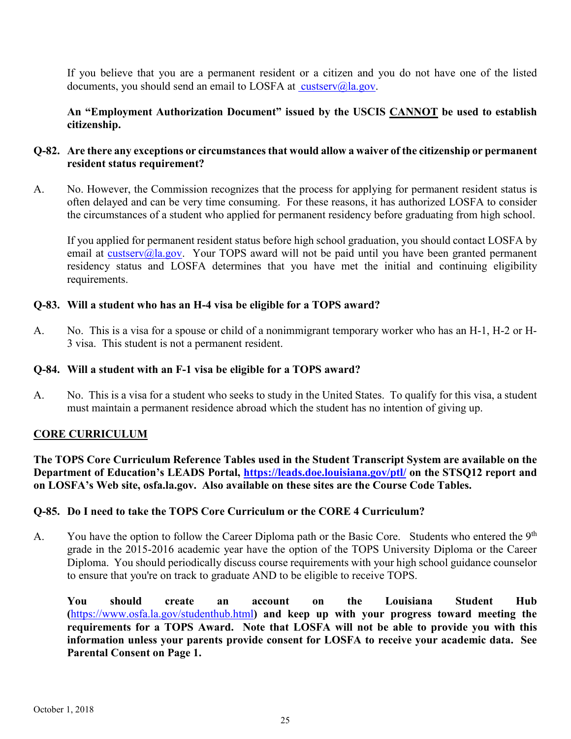If you believe that you are a permanent resident or a citizen and you do not have one of the listed documents, you should send an email to LOSFA at custserv@la.gov.

**An "Employment Authorization Document" issued by the USCIS CANNOT be used to establish citizenship.**

**Q-82. Are there any exceptions or circumstances that would allow a waiver of the citizenship or permanent resident status requirement?**

A. No. However, the Commission recognizes that the process for applying for permanent resident status is often delayed and can be very time consuming. For these reasons, it has authorized LOSFA to consider the circumstances of a student who applied for permanent residency before graduating from high school.

If you applied for permanent resident status before high school graduation, you should contact LOSFA by email at custserv@la.gov. Your TOPS award will not be paid until you have been granted permanent residency status and LOSFA determines that you have met the initial and continuing eligibility requirements.

**Q-83. Will a student who has an H-4 visa be eligible for a TOPS award?**

A. No. This is a visa for a spouse or child of a nonimmigrant temporary worker who has an H-1, H-2 or H-3 visa. This student is not a permanent resident.

**Q-84. Will a student with an F-1 visa be eligible for a TOPS award?**

A. No. This is a visa for a student who seeks to study in the United States. To qualify for this visa, a student must maintain a permanent residence abroad which the student has no intention of giving up.

## CORE CURRICULUM

**The TOPS Core Curriculum Reference Tables used in the Student Transcript System are available on the Department of Education's LEADS Portal, https://leads.doe.louisiana.gov/ptl/ on the STSQ12 report and on LOSFA's Web site, osfa.la.gov. Also available on these sites are the Course Code Tables.**

**Q-85. Do I need to take the TOPS Core Curriculum or the CORE 4 Curriculum?**

A. You have the option to follow the Career Diploma path or the Basic Core. Students who entered the 9th grade in the 2015-2016 academic year have the option of the TOPS University Diploma or the Career Diploma. You should periodically discuss course requirements with your high school guidance counselor to ensure that you're on track to graduate AND to be eligible to receive TOPS.

**You should create an account on the Louisiana Student Hub (https://www.osfa.la.gov/studenthub.html) and keep up with your progress toward meeting the requirements for a TOPS Award. Note that LOSFA will not be able to provide you with this information unless your parents provide consent for LOSFA to receive your academic data. See Parental Consent on Page 1.**

October 1, 2018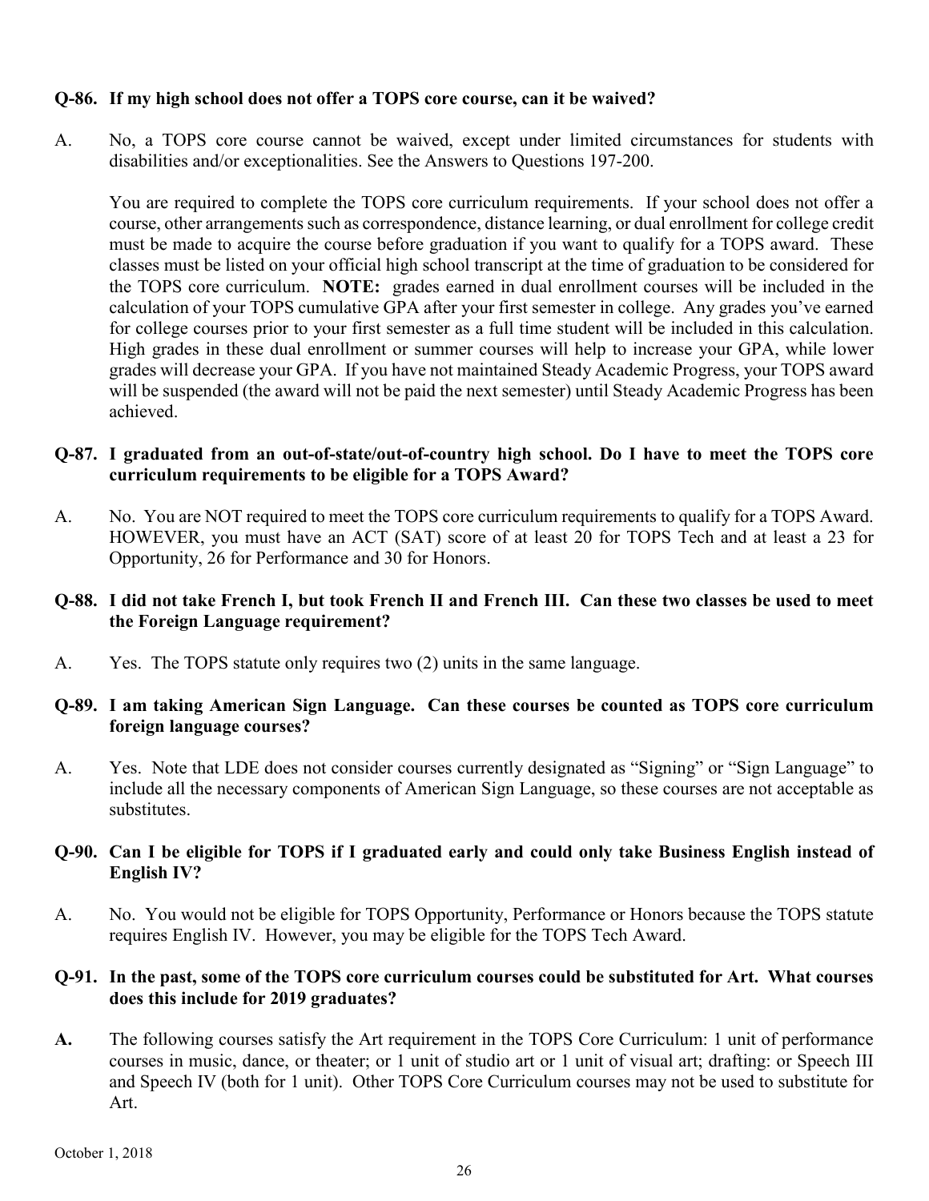**Q-86. If my high school does not offer a TOPS core course, can it be waived?**

A. No, a TOPS core course cannot be waived, except under limited circumstances for students with disabilities and/or exceptionalities. See the Answers to Questions 197-200.

You are required to complete the TOPS core curriculum requirements. If your school does not offer a course, other arrangements such as correspondence, distance learning, or dual enrollment for college credit must be made to acquire the course before graduation if you want to qualify for a TOPS award. These classes must be listed on your official high school transcript at the time of graduation to be considered for the TOPS core curriculum. **NOTE:** grades earned in dual enrollment courses will be included in the calculation of your TOPS cumulative GPA after your first semester in college. Any grades you've earned for college courses prior to your first semester as a full time student will be included in this calculation. High grades in these dual enrollment or summer courses will help to increase your GPA, while lower grades will decrease your GPA. If you have not maintained Steady Academic Progress, your TOPS award will be suspended (the award will not be paid the next semester) until Steady Academic Progress has been achieved.

**Q-87. I graduated from an out-of-state/out-of-country high school. Do I have to meet the TOPS core curriculum requirements to be eligible for a TOPS Award?**

A. No. You are NOT required to meet the TOPS core curriculum requirements to qualify for a TOPS Award. HOWEVER, you must have an ACT (SAT) score of at least 20 for TOPS Tech and at least a 23 for Opportunity, 26 for Performance and 30 for Honors.

**Q-88. I did not take French I, but took French II and French III. Can these two classes be used to meet the Foreign Language requirement?**

A. Yes. The TOPS statute only requires two (2) units in the same language.

**Q-89. I am taking American Sign Language. Can these courses be counted as TOPS core curriculum foreign language courses?**

A. Yes. Note that LDE does not consider courses currently designated as "Signing" or "Sign Language" to include all the necessary components of American Sign Language, so these courses are not acceptable as substitutes.

**Q-90. Can I be eligible for TOPS if I graduated early and could only take Business English instead of English IV?**

A. No. You would not be eligible for TOPS Opportunity, Performance or Honors because the TOPS statute requires English IV. However, you may be eligible for the TOPS Tech Award.

**Q-91. In the past, some of the TOPS core curriculum courses could be substituted for Art. What courses does this include for 2019 graduates?**

**A.** The following courses satisfy the Art requirement in the TOPS Core Curriculum: 1 unit of performance courses in music, dance, or theater; or 1 unit of studio art or 1 unit of visual art; drafting: or Speech III and Speech IV (both for 1 unit). Other TOPS Core Curriculum courses may not be used to substitute for Art.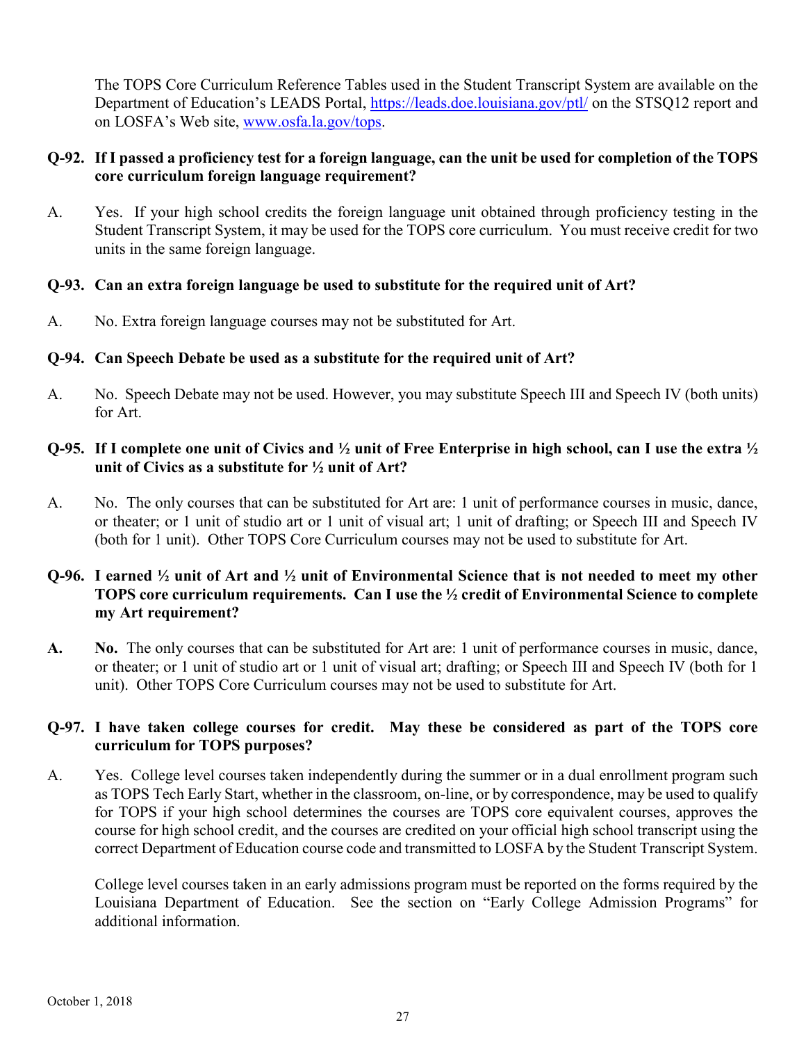The TOPS Core Curriculum Reference Tables used in the Student Transcript System are available on the Department of Education's LEADS Portal, https://leads.doe.louisiana.gov/ptl/ on the STSQ12 report and on LOSFA's Web site, www.osfa.la.gov/tops.

**Q-92. If I passed a proficiency test for a foreign language, can the unit be used for completion of the TOPS core curriculum foreign language requirement?**

A. Yes. If your high school credits the foreign language unit obtained through proficiency testing in the Student Transcript System, it may be used for the TOPS core curriculum. You must receive credit for two units in the same foreign language.

**Q-93. Can an extra foreign language be used to substitute for the required unit of Art?**

A. No. Extra foreign language courses may not be substituted for Art.

**Q-94. Can Speech Debate be used as a substitute for the required unit of Art?**

A. No. Speech Debate may not be used. However, you may substitute Speech III and Speech IV (both units) for Art.

**Q-95. If I complete one unit of Civics and ½ unit of Free Enterprise in high school, can I use the extra ½ unit of Civics as a substitute for ½ unit of Art?**

A. No. The only courses that can be substituted for Art are: 1 unit of performance courses in music, dance, or theater; or 1 unit of studio art or 1 unit of visual art; 1 unit of drafting; or Speech III and Speech IV (both for 1 unit). Other TOPS Core Curriculum courses may not be used to substitute for Art.

**Q-96. I earned ½ unit of Art and ½ unit of Environmental Science that is not needed to meet my other TOPS core curriculum requirements. Can I use the ½ credit of Environmental Science to complete my Art requirement?**

**A.** **No.** The only courses that can be substituted for Art are: 1 unit of performance courses in music, dance, or theater; or 1 unit of studio art or 1 unit of visual art; drafting; or Speech III and Speech IV (both for 1 unit). Other TOPS Core Curriculum courses may not be used to substitute for Art.

**Q-97. I have taken college courses for credit. May these be considered as part of the TOPS core curriculum for TOPS purposes?**

A. Yes. College level courses taken independently during the summer or in a dual enrollment program such as TOPS Tech Early Start, whether in the classroom, on-line, or by correspondence, may be used to qualify for TOPS if your high school determines the courses are TOPS core equivalent courses, approves the course for high school credit, and the courses are credited on your official high school transcript using the correct Department of Education course code and transmitted to LOSFA by the Student Transcript System.

College level courses taken in an early admissions program must be reported on the forms required by the Louisiana Department of Education. See the section on "Early College Admission Programs" for additional information.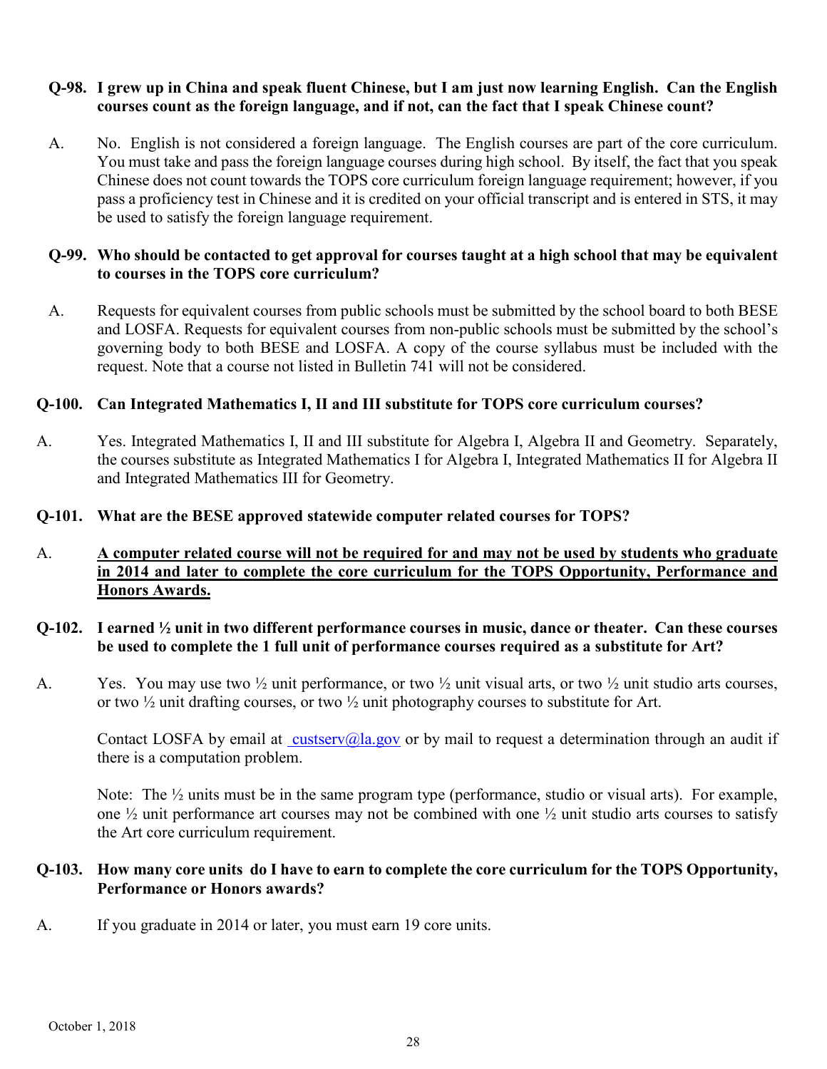**Q-98. I grew up in China and speak fluent Chinese, but I am just now learning English. Can the English courses count as the foreign language, and if not, can the fact that I speak Chinese count?**

A. No. English is not considered a foreign language. The English courses are part of the core curriculum. You must take and pass the foreign language courses during high school. By itself, the fact that you speak Chinese does not count towards the TOPS core curriculum foreign language requirement; however, if you pass a proficiency test in Chinese and it is credited on your official transcript and is entered in STS, it may be used to satisfy the foreign language requirement.

**Q-99. Who should be contacted to get approval for courses taught at a high school that may be equivalent to courses in the TOPS core curriculum?**

A. Requests for equivalent courses from public schools must be submitted by the school board to both BESE and LOSFA. Requests for equivalent courses from non-public schools must be submitted by the school's governing body to both BESE and LOSFA. A copy of the course syllabus must be included with the request. Note that a course not listed in Bulletin 741 will not be considered.

**Q-100. Can Integrated Mathematics I, II and III substitute for TOPS core curriculum courses?**

A. Yes. Integrated Mathematics I, II and III substitute for Algebra I, Algebra II and Geometry. Separately, the courses substitute as Integrated Mathematics I for Algebra I, Integrated Mathematics II for Algebra II and Integrated Mathematics III for Geometry.

**Q-101. What are the BESE approved statewide computer related courses for TOPS?**

A. **A computer related course will not be required for and may not be used by students who graduate in 2014 and later to complete the core curriculum for the TOPS Opportunity, Performance and Honors Awards.**

**Q-102. I earned ½ unit in two different performance courses in music, dance or theater. Can these courses be used to complete the 1 full unit of performance courses required as a substitute for Art?**

A. Yes. You may use two ½ unit performance, or two ½ unit visual arts, or two ½ unit studio arts courses, or two ½ unit drafting courses, or two ½ unit photography courses to substitute for Art.

Contact LOSFA by email at custserv@la.gov or by mail to request a determination through an audit if there is a computation problem.

Note: The ½ units must be in the same program type (performance, studio or visual arts). For example, one ½ unit performance art courses may not be combined with one ½ unit studio arts courses to satisfy the Art core curriculum requirement.

**Q-103. How many core units do I have to earn to complete the core curriculum for the TOPS Opportunity, Performance or Honors awards?**

A. If you graduate in 2014 or later, you must earn 19 core units.

October 1, 2018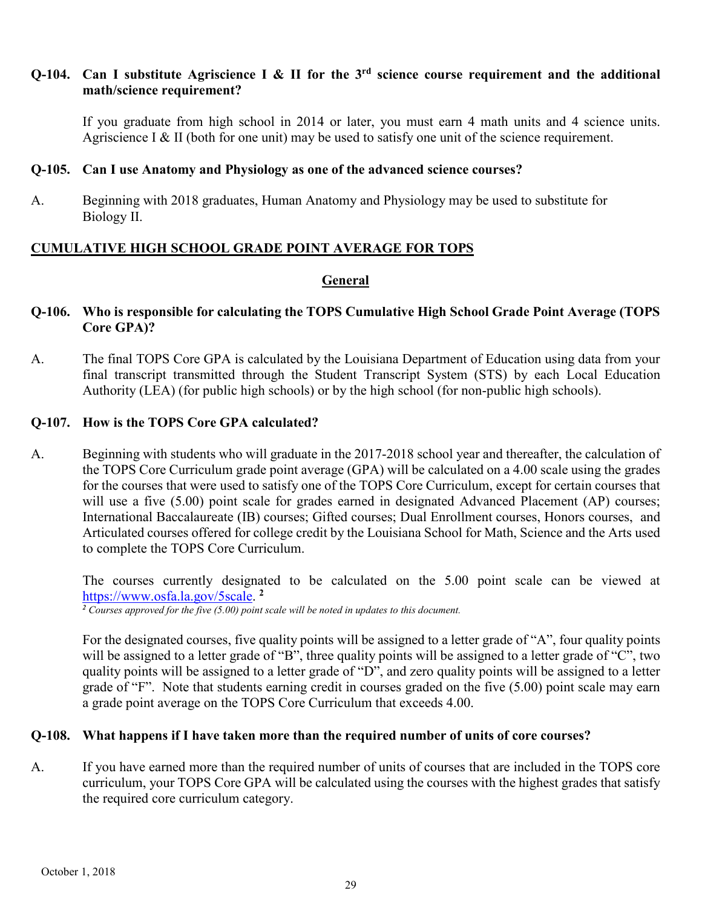**Q-104. Can I substitute Agriscience I & II for the 3rd science course requirement and the additional math/science requirement?**

If you graduate from high school in 2014 or later, you must earn 4 math units and 4 science units. Agriscience I & II (both for one unit) may be used to satisfy one unit of the science requirement.

**Q-105. Can I use Anatomy and Physiology as one of the advanced science courses?**

A. Beginning with 2018 graduates, Human Anatomy and Physiology may be used to substitute for Biology II.

## CUMULATIVE HIGH SCHOOL GRADE POINT AVERAGE FOR TOPS

### General

**Q-106. Who is responsible for calculating the TOPS Cumulative High School Grade Point Average (TOPS Core GPA)?**

A. The final TOPS Core GPA is calculated by the Louisiana Department of Education using data from your final transcript transmitted through the Student Transcript System (STS) by each Local Education Authority (LEA) (for public high schools) or by the high school (for non-public high schools).

**Q-107. How is the TOPS Core GPA calculated?**

A. Beginning with students who will graduate in the 2017-2018 school year and thereafter, the calculation of the TOPS Core Curriculum grade point average (GPA) will be calculated on a 4.00 scale using the grades for the courses that were used to satisfy one of the TOPS Core Curriculum, except for certain courses that will use a five (5.00) point scale for grades earned in designated Advanced Placement (AP) courses; International Baccalaureate (IB) courses; Gifted courses; Dual Enrollment courses, Honors courses, and Articulated courses offered for college credit by the Louisiana School for Math, Science and the Arts used to complete the TOPS Core Curriculum.

The courses currently designated to be calculated on the 5.00 point scale can be viewed at https://www.osfa.la.gov/5scale. [2]

[2] *Courses approved for the five (5.00) point scale will be noted in updates to this document.*

For the designated courses, five quality points will be assigned to a letter grade of "A", four quality points will be assigned to a letter grade of "B", three quality points will be assigned to a letter grade of "C", two quality points will be assigned to a letter grade of "D", and zero quality points will be assigned to a letter grade of "F". Note that students earning credit in courses graded on the five (5.00) point scale may earn a grade point average on the TOPS Core Curriculum that exceeds 4.00.

**Q-108. What happens if I have taken more than the required number of units of core courses?**

A. If you have earned more than the required number of units of courses that are included in the TOPS core curriculum, your TOPS Core GPA will be calculated using the courses with the highest grades that satisfy the required core curriculum category.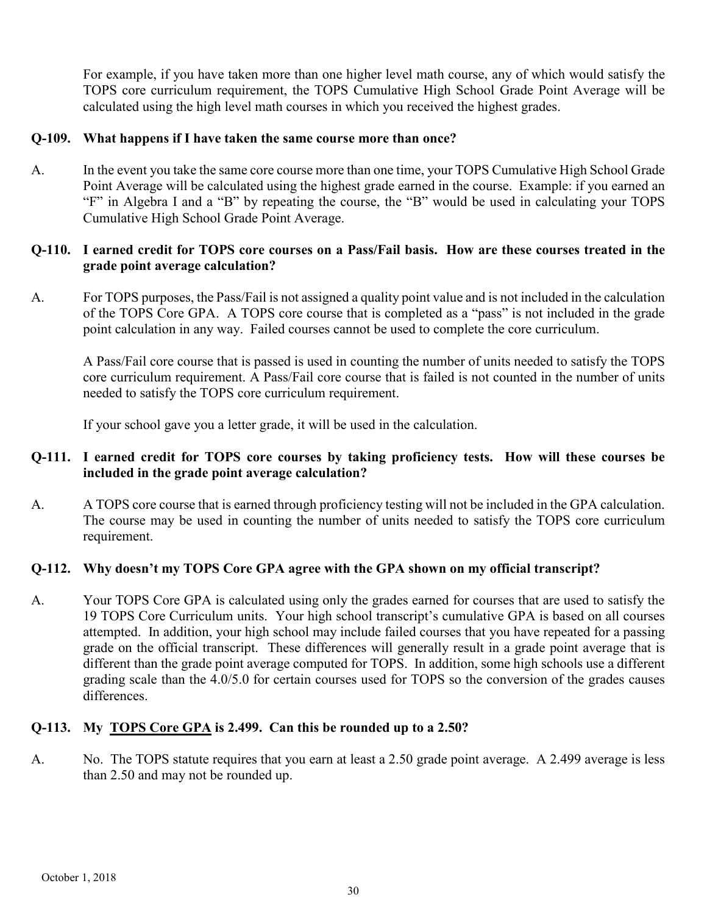For example, if you have taken more than one higher level math course, any of which would satisfy the TOPS core curriculum requirement, the TOPS Cumulative High School Grade Point Average will be calculated using the high level math courses in which you received the highest grades.

**Q-109. What happens if I have taken the same course more than once?**

A. In the event you take the same core course more than one time, your TOPS Cumulative High School Grade Point Average will be calculated using the highest grade earned in the course. Example: if you earned an "F" in Algebra I and a "B" by repeating the course, the "B" would be used in calculating your TOPS Cumulative High School Grade Point Average.

**Q-110. I earned credit for TOPS core courses on a Pass/Fail basis. How are these courses treated in the grade point average calculation?**

A. For TOPS purposes, the Pass/Fail is not assigned a quality point value and is not included in the calculation of the TOPS Core GPA. A TOPS core course that is completed as a "pass" is not included in the grade point calculation in any way. Failed courses cannot be used to complete the core curriculum.

A Pass/Fail core course that is passed is used in counting the number of units needed to satisfy the TOPS core curriculum requirement. A Pass/Fail core course that is failed is not counted in the number of units needed to satisfy the TOPS core curriculum requirement.

If your school gave you a letter grade, it will be used in the calculation.

**Q-111. I earned credit for TOPS core courses by taking proficiency tests. How will these courses be included in the grade point average calculation?**

A. A TOPS core course that is earned through proficiency testing will not be included in the GPA calculation. The course may be used in counting the number of units needed to satisfy the TOPS core curriculum requirement.

**Q-112. Why doesn't my TOPS Core GPA agree with the GPA shown on my official transcript?**

A. Your TOPS Core GPA is calculated using only the grades earned for courses that are used to satisfy the 19 TOPS Core Curriculum units. Your high school transcript's cumulative GPA is based on all courses attempted. In addition, your high school may include failed courses that you have repeated for a passing grade on the official transcript. These differences will generally result in a grade point average that is different than the grade point average computed for TOPS. In addition, some high schools use a different grading scale than the 4.0/5.0 for certain courses used for TOPS so the conversion of the grades causes differences.

**Q-113. My <u>TOPS Core GPA</u> is 2.499. Can this be rounded up to a 2.50?**

A. No. The TOPS statute requires that you earn at least a 2.50 grade point average. A 2.499 average is less than 2.50 and may not be rounded up.

October 1, 2018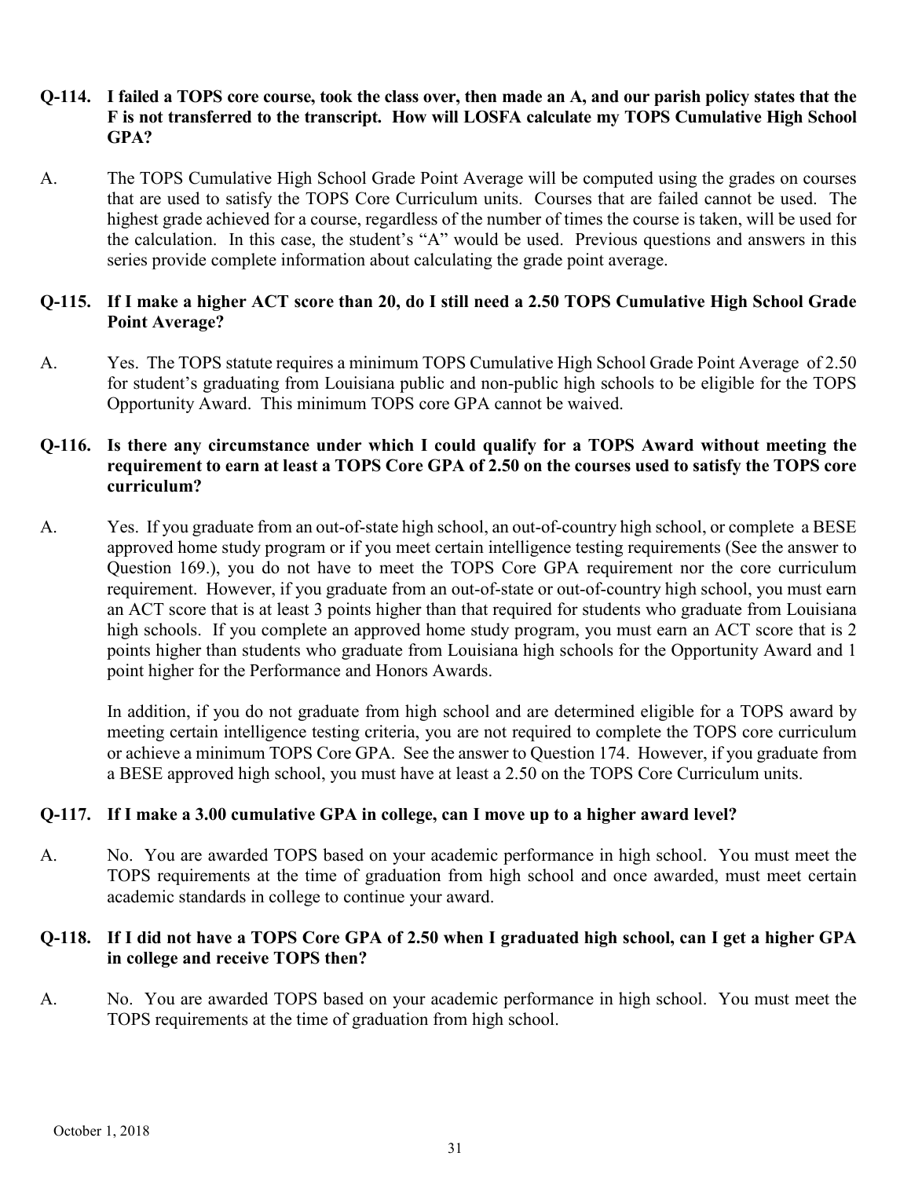**Q-114. I failed a TOPS core course, took the class over, then made an A, and our parish policy states that the F is not transferred to the transcript. How will LOSFA calculate my TOPS Cumulative High School GPA?**

A. The TOPS Cumulative High School Grade Point Average will be computed using the grades on courses that are used to satisfy the TOPS Core Curriculum units. Courses that are failed cannot be used. The highest grade achieved for a course, regardless of the number of times the course is taken, will be used for the calculation. In this case, the student's "A" would be used. Previous questions and answers in this series provide complete information about calculating the grade point average.

**Q-115. If I make a higher ACT score than 20, do I still need a 2.50 TOPS Cumulative High School Grade Point Average?**

A. Yes. The TOPS statute requires a minimum TOPS Cumulative High School Grade Point Average of 2.50 for student's graduating from Louisiana public and non-public high schools to be eligible for the TOPS Opportunity Award. This minimum TOPS core GPA cannot be waived.

**Q-116. Is there any circumstance under which I could qualify for a TOPS Award without meeting the requirement to earn at least a TOPS Core GPA of 2.50 on the courses used to satisfy the TOPS core curriculum?**

A. Yes. If you graduate from an out-of-state high school, an out-of-country high school, or complete a BESE approved home study program or if you meet certain intelligence testing requirements (See the answer to Question 169.), you do not have to meet the TOPS Core GPA requirement nor the core curriculum requirement. However, if you graduate from an out-of-state or out-of-country high school, you must earn an ACT score that is at least 3 points higher than that required for students who graduate from Louisiana high schools. If you complete an approved home study program, you must earn an ACT score that is 2 points higher than students who graduate from Louisiana high schools for the Opportunity Award and 1 point higher for the Performance and Honors Awards.

In addition, if you do not graduate from high school and are determined eligible for a TOPS award by meeting certain intelligence testing criteria, you are not required to complete the TOPS core curriculum or achieve a minimum TOPS Core GPA. See the answer to Question 174. However, if you graduate from a BESE approved high school, you must have at least a 2.50 on the TOPS Core Curriculum units.

**Q-117. If I make a 3.00 cumulative GPA in college, can I move up to a higher award level?**

A. No. You are awarded TOPS based on your academic performance in high school. You must meet the TOPS requirements at the time of graduation from high school and once awarded, must meet certain academic standards in college to continue your award.

**Q-118. If I did not have a TOPS Core GPA of 2.50 when I graduated high school, can I get a higher GPA in college and receive TOPS then?**

A. No. You are awarded TOPS based on your academic performance in high school. You must meet the TOPS requirements at the time of graduation from high school.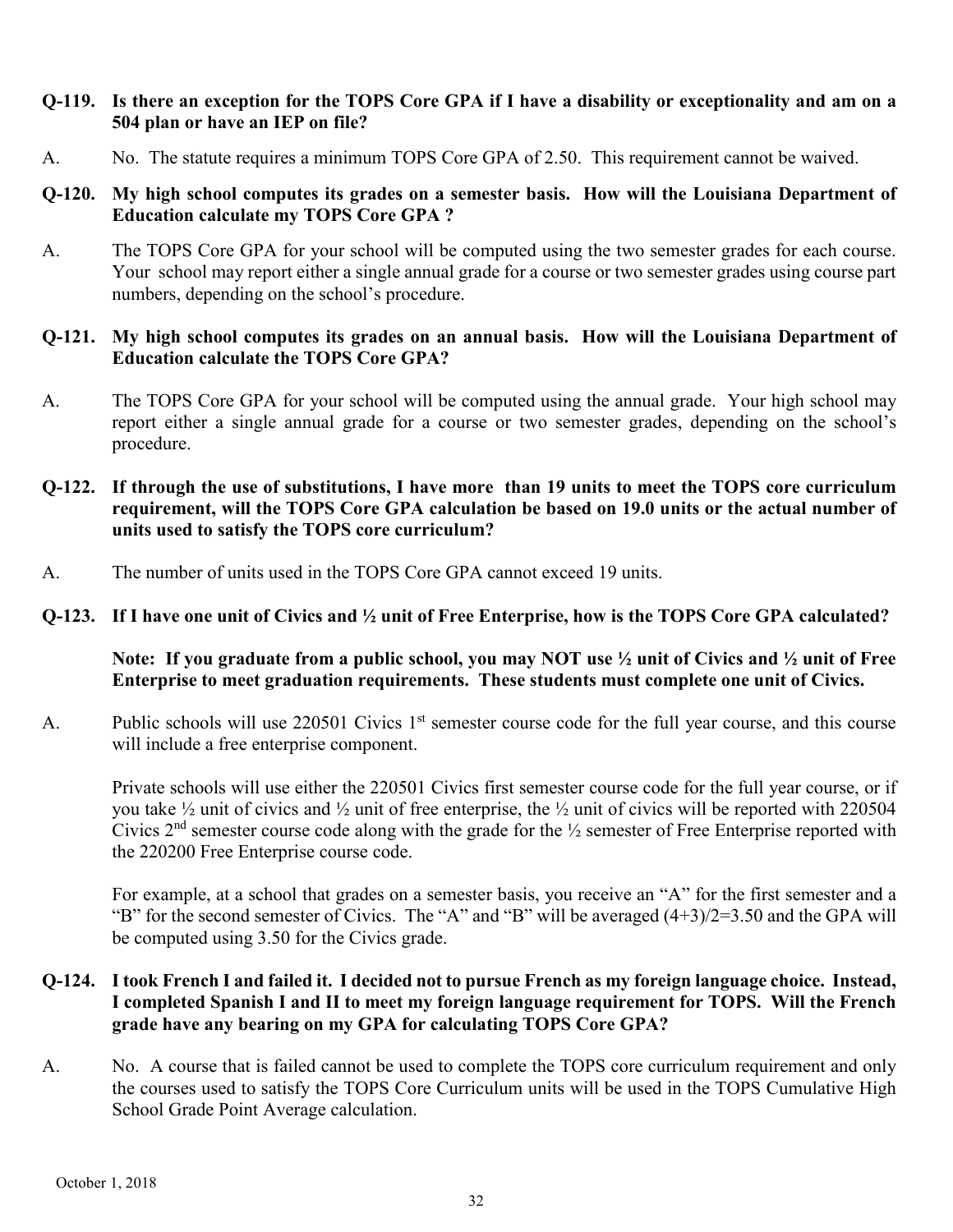**Q-119. Is there an exception for the TOPS Core GPA if I have a disability or exceptionality and am on a 504 plan or have an IEP on file?**

A. No. The statute requires a minimum TOPS Core GPA of 2.50. This requirement cannot be waived.

**Q-120. My high school computes its grades on a semester basis. How will the Louisiana Department of Education calculate my TOPS Core GPA ?**

A. The TOPS Core GPA for your school will be computed using the two semester grades for each course. Your school may report either a single annual grade for a course or two semester grades using course part numbers, depending on the school's procedure.

**Q-121. My high school computes its grades on an annual basis. How will the Louisiana Department of Education calculate the TOPS Core GPA?**

A. The TOPS Core GPA for your school will be computed using the annual grade. Your high school may report either a single annual grade for a course or two semester grades, depending on the school's procedure.

**Q-122. If through the use of substitutions, I have more than 19 units to meet the TOPS core curriculum requirement, will the TOPS Core GPA calculation be based on 19.0 units or the actual number of units used to satisfy the TOPS core curriculum?**

A. The number of units used in the TOPS Core GPA cannot exceed 19 units.

**Q-123. If I have one unit of Civics and ½ unit of Free Enterprise, how is the TOPS Core GPA calculated?**

**Note: If you graduate from a public school, you may NOT use ½ unit of Civics and ½ unit of Free Enterprise to meet graduation requirements. These students must complete one unit of Civics.**

A. Public schools will use 220501 Civics 1st semester course code for the full year course, and this course will include a free enterprise component.

Private schools will use either the 220501 Civics first semester course code for the full year course, or if you take ½ unit of civics and ½ unit of free enterprise, the ½ unit of civics will be reported with 220504 Civics 2nd semester course code along with the grade for the ½ semester of Free Enterprise reported with the 220200 Free Enterprise course code.

For example, at a school that grades on a semester basis, you receive an "A" for the first semester and a "B" for the second semester of Civics. The "A" and "B" will be averaged $(4+3)/2=3.50$ and the GPA will be computed using 3.50 for the Civics grade.

**Q-124. I took French I and failed it. I decided not to pursue French as my foreign language choice. Instead, I completed Spanish I and II to meet my foreign language requirement for TOPS. Will the French grade have any bearing on my GPA for calculating TOPS Core GPA?**

A. No. A course that is failed cannot be used to complete the TOPS core curriculum requirement and only the courses used to satisfy the TOPS Core Curriculum units will be used in the TOPS Cumulative High School Grade Point Average calculation.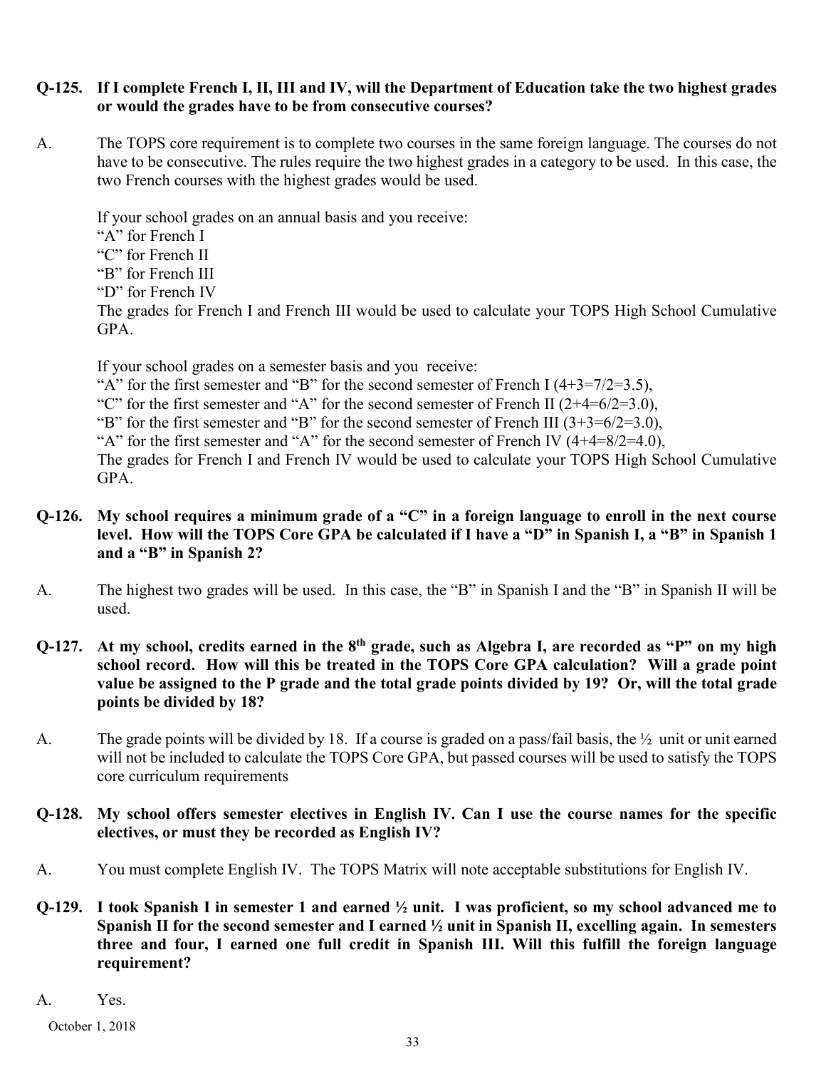**Q-125. If I complete French I, II, III and IV, will the Department of Education take the two highest grades or would the grades have to be from consecutive courses?**

A. The TOPS core requirement is to complete two courses in the same foreign language. The courses do not have to be consecutive. The rules require the two highest grades in a category to be used. In this case, the two French courses with the highest grades would be used.

If your school grades on an annual basis and you receive:
"A" for French I
"C" for French II
"B" for French III
"D" for French IV
The grades for French I and French III would be used to calculate your TOPS High School Cumulative GPA.

If your school grades on a semester basis and you receive:
"A" for the first semester and "B" for the second semester of French I (4+3=7/2=3.5),
"C" for the first semester and "A" for the second semester of French II (2+4=6/2=3.0),
"B" for the first semester and "B" for the second semester of French III (3+3=6/2=3.0),
"A" for the first semester and "A" for the second semester of French IV (4+4=8/2=4.0),
The grades for French I and French IV would be used to calculate your TOPS High School Cumulative GPA.

**Q-126. My school requires a minimum grade of a "C" in a foreign language to enroll in the next course level. How will the TOPS Core GPA be calculated if I have a "D" in Spanish I, a "B" in Spanish 1 and a "B" in Spanish 2?**

A. The highest two grades will be used. In this case, the "B" in Spanish I and the "B" in Spanish II will be used.

**Q-127. At my school, credits earned in the 8th grade, such as Algebra I, are recorded as "P" on my high school record. How will this be treated in the TOPS Core GPA calculation? Will a grade point value be assigned to the P grade and the total grade points divided by 19? Or, will the total grade points be divided by 18?**

A. The grade points will be divided by 18. If a course is graded on a pass/fail basis, the ½ unit or unit earned will not be included to calculate the TOPS Core GPA, but passed courses will be used to satisfy the TOPS core curriculum requirements

**Q-128. My school offers semester electives in English IV. Can I use the course names for the specific electives, or must they be recorded as English IV?**

A. You must complete English IV. The TOPS Matrix will note acceptable substitutions for English IV.

**Q-129. I took Spanish I in semester 1 and earned ½ unit. I was proficient, so my school advanced me to Spanish II for the second semester and I earned ½ unit in Spanish II, excelling again. In semesters three and four, I earned one full credit in Spanish III. Will this fulfill the foreign language requirement?**

A. Yes.

October 1, 2018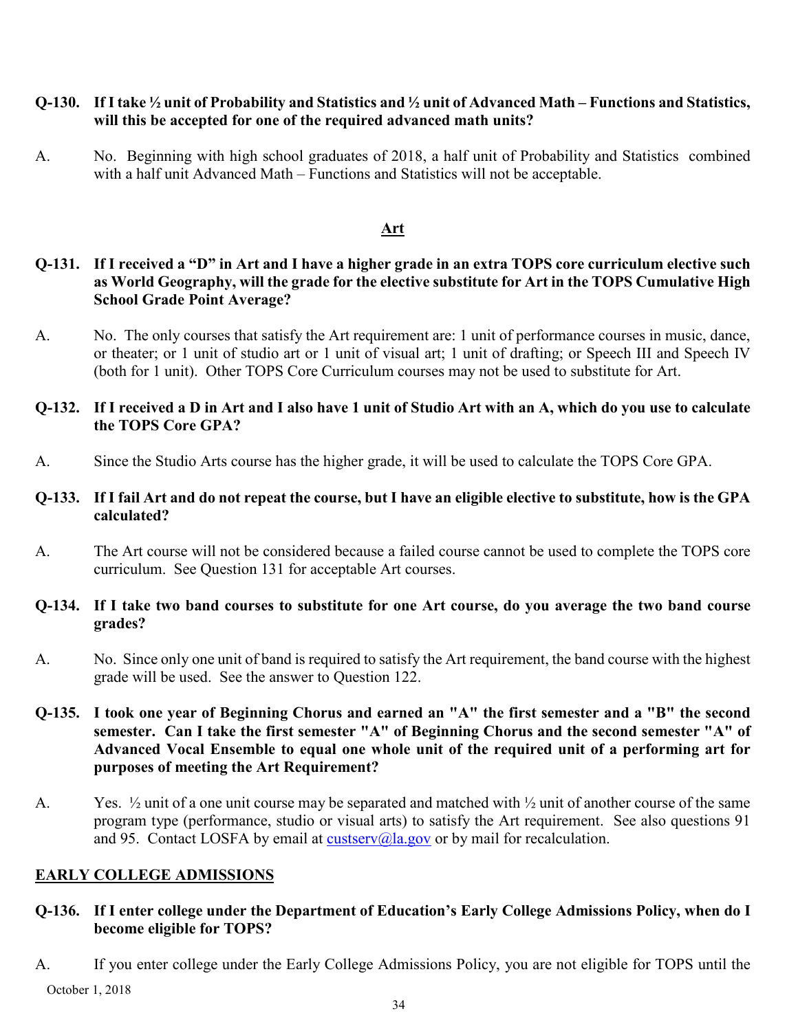**Q-130. If I take ½ unit of Probability and Statistics and ½ unit of Advanced Math – Functions and Statistics, will this be accepted for one of the required advanced math units?**

A. No. Beginning with high school graduates of 2018, a half unit of Probability and Statistics combined with a half unit Advanced Math – Functions and Statistics will not be acceptable.

## Art

**Q-131. If I received a "D" in Art and I have a higher grade in an extra TOPS core curriculum elective such as World Geography, will the grade for the elective substitute for Art in the TOPS Cumulative High School Grade Point Average?**

A. No. The only courses that satisfy the Art requirement are: 1 unit of performance courses in music, dance, or theater; or 1 unit of studio art or 1 unit of visual art; 1 unit of drafting; or Speech III and Speech IV (both for 1 unit). Other TOPS Core Curriculum courses may not be used to substitute for Art.

**Q-132. If I received a D in Art and I also have 1 unit of Studio Art with an A, which do you use to calculate the TOPS Core GPA?**

A. Since the Studio Arts course has the higher grade, it will be used to calculate the TOPS Core GPA.

**Q-133. If I fail Art and do not repeat the course, but I have an eligible elective to substitute, how is the GPA calculated?**

A. The Art course will not be considered because a failed course cannot be used to complete the TOPS core curriculum. See Question 131 for acceptable Art courses.

**Q-134. If I take two band courses to substitute for one Art course, do you average the two band course grades?**

A. No. Since only one unit of band is required to satisfy the Art requirement, the band course with the highest grade will be used. See the answer to Question 122.

**Q-135. I took one year of Beginning Chorus and earned an "A" the first semester and a "B" the second semester. Can I take the first semester "A" of Beginning Chorus and the second semester "A" of Advanced Vocal Ensemble to equal one whole unit of the required unit of a performing art for purposes of meeting the Art Requirement?**

A. Yes. ½ unit of a one unit course may be separated and matched with ½ unit of another course of the same program type (performance, studio or visual arts) to satisfy the Art requirement. See also questions 91 and 95. Contact LOSFA by email at custserv@la.gov or by mail for recalculation.

## EARLY COLLEGE ADMISSIONS

**Q-136. If I enter college under the Department of Education's Early College Admissions Policy, when do I become eligible for TOPS?**

A. If you enter college under the Early College Admissions Policy, you are not eligible for TOPS until the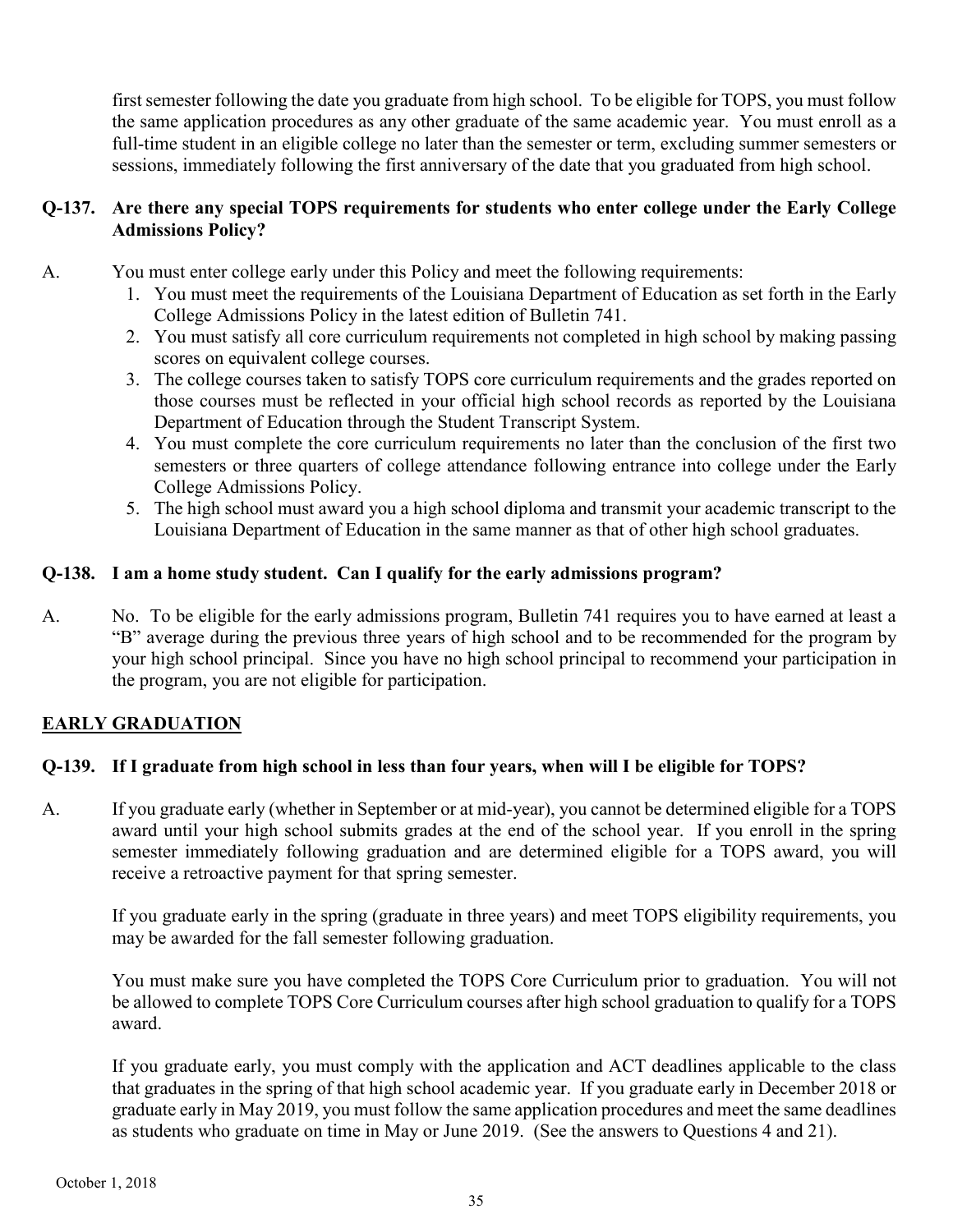first semester following the date you graduate from high school. To be eligible for TOPS, you must follow the same application procedures as any other graduate of the same academic year. You must enroll as a full-time student in an eligible college no later than the semester or term, excluding summer semesters or sessions, immediately following the first anniversary of the date that you graduated from high school.

**Q-137. Are there any special TOPS requirements for students who enter college under the Early College Admissions Policy?**

A. You must enter college early under this Policy and meet the following requirements:

1. You must meet the requirements of the Louisiana Department of Education as set forth in the Early College Admissions Policy in the latest edition of Bulletin 741.
2. You must satisfy all core curriculum requirements not completed in high school by making passing scores on equivalent college courses.
3. The college courses taken to satisfy TOPS core curriculum requirements and the grades reported on those courses must be reflected in your official high school records as reported by the Louisiana Department of Education through the Student Transcript System.
4. You must complete the core curriculum requirements no later than the conclusion of the first two semesters or three quarters of college attendance following entrance into college under the Early College Admissions Policy.
5. The high school must award you a high school diploma and transmit your academic transcript to the Louisiana Department of Education in the same manner as that of other high school graduates.

**Q-138. I am a home study student. Can I qualify for the early admissions program?**

A. No. To be eligible for the early admissions program, Bulletin 741 requires you to have earned at least a "B" average during the previous three years of high school and to be recommended for the program by your high school principal. Since you have no high school principal to recommend your participation in the program, you are not eligible for participation.

## EARLY GRADUATION

**Q-139. If I graduate from high school in less than four years, when will I be eligible for TOPS?**

A. If you graduate early (whether in September or at mid-year), you cannot be determined eligible for a TOPS award until your high school submits grades at the end of the school year. If you enroll in the spring semester immediately following graduation and are determined eligible for a TOPS award, you will receive a retroactive payment for that spring semester.

If you graduate early in the spring (graduate in three years) and meet TOPS eligibility requirements, you may be awarded for the fall semester following graduation.

You must make sure you have completed the TOPS Core Curriculum prior to graduation. You will not be allowed to complete TOPS Core Curriculum courses after high school graduation to qualify for a TOPS award.

If you graduate early, you must comply with the application and ACT deadlines applicable to the class that graduates in the spring of that high school academic year. If you graduate early in December 2018 or graduate early in May 2019, you must follow the same application procedures and meet the same deadlines as students who graduate on time in May or June 2019. (See the answers to Questions 4 and 21).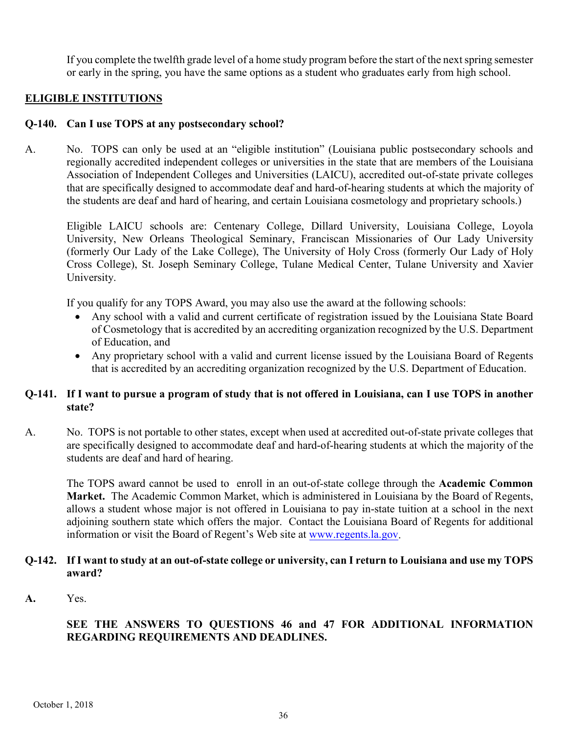If you complete the twelfth grade level of a home study program before the start of the next spring semester or early in the spring, you have the same options as a student who graduates early from high school.

## ELIGIBLE INSTITUTIONS

**Q-140. Can I use TOPS at any postsecondary school?**

A. No. TOPS can only be used at an "eligible institution" (Louisiana public postsecondary schools and regionally accredited independent colleges or universities in the state that are members of the Louisiana Association of Independent Colleges and Universities (LAICU), accredited out-of-state private colleges that are specifically designed to accommodate deaf and hard-of-hearing students at which the majority of the students are deaf and hard of hearing, and certain Louisiana cosmetology and proprietary schools.)

Eligible LAICU schools are: Centenary College, Dillard University, Louisiana College, Loyola University, New Orleans Theological Seminary, Franciscan Missionaries of Our Lady University (formerly Our Lady of the Lake College), The University of Holy Cross (formerly Our Lady of Holy Cross College), St. Joseph Seminary College, Tulane Medical Center, Tulane University and Xavier University.

If you qualify for any TOPS Award, you may also use the award at the following schools:

- Any school with a valid and current certificate of registration issued by the Louisiana State Board of Cosmetology that is accredited by an accrediting organization recognized by the U.S. Department of Education, and
- Any proprietary school with a valid and current license issued by the Louisiana Board of Regents that is accredited by an accrediting organization recognized by the U.S. Department of Education.

**Q-141. If I want to pursue a program of study that is not offered in Louisiana, can I use TOPS in another state?**

A. No. TOPS is not portable to other states, except when used at accredited out-of-state private colleges that are specifically designed to accommodate deaf and hard-of-hearing students at which the majority of the students are deaf and hard of hearing.

The TOPS award cannot be used to enroll in an out-of-state college through the **Academic Common Market.** The Academic Common Market, which is administered in Louisiana by the Board of Regents, allows a student whose major is not offered in Louisiana to pay in-state tuition at a school in the next adjoining southern state which offers the major. Contact the Louisiana Board of Regents for additional information or visit the Board of Regent's Web site at [www.regents.la.gov](http://www.regents.la.gov).

**Q-142. If I want to study at an out-of-state college or university, can I return to Louisiana and use my TOPS award?**

**A.** Yes.

**SEE THE ANSWERS TO QUESTIONS 46 and 47 FOR ADDITIONAL INFORMATION REGARDING REQUIREMENTS AND DEADLINES.**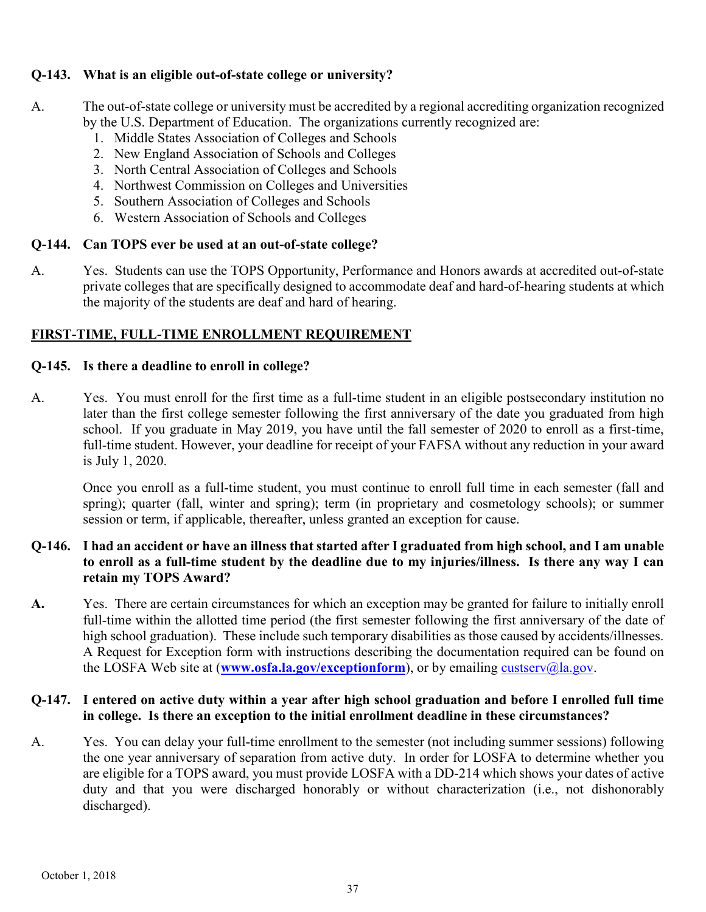**Q-143. What is an eligible out-of-state college or university?**

A. The out-of-state college or university must be accredited by a regional accrediting organization recognized by the U.S. Department of Education. The organizations currently recognized are:

1. Middle States Association of Colleges and Schools
2. New England Association of Schools and Colleges
3. North Central Association of Colleges and Schools
4. Northwest Commission on Colleges and Universities
5. Southern Association of Colleges and Schools
6. Western Association of Schools and Colleges

**Q-144. Can TOPS ever be used at an out-of-state college?**

A. Yes. Students can use the TOPS Opportunity, Performance and Honors awards at accredited out-of-state private colleges that are specifically designed to accommodate deaf and hard-of-hearing students at which the majority of the students are deaf and hard of hearing.

**<u>FIRST-TIME, FULL-TIME ENROLLMENT REQUIREMENT</u>**

**Q-145. Is there a deadline to enroll in college?**

A. Yes. You must enroll for the first time as a full-time student in an eligible postsecondary institution no later than the first college semester following the first anniversary of the date you graduated from high school. If you graduate in May 2019, you have until the fall semester of 2020 to enroll as a first-time, full-time student. However, your deadline for receipt of your FAFSA without any reduction in your award is July 1, 2020.

Once you enroll as a full-time student, you must continue to enroll full time in each semester (fall and spring); quarter (fall, winter and spring); term (in proprietary and cosmetology schools); or summer session or term, if applicable, thereafter, unless granted an exception for cause.

**Q-146. I had an accident or have an illness that started after I graduated from high school, and I am unable to enroll as a full-time student by the deadline due to my injuries/illness. Is there any way I can retain my TOPS Award?**

**A.** Yes. There are certain circumstances for which an exception may be granted for failure to initially enroll full-time within the allotted time period (the first semester following the first anniversary of the date of high school graduation). These include such temporary disabilities as those caused by accidents/illnesses. A Request for Exception form with instructions describing the documentation required can be found on the LOSFA Web site at (**www.osfa.la.gov/exceptionform**), or by emailing custserv@la.gov.

**Q-147. I entered on active duty within a year after high school graduation and before I enrolled full time in college. Is there an exception to the initial enrollment deadline in these circumstances?**

A. Yes. You can delay your full-time enrollment to the semester (not including summer sessions) following the one year anniversary of separation from active duty. In order for LOSFA to determine whether you are eligible for a TOPS award, you must provide LOSFA with a DD-214 which shows your dates of active duty and that you were discharged honorably or without characterization (i.e., not dishonorably discharged).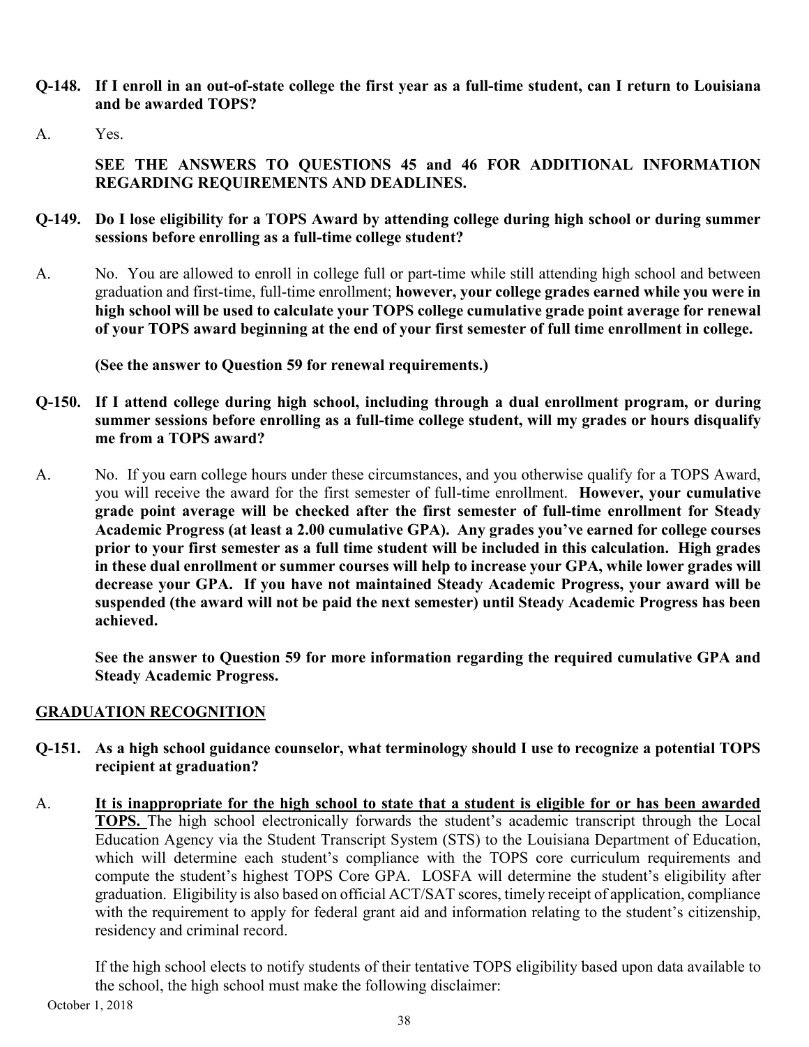**Q-148. If I enroll in an out-of-state college the first year as a full-time student, can I return to Louisiana and be awarded TOPS?**

A. Yes.

**SEE THE ANSWERS TO QUESTIONS 45 and 46 FOR ADDITIONAL INFORMATION REGARDING REQUIREMENTS AND DEADLINES.**

**Q-149. Do I lose eligibility for a TOPS Award by attending college during high school or during summer sessions before enrolling as a full-time college student?**

A. No. You are allowed to enroll in college full or part-time while still attending high school and between graduation and first-time, full-time enrollment; **however, your college grades earned while you were in high school will be used to calculate your TOPS college cumulative grade point average for renewal of your TOPS award beginning at the end of your first semester of full time enrollment in college.**

**(See the answer to Question 59 for renewal requirements.)**

**Q-150. If I attend college during high school, including through a dual enrollment program, or during summer sessions before enrolling as a full-time college student, will my grades or hours disqualify me from a TOPS award?**

A. No. If you earn college hours under these circumstances, and you otherwise qualify for a TOPS Award, you will receive the award for the first semester of full-time enrollment. **However, your cumulative grade point average will be checked after the first semester of full-time enrollment for Steady Academic Progress (at least a 2.00 cumulative GPA). Any grades you've earned for college courses prior to your first semester as a full time student will be included in this calculation. High grades in these dual enrollment or summer courses will help to increase your GPA, while lower grades will decrease your GPA. If you have not maintained Steady Academic Progress, your award will be suspended (the award will not be paid the next semester) until Steady Academic Progress has been achieved.**

**See the answer to Question 59 for more information regarding the required cumulative GPA and Steady Academic Progress.**

## GRADUATION RECOGNITION

**Q-151. As a high school guidance counselor, what terminology should I use to recognize a potential TOPS recipient at graduation?**

A. **It is inappropriate for the high school to state that a student is eligible for or has been awarded TOPS.** The high school electronically forwards the student's academic transcript through the Local Education Agency via the Student Transcript System (STS) to the Louisiana Department of Education, which will determine each student's compliance with the TOPS core curriculum requirements and compute the student's highest TOPS Core GPA. LOSFA will determine the student's eligibility after graduation. Eligibility is also based on official ACT/SAT scores, timely receipt of application, compliance with the requirement to apply for federal grant aid and information relating to the student's citizenship, residency and criminal record.

If the high school elects to notify students of their tentative TOPS eligibility based upon data available to the school, the high school must make the following disclaimer:

October 1, 2018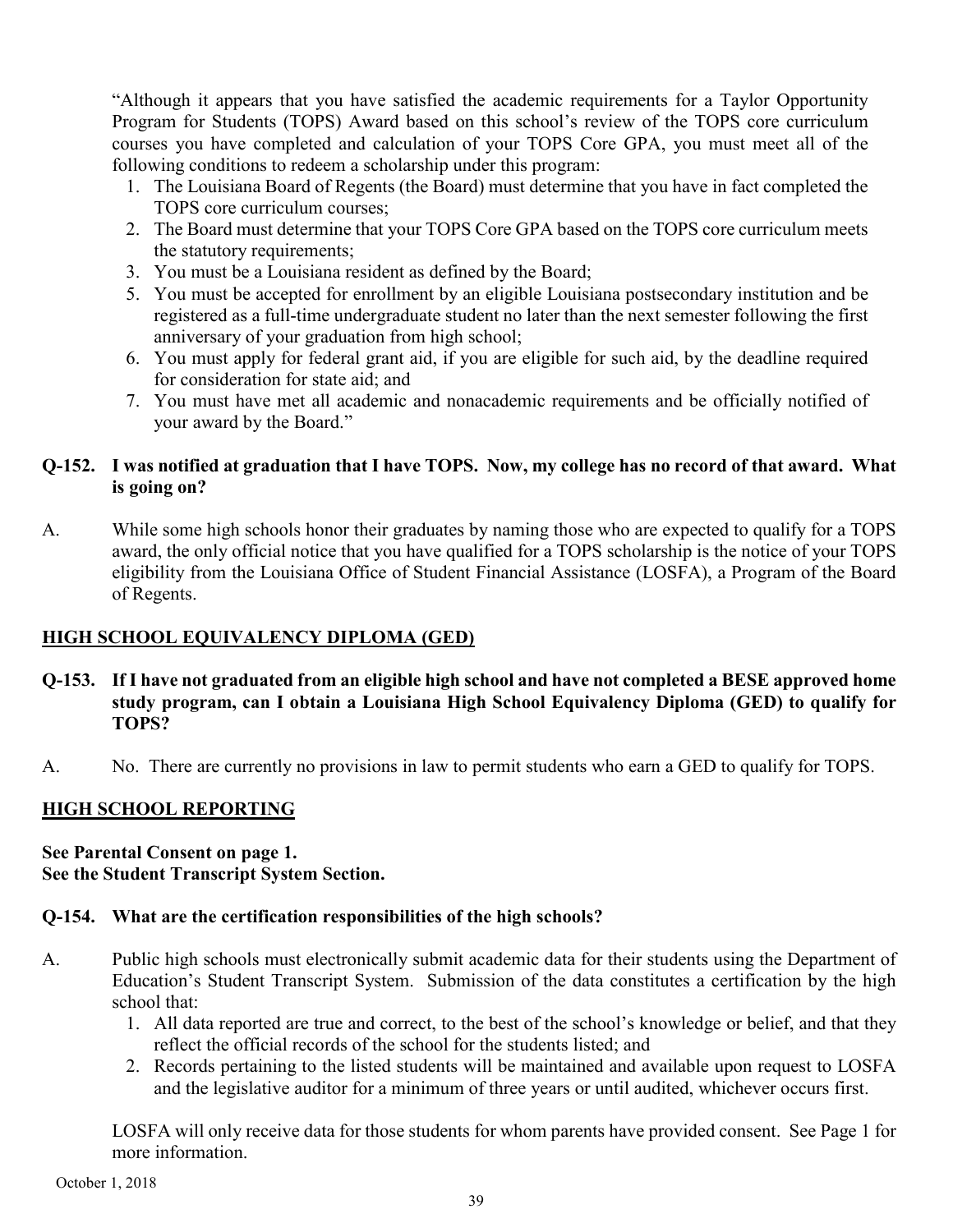"Although it appears that you have satisfied the academic requirements for a Taylor Opportunity Program for Students (TOPS) Award based on this school's review of the TOPS core curriculum courses you have completed and calculation of your TOPS Core GPA, you must meet all of the following conditions to redeem a scholarship under this program:

1. The Louisiana Board of Regents (the Board) must determine that you have in fact completed the TOPS core curriculum courses;
2. The Board must determine that your TOPS Core GPA based on the TOPS core curriculum meets the statutory requirements;
3. You must be a Louisiana resident as defined by the Board;
5. You must be accepted for enrollment by an eligible Louisiana postsecondary institution and be registered as a full-time undergraduate student no later than the next semester following the first anniversary of your graduation from high school;
6. You must apply for federal grant aid, if you are eligible for such aid, by the deadline required for consideration for state aid; and
7. You must have met all academic and nonacademic requirements and be officially notified of your award by the Board."

**Q-152. I was notified at graduation that I have TOPS. Now, my college has no record of that award. What is going on?**

A. While some high schools honor their graduates by naming those who are expected to qualify for a TOPS award, the only official notice that you have qualified for a TOPS scholarship is the notice of your TOPS eligibility from the Louisiana Office of Student Financial Assistance (LOSFA), a Program of the Board of Regents.

## HIGH SCHOOL EQUIVALENCY DIPLOMA (GED)

**Q-153. If I have not graduated from an eligible high school and have not completed a BESE approved home study program, can I obtain a Louisiana High School Equivalency Diploma (GED) to qualify for TOPS?**

A. No. There are currently no provisions in law to permit students who earn a GED to qualify for TOPS.

## HIGH SCHOOL REPORTING

**See Parental Consent on page 1.**
**See the Student Transcript System Section.**

**Q-154. What are the certification responsibilities of the high schools?**

A. Public high schools must electronically submit academic data for their students using the Department of Education's Student Transcript System. Submission of the data constitutes a certification by the high school that:

1. All data reported are true and correct, to the best of the school's knowledge or belief, and that they reflect the official records of the school for the students listed; and
2. Records pertaining to the listed students will be maintained and available upon request to LOSFA and the legislative auditor for a minimum of three years or until audited, whichever occurs first.

LOSFA will only receive data for those students for whom parents have provided consent. See Page 1 for more information.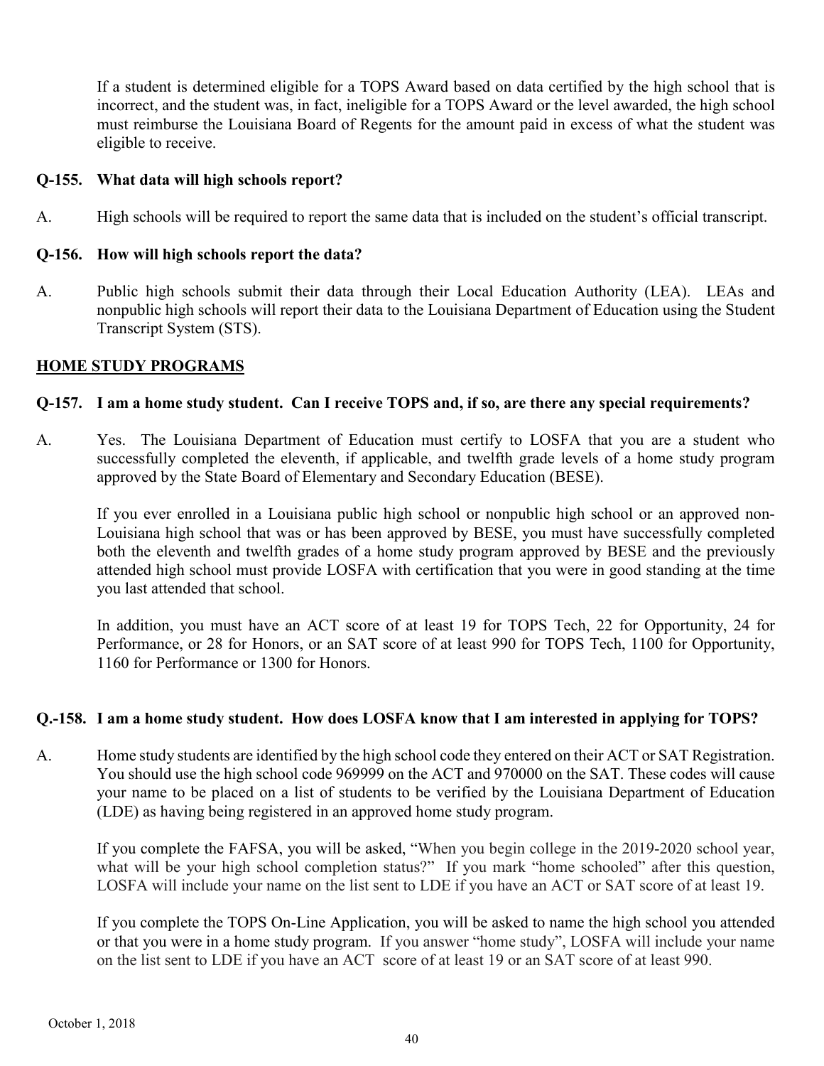If a student is determined eligible for a TOPS Award based on data certified by the high school that is incorrect, and the student was, in fact, ineligible for a TOPS Award or the level awarded, the high school must reimburse the Louisiana Board of Regents for the amount paid in excess of what the student was eligible to receive.

**Q-155. What data will high schools report?**

A. High schools will be required to report the same data that is included on the student's official transcript.

**Q-156. How will high schools report the data?**

A. Public high schools submit their data through their Local Education Authority (LEA). LEAs and nonpublic high schools will report their data to the Louisiana Department of Education using the Student Transcript System (STS).

## HOME STUDY PROGRAMS

**Q-157. I am a home study student. Can I receive TOPS and, if so, are there any special requirements?**

A. Yes. The Louisiana Department of Education must certify to LOSFA that you are a student who successfully completed the eleventh, if applicable, and twelfth grade levels of a home study program approved by the State Board of Elementary and Secondary Education (BESE).

If you ever enrolled in a Louisiana public high school or nonpublic high school or an approved non-Louisiana high school that was or has been approved by BESE, you must have successfully completed both the eleventh and twelfth grades of a home study program approved by BESE and the previously attended high school must provide LOSFA with certification that you were in good standing at the time you last attended that school.

In addition, you must have an ACT score of at least 19 for TOPS Tech, 22 for Opportunity, 24 for Performance, or 28 for Honors, or an SAT score of at least 990 for TOPS Tech, 1100 for Opportunity, 1160 for Performance or 1300 for Honors.

**Q.-158. I am a home study student. How does LOSFA know that I am interested in applying for TOPS?**

A. Home study students are identified by the high school code they entered on their ACT or SAT Registration. You should use the high school code 969999 on the ACT and 970000 on the SAT. These codes will cause your name to be placed on a list of students to be verified by the Louisiana Department of Education (LDE) as having being registered in an approved home study program.

If you complete the FAFSA, you will be asked, "When you begin college in the 2019-2020 school year, what will be your high school completion status?" If you mark "home schooled" after this question, LOSFA will include your name on the list sent to LDE if you have an ACT or SAT score of at least 19.

If you complete the TOPS On-Line Application, you will be asked to name the high school you attended or that you were in a home study program. If you answer "home study", LOSFA will include your name on the list sent to LDE if you have an ACT score of at least 19 or an SAT score of at least 990.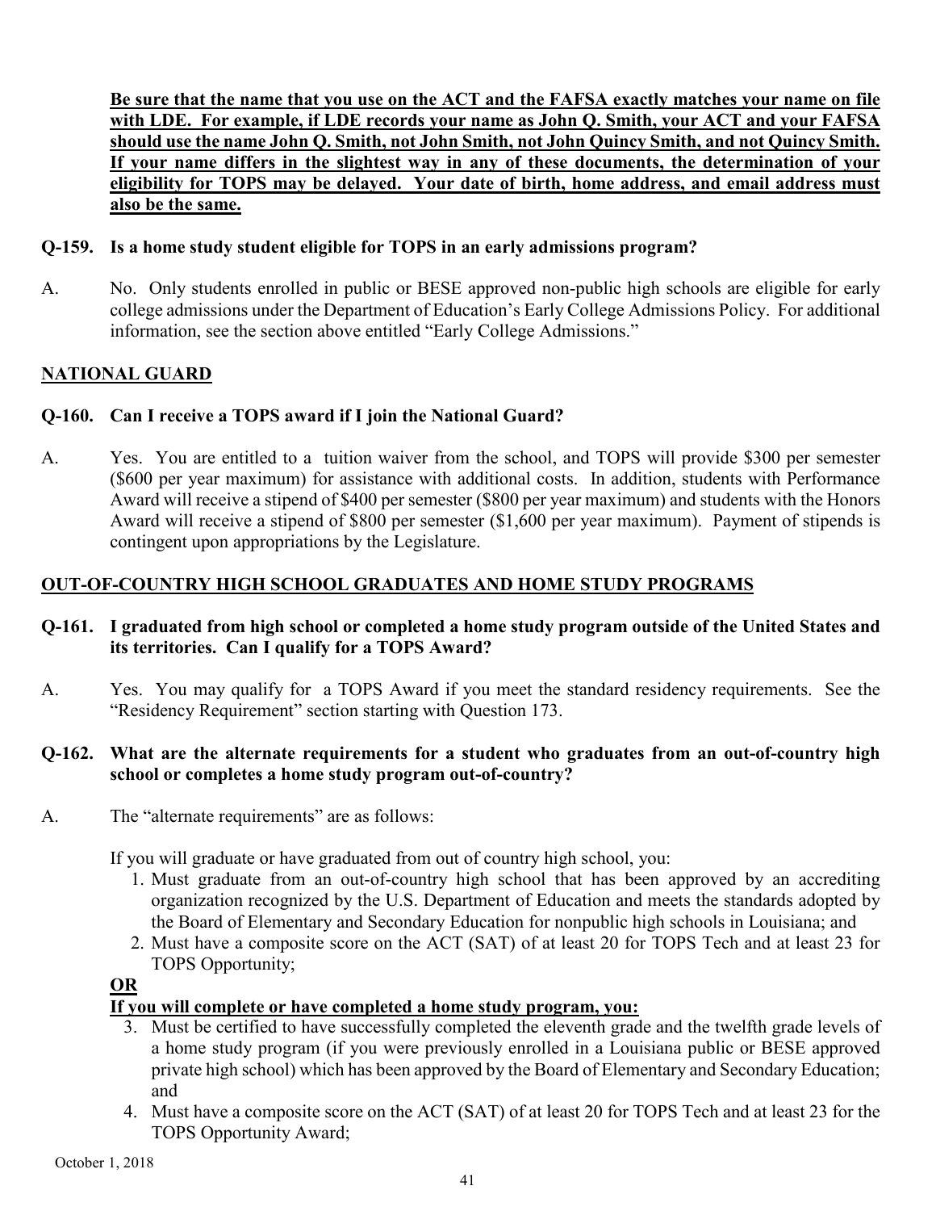**Be sure that the name that you use on the ACT and the FAFSA exactly matches your name on file with LDE. For example, if LDE records your name as John Q. Smith, your ACT and your FAFSA should use the name John Q. Smith, not John Smith, not John Quincy Smith, and not Quincy Smith. If your name differs in the slightest way in any of these documents, the determination of your eligibility for TOPS may be delayed. Your date of birth, home address, and email address must also be the same.**

**Q-159. Is a home study student eligible for TOPS in an early admissions program?**

A. No. Only students enrolled in public or BESE approved non-public high schools are eligible for early college admissions under the Department of Education's Early College Admissions Policy. For additional information, see the section above entitled "Early College Admissions."

## NATIONAL GUARD

**Q-160. Can I receive a TOPS award if I join the National Guard?**

A. Yes. You are entitled to a tuition waiver from the school, and TOPS will provide $300 per semester ($600 per year maximum) for assistance with additional costs. In addition, students with Performance Award will receive a stipend of $400 per semester ($800 per year maximum) and students with the Honors Award will receive a stipend of $800 per semester ($1,600 per year maximum). Payment of stipends is contingent upon appropriations by the Legislature.

## OUT-OF-COUNTRY HIGH SCHOOL GRADUATES AND HOME STUDY PROGRAMS

**Q-161. I graduated from high school or completed a home study program outside of the United States and its territories. Can I qualify for a TOPS Award?**

A. Yes. You may qualify for a TOPS Award if you meet the standard residency requirements. See the "Residency Requirement" section starting with Question 173.

**Q-162. What are the alternate requirements for a student who graduates from an out-of-country high school or completes a home study program out-of-country?**

A. The "alternate requirements" are as follows:

If you will graduate or have graduated from out of country high school, you:

1. Must graduate from an out-of-country high school that has been approved by an accrediting organization recognized by the U.S. Department of Education and meets the standards adopted by the Board of Elementary and Secondary Education for nonpublic high schools in Louisiana; and
2. Must have a composite score on the ACT (SAT) of at least 20 for TOPS Tech and at least 23 for TOPS Opportunity;

**OR**

**If you will complete or have completed a home study program, you:**

3. Must be certified to have successfully completed the eleventh grade and the twelfth grade levels of a home study program (if you were previously enrolled in a Louisiana public or BESE approved private high school) which has been approved by the Board of Elementary and Secondary Education; and
4. Must have a composite score on the ACT (SAT) of at least 20 for TOPS Tech and at least 23 for the TOPS Opportunity Award;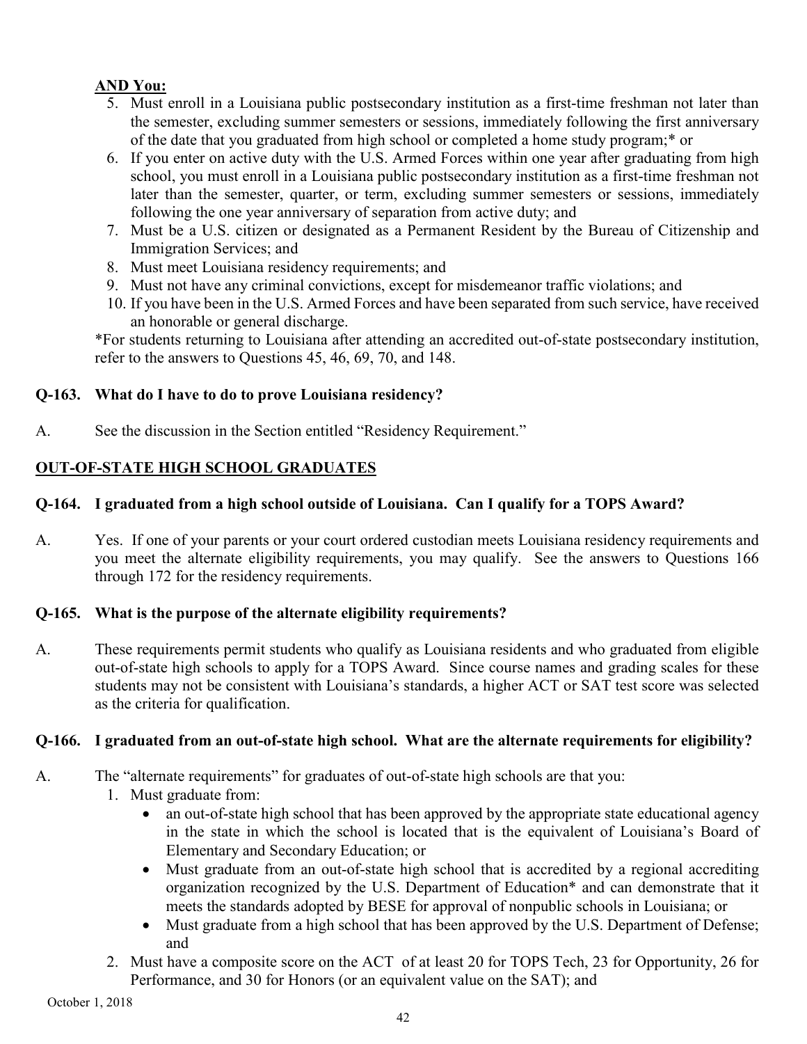**AND You:**

5. Must enroll in a Louisiana public postsecondary institution as a first-time freshman not later than the semester, excluding summer semesters or sessions, immediately following the first anniversary of the date that you graduated from high school or completed a home study program;* or
6. If you enter on active duty with the U.S. Armed Forces within one year after graduating from high school, you must enroll in a Louisiana public postsecondary institution as a first-time freshman not later than the semester, quarter, or term, excluding summer semesters or sessions, immediately following the one year anniversary of separation from active duty; and
7. Must be a U.S. citizen or designated as a Permanent Resident by the Bureau of Citizenship and Immigration Services; and
8. Must meet Louisiana residency requirements; and
9. Must not have any criminal convictions, except for misdemeanor traffic violations; and
10. If you have been in the U.S. Armed Forces and have been separated from such service, have received an honorable or general discharge.

*For students returning to Louisiana after attending an accredited out-of-state postsecondary institution, refer to the answers to Questions 45, 46, 69, 70, and 148.

**Q-163. What do I have to do to prove Louisiana residency?**

A. See the discussion in the Section entitled "Residency Requirement."

## OUT-OF-STATE HIGH SCHOOL GRADUATES

**Q-164. I graduated from a high school outside of Louisiana. Can I qualify for a TOPS Award?**

A. Yes. If one of your parents or your court ordered custodian meets Louisiana residency requirements and you meet the alternate eligibility requirements, you may qualify. See the answers to Questions 166 through 172 for the residency requirements.

**Q-165. What is the purpose of the alternate eligibility requirements?**

A. These requirements permit students who qualify as Louisiana residents and who graduated from eligible out-of-state high schools to apply for a TOPS Award. Since course names and grading scales for these students may not be consistent with Louisiana's standards, a higher ACT or SAT test score was selected as the criteria for qualification.

**Q-166. I graduated from an out-of-state high school. What are the alternate requirements for eligibility?**

A. The "alternate requirements" for graduates of out-of-state high schools are that you:

1. Must graduate from:
   - an out-of-state high school that has been approved by the appropriate state educational agency in the state in which the school is located that is the equivalent of Louisiana's Board of Elementary and Secondary Education; or
   - Must graduate from an out-of-state high school that is accredited by a regional accrediting organization recognized by the U.S. Department of Education* and can demonstrate that it meets the standards adopted by BESE for approval of nonpublic schools in Louisiana; or
   - Must graduate from a high school that has been approved by the U.S. Department of Defense; and
2. Must have a composite score on the ACT of at least 20 for TOPS Tech, 23 for Opportunity, 26 for Performance, and 30 for Honors (or an equivalent value on the SAT); and

October 1, 2018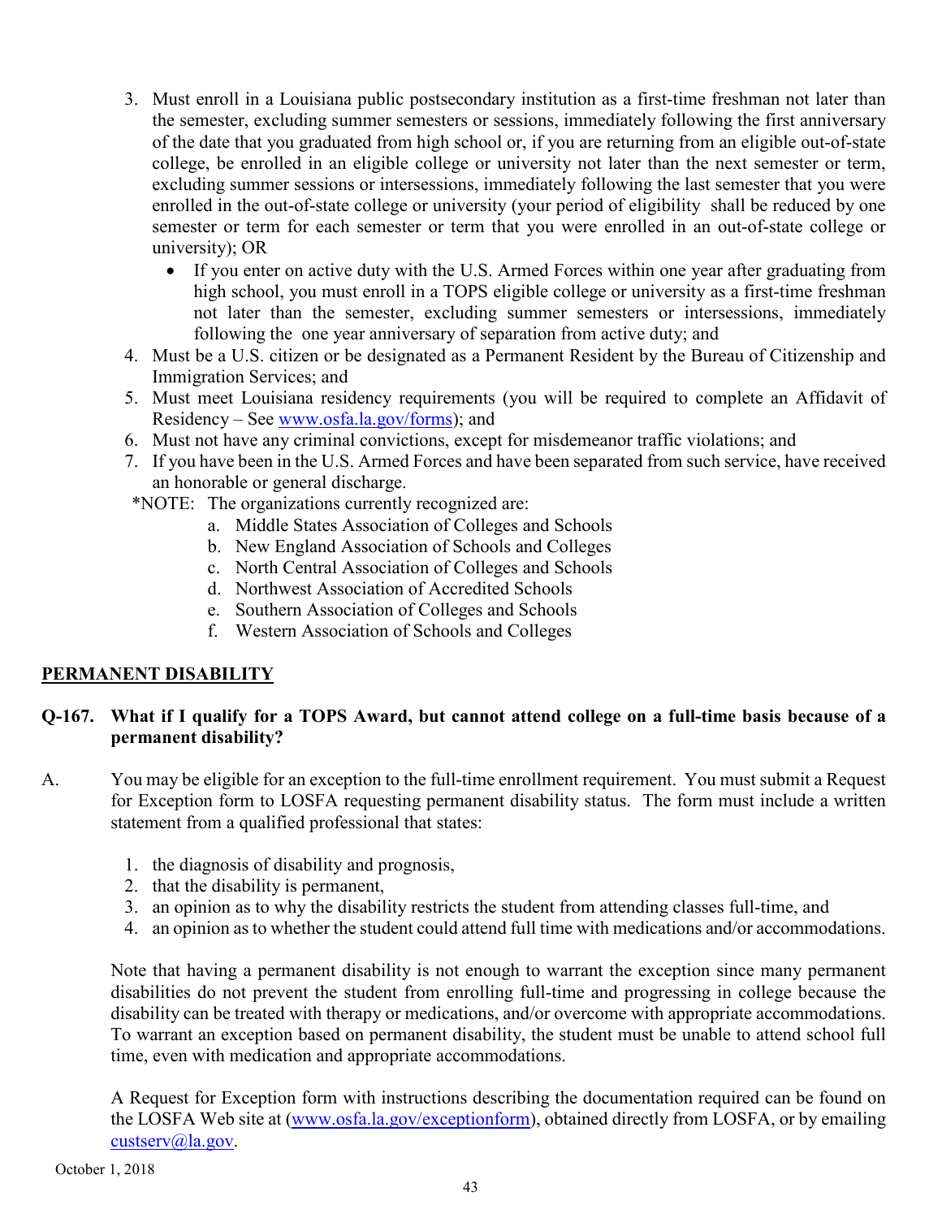3. Must enroll in a Louisiana public postsecondary institution as a first-time freshman not later than the semester, excluding summer semesters or sessions, immediately following the first anniversary of the date that you graduated from high school or, if you are returning from an eligible out-of-state college, be enrolled in an eligible college or university not later than the next semester or term, excluding summer sessions or intersessions, immediately following the last semester that you were enrolled in the out-of-state college or university (your period of eligibility shall be reduced by one semester or term for each semester or term that you were enrolled in an out-of-state college or university); OR
   - If you enter on active duty with the U.S. Armed Forces within one year after graduating from high school, you must enroll in a TOPS eligible college or university as a first-time freshman not later than the semester, excluding summer semesters or intersessions, immediately following the one year anniversary of separation from active duty; and
4. Must be a U.S. citizen or be designated as a Permanent Resident by the Bureau of Citizenship and Immigration Services; and
5. Must meet Louisiana residency requirements (you will be required to complete an Affidavit of Residency – See [www.osfa.la.gov/forms](www.osfa.la.gov/forms)); and
6. Must not have any criminal convictions, except for misdemeanor traffic violations; and
7. If you have been in the U.S. Armed Forces and have been separated from such service, have received an honorable or general discharge.

*NOTE: The organizations currently recognized are:

a. Middle States Association of Colleges and Schools
b. New England Association of Schools and Colleges
c. North Central Association of Colleges and Schools
d. Northwest Association of Accredited Schools
e. Southern Association of Colleges and Schools
f. Western Association of Schools and Colleges

## PERMANENT DISABILITY

**Q-167. What if I qualify for a TOPS Award, but cannot attend college on a full-time basis because of a permanent disability?**

A. You may be eligible for an exception to the full-time enrollment requirement. You must submit a Request for Exception form to LOSFA requesting permanent disability status. The form must include a written statement from a qualified professional that states:

1. the diagnosis of disability and prognosis,
2. that the disability is permanent,
3. an opinion as to why the disability restricts the student from attending classes full-time, and
4. an opinion as to whether the student could attend full time with medications and/or accommodations.

Note that having a permanent disability is not enough to warrant the exception since many permanent disabilities do not prevent the student from enrolling full-time and progressing in college because the disability can be treated with therapy or medications, and/or overcome with appropriate accommodations. To warrant an exception based on permanent disability, the student must be unable to attend school full time, even with medication and appropriate accommodations.

A Request for Exception form with instructions describing the documentation required can be found on the LOSFA Web site at ([www.osfa.la.gov/exceptionform](www.osfa.la.gov/exceptionform)), obtained directly from LOSFA, or by emailing [custserv@la.gov](mailto:custserv@la.gov).

October 1, 2018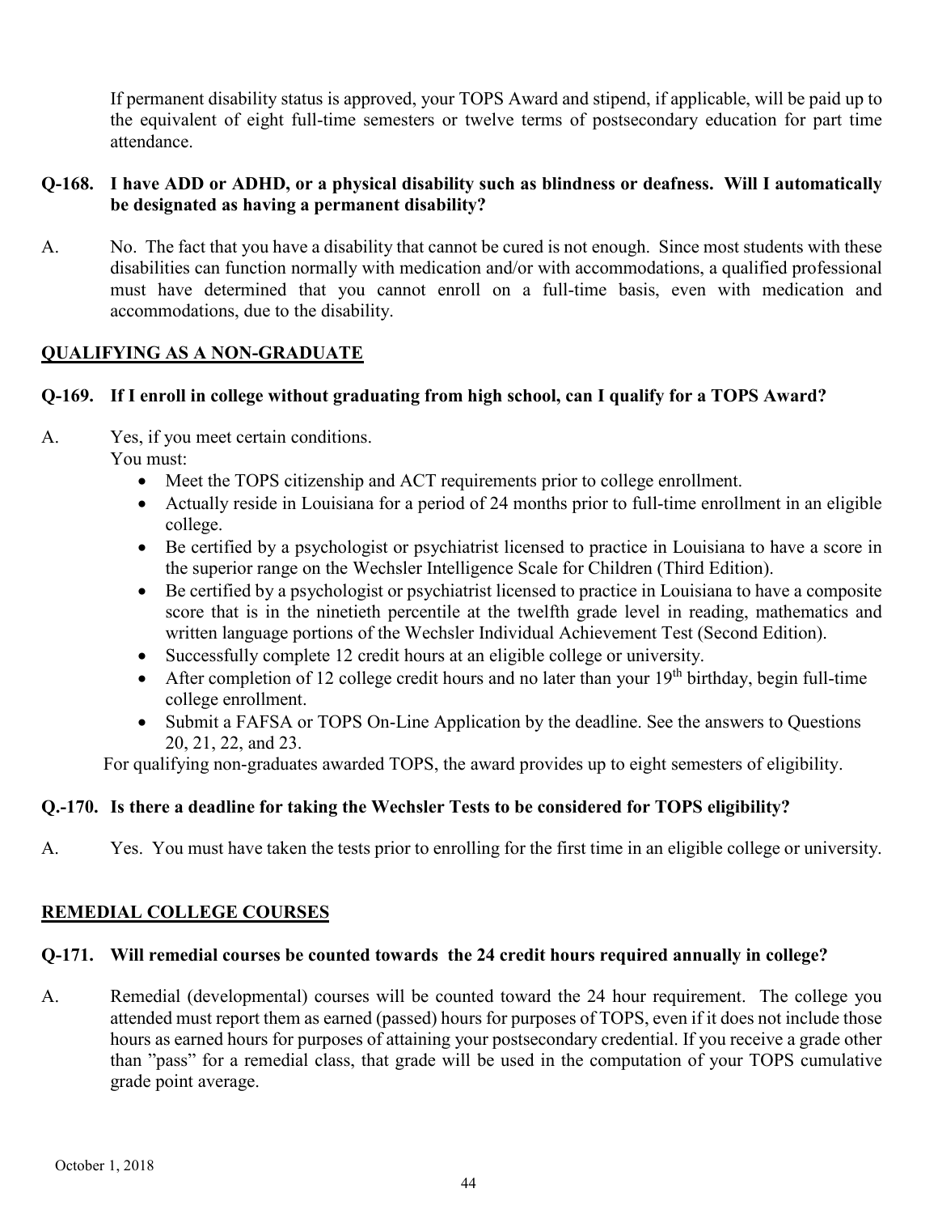If permanent disability status is approved, your TOPS Award and stipend, if applicable, will be paid up to the equivalent of eight full-time semesters or twelve terms of postsecondary education for part time attendance.

**Q-168. I have ADD or ADHD, or a physical disability such as blindness or deafness. Will I automatically be designated as having a permanent disability?**

A. No. The fact that you have a disability that cannot be cured is not enough. Since most students with these disabilities can function normally with medication and/or with accommodations, a qualified professional must have determined that you cannot enroll on a full-time basis, even with medication and accommodations, due to the disability.

## QUALIFYING AS A NON-GRADUATE

**Q-169. If I enroll in college without graduating from high school, can I qualify for a TOPS Award?**

A. Yes, if you meet certain conditions.

You must:

- Meet the TOPS citizenship and ACT requirements prior to college enrollment.
- Actually reside in Louisiana for a period of 24 months prior to full-time enrollment in an eligible college.
- Be certified by a psychologist or psychiatrist licensed to practice in Louisiana to have a score in the superior range on the Wechsler Intelligence Scale for Children (Third Edition).
- Be certified by a psychologist or psychiatrist licensed to practice in Louisiana to have a composite score that is in the ninetieth percentile at the twelfth grade level in reading, mathematics and written language portions of the Wechsler Individual Achievement Test (Second Edition).
- Successfully complete 12 credit hours at an eligible college or university.
- After completion of 12 college credit hours and no later than your 19th birthday, begin full-time college enrollment.
- Submit a FAFSA or TOPS On-Line Application by the deadline. See the answers to Questions 20, 21, 22, and 23.

For qualifying non-graduates awarded TOPS, the award provides up to eight semesters of eligibility.

**Q.-170. Is there a deadline for taking the Wechsler Tests to be considered for TOPS eligibility?**

A. Yes. You must have taken the tests prior to enrolling for the first time in an eligible college or university.

## REMEDIAL COLLEGE COURSES

**Q-171. Will remedial courses be counted towards the 24 credit hours required annually in college?**

A. Remedial (developmental) courses will be counted toward the 24 hour requirement. The college you attended must report them as earned (passed) hours for purposes of TOPS, even if it does not include those hours as earned hours for purposes of attaining your postsecondary credential. If you receive a grade other than "pass" for a remedial class, that grade will be used in the computation of your TOPS cumulative grade point average.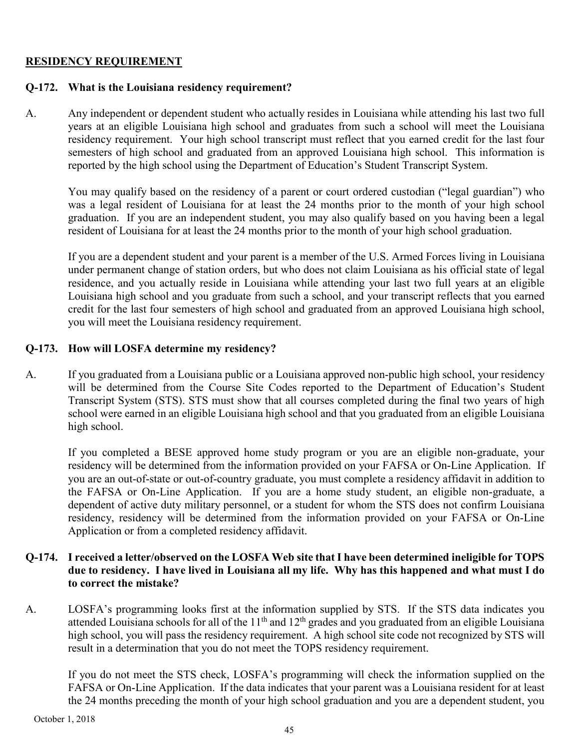## RESIDENCY REQUIREMENT

**Q-172. What is the Louisiana residency requirement?**

A. Any independent or dependent student who actually resides in Louisiana while attending his last two full years at an eligible Louisiana high school and graduates from such a school will meet the Louisiana residency requirement. Your high school transcript must reflect that you earned credit for the last four semesters of high school and graduated from an approved Louisiana high school. This information is reported by the high school using the Department of Education's Student Transcript System.

You may qualify based on the residency of a parent or court ordered custodian ("legal guardian") who was a legal resident of Louisiana for at least the 24 months prior to the month of your high school graduation. If you are an independent student, you may also qualify based on you having been a legal resident of Louisiana for at least the 24 months prior to the month of your high school graduation.

If you are a dependent student and your parent is a member of the U.S. Armed Forces living in Louisiana under permanent change of station orders, but who does not claim Louisiana as his official state of legal residence, and you actually reside in Louisiana while attending your last two full years at an eligible Louisiana high school and you graduate from such a school, and your transcript reflects that you earned credit for the last four semesters of high school and graduated from an approved Louisiana high school, you will meet the Louisiana residency requirement.

**Q-173. How will LOSFA determine my residency?**

A. If you graduated from a Louisiana public or a Louisiana approved non-public high school, your residency will be determined from the Course Site Codes reported to the Department of Education's Student Transcript System (STS). STS must show that all courses completed during the final two years of high school were earned in an eligible Louisiana high school and that you graduated from an eligible Louisiana high school.

If you completed a BESE approved home study program or you are an eligible non-graduate, your residency will be determined from the information provided on your FAFSA or On-Line Application. If you are an out-of-state or out-of-country graduate, you must complete a residency affidavit in addition to the FAFSA or On-Line Application. If you are a home study student, an eligible non-graduate, a dependent of active duty military personnel, or a student for whom the STS does not confirm Louisiana residency, residency will be determined from the information provided on your FAFSA or On-Line Application or from a completed residency affidavit.

**Q-174. I received a letter/observed on the LOSFA Web site that I have been determined ineligible for TOPS due to residency. I have lived in Louisiana all my life. Why has this happened and what must I do to correct the mistake?**

A. LOSFA's programming looks first at the information supplied by STS. If the STS data indicates you attended Louisiana schools for all of the 11th and 12th grades and you graduated from an eligible Louisiana high school, you will pass the residency requirement. A high school site code not recognized by STS will result in a determination that you do not meet the TOPS residency requirement.

If you do not meet the STS check, LOSFA's programming will check the information supplied on the FAFSA or On-Line Application. If the data indicates that your parent was a Louisiana resident for at least the 24 months preceding the month of your high school graduation and you are a dependent student, you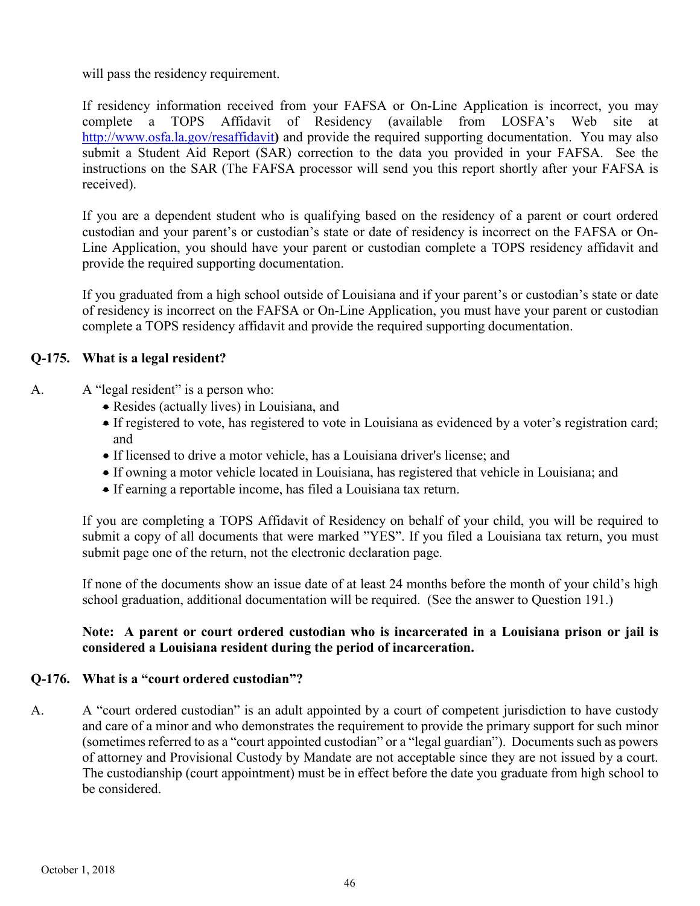will pass the residency requirement.

If residency information received from your FAFSA or On-Line Application is incorrect, you may complete a TOPS Affidavit of Residency (available from LOSFA's Web site at http://www.osfa.la.gov/resaffidavit**)** and provide the required supporting documentation. You may also submit a Student Aid Report (SAR) correction to the data you provided in your FAFSA. See the instructions on the SAR (The FAFSA processor will send you this report shortly after your FAFSA is received).

If you are a dependent student who is qualifying based on the residency of a parent or court ordered custodian and your parent's or custodian's state or date of residency is incorrect on the FAFSA or On-Line Application, you should have your parent or custodian complete a TOPS residency affidavit and provide the required supporting documentation.

If you graduated from a high school outside of Louisiana and if your parent's or custodian's state or date of residency is incorrect on the FAFSA or On-Line Application, you must have your parent or custodian complete a TOPS residency affidavit and provide the required supporting documentation.

**Q-175. What is a legal resident?**

A. A "legal resident" is a person who:

- Resides (actually lives) in Louisiana, and
- If registered to vote, has registered to vote in Louisiana as evidenced by a voter's registration card; and
- If licensed to drive a motor vehicle, has a Louisiana driver's license; and
- If owning a motor vehicle located in Louisiana, has registered that vehicle in Louisiana; and
- If earning a reportable income, has filed a Louisiana tax return.

If you are completing a TOPS Affidavit of Residency on behalf of your child, you will be required to submit a copy of all documents that were marked "YES". If you filed a Louisiana tax return, you must submit page one of the return, not the electronic declaration page.

If none of the documents show an issue date of at least 24 months before the month of your child's high school graduation, additional documentation will be required. (See the answer to Question 191.)

**Note: A parent or court ordered custodian who is incarcerated in a Louisiana prison or jail is considered a Louisiana resident during the period of incarceration.**

**Q-176. What is a "court ordered custodian"?**

A. A "court ordered custodian" is an adult appointed by a court of competent jurisdiction to have custody and care of a minor and who demonstrates the requirement to provide the primary support for such minor (sometimes referred to as a "court appointed custodian" or a "legal guardian"). Documents such as powers of attorney and Provisional Custody by Mandate are not acceptable since they are not issued by a court. The custodianship (court appointment) must be in effect before the date you graduate from high school to be considered.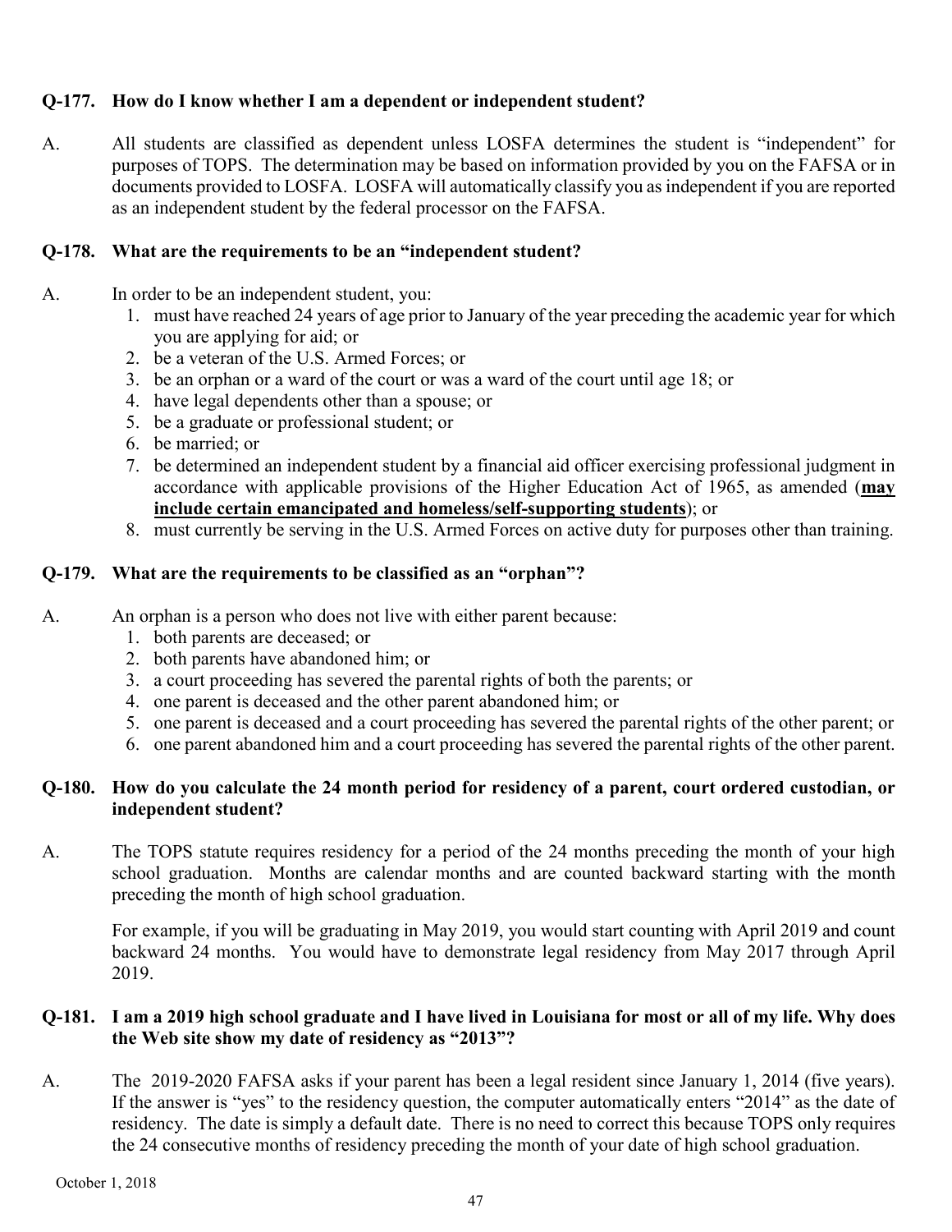**Q-177. How do I know whether I am a dependent or independent student?**

A. All students are classified as dependent unless LOSFA determines the student is "independent" for purposes of TOPS. The determination may be based on information provided by you on the FAFSA or in documents provided to LOSFA. LOSFA will automatically classify you as independent if you are reported as an independent student by the federal processor on the FAFSA.

**Q-178. What are the requirements to be an "independent student?**

A. In order to be an independent student, you:

1. must have reached 24 years of age prior to January of the year preceding the academic year for which you are applying for aid; or
2. be a veteran of the U.S. Armed Forces; or
3. be an orphan or a ward of the court or was a ward of the court until age 18; or
4. have legal dependents other than a spouse; or
5. be a graduate or professional student; or
6. be married; or
7. be determined an independent student by a financial aid officer exercising professional judgment in accordance with applicable provisions of the Higher Education Act of 1965, as amended (**<u>may include certain emancipated and homeless/self-supporting students</u>**); or
8. must currently be serving in the U.S. Armed Forces on active duty for purposes other than training.

**Q-179. What are the requirements to be classified as an "orphan"?**

A. An orphan is a person who does not live with either parent because:

1. both parents are deceased; or
2. both parents have abandoned him; or
3. a court proceeding has severed the parental rights of both the parents; or
4. one parent is deceased and the other parent abandoned him; or
5. one parent is deceased and a court proceeding has severed the parental rights of the other parent; or
6. one parent abandoned him and a court proceeding has severed the parental rights of the other parent.

**Q-180. How do you calculate the 24 month period for residency of a parent, court ordered custodian, or independent student?**

A. The TOPS statute requires residency for a period of the 24 months preceding the month of your high school graduation. Months are calendar months and are counted backward starting with the month preceding the month of high school graduation.

For example, if you will be graduating in May 2019, you would start counting with April 2019 and count backward 24 months. You would have to demonstrate legal residency from May 2017 through April 2019.

**Q-181. I am a 2019 high school graduate and I have lived in Louisiana for most or all of my life. Why does the Web site show my date of residency as "2013"?**

A. The 2019-2020 FAFSA asks if your parent has been a legal resident since January 1, 2014 (five years). If the answer is "yes" to the residency question, the computer automatically enters "2014" as the date of residency. The date is simply a default date. There is no need to correct this because TOPS only requires the 24 consecutive months of residency preceding the month of your date of high school graduation.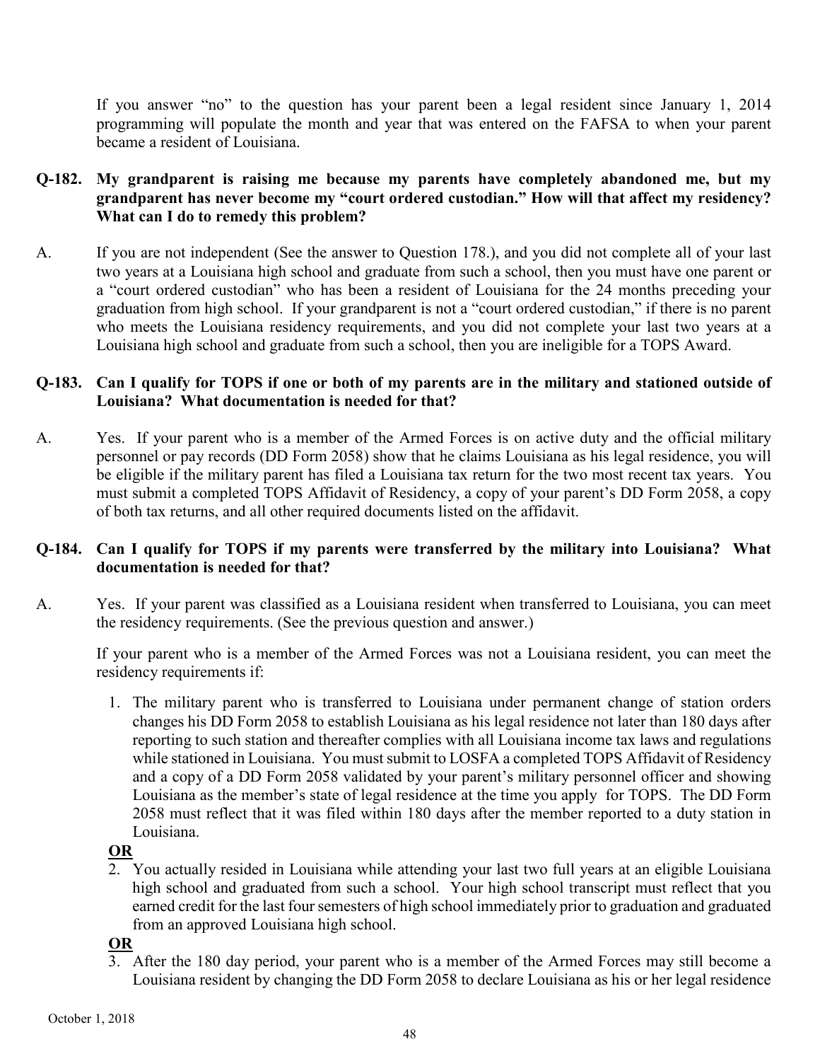If you answer "no" to the question has your parent been a legal resident since January 1, 2014 programming will populate the month and year that was entered on the FAFSA to when your parent became a resident of Louisiana.

**Q-182. My grandparent is raising me because my parents have completely abandoned me, but my grandparent has never become my "court ordered custodian." How will that affect my residency? What can I do to remedy this problem?**

A. If you are not independent (See the answer to Question 178.), and you did not complete all of your last two years at a Louisiana high school and graduate from such a school, then you must have one parent or a "court ordered custodian" who has been a resident of Louisiana for the 24 months preceding your graduation from high school. If your grandparent is not a "court ordered custodian," if there is no parent who meets the Louisiana residency requirements, and you did not complete your last two years at a Louisiana high school and graduate from such a school, then you are ineligible for a TOPS Award.

**Q-183. Can I qualify for TOPS if one or both of my parents are in the military and stationed outside of Louisiana? What documentation is needed for that?**

A. Yes. If your parent who is a member of the Armed Forces is on active duty and the official military personnel or pay records (DD Form 2058) show that he claims Louisiana as his legal residence, you will be eligible if the military parent has filed a Louisiana tax return for the two most recent tax years. You must submit a completed TOPS Affidavit of Residency, a copy of your parent's DD Form 2058, a copy of both tax returns, and all other required documents listed on the affidavit.

**Q-184. Can I qualify for TOPS if my parents were transferred by the military into Louisiana? What documentation is needed for that?**

A. Yes. If your parent was classified as a Louisiana resident when transferred to Louisiana, you can meet the residency requirements. (See the previous question and answer.)

If your parent who is a member of the Armed Forces was not a Louisiana resident, you can meet the residency requirements if:

1. The military parent who is transferred to Louisiana under permanent change of station orders changes his DD Form 2058 to establish Louisiana as his legal residence not later than 180 days after reporting to such station and thereafter complies with all Louisiana income tax laws and regulations while stationed in Louisiana. You must submit to LOSFA a completed TOPS Affidavit of Residency and a copy of a DD Form 2058 validated by your parent's military personnel officer and showing Louisiana as the member's state of legal residence at the time you apply for TOPS. The DD Form 2058 must reflect that it was filed within 180 days after the member reported to a duty station in Louisiana.

**OR**

2. You actually resided in Louisiana while attending your last two full years at an eligible Louisiana high school and graduated from such a school. Your high school transcript must reflect that you earned credit for the last four semesters of high school immediately prior to graduation and graduated from an approved Louisiana high school.

**OR**

3. After the 180 day period, your parent who is a member of the Armed Forces may still become a Louisiana resident by changing the DD Form 2058 to declare Louisiana as his or her legal residence

October 1, 2018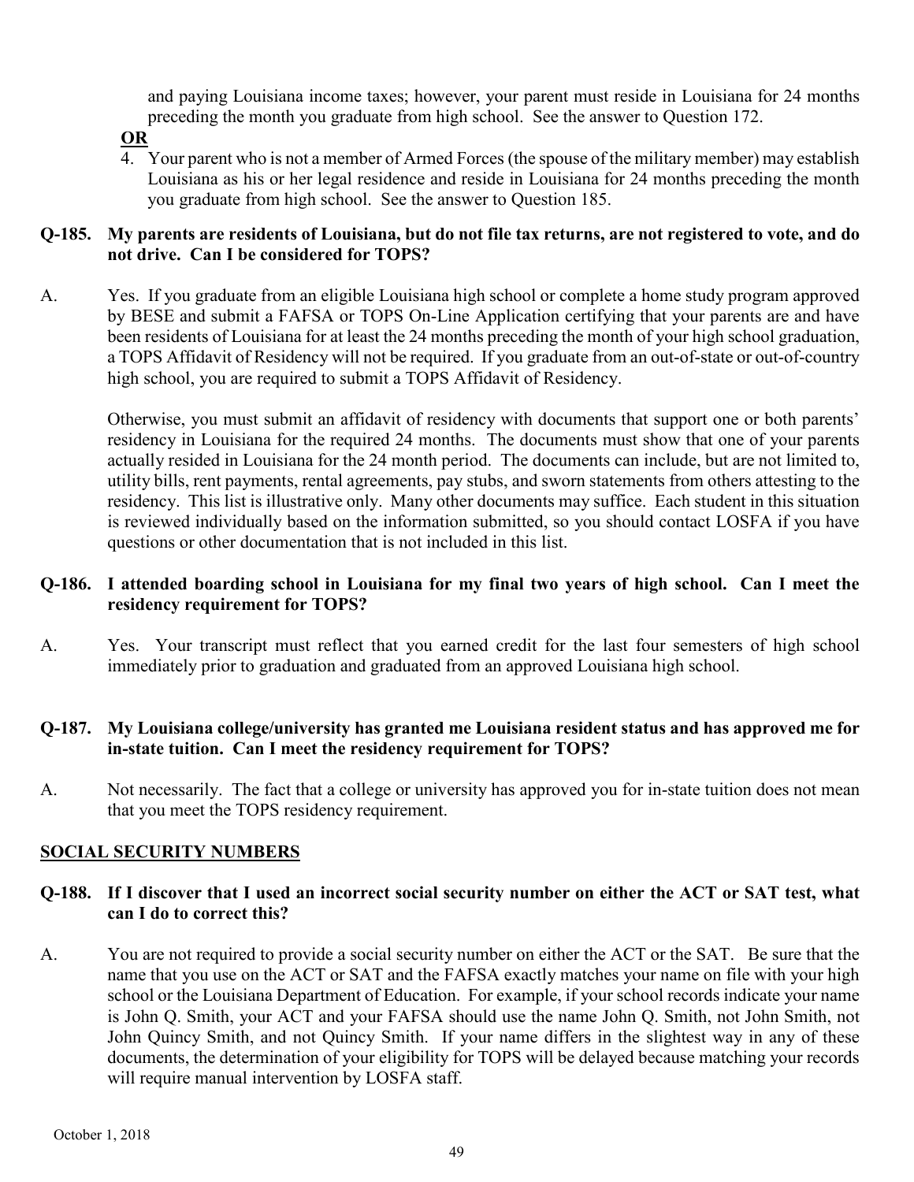and paying Louisiana income taxes; however, your parent must reside in Louisiana for 24 months preceding the month you graduate from high school. See the answer to Question 172.

**OR**

4. Your parent who is not a member of Armed Forces (the spouse of the military member) may establish Louisiana as his or her legal residence and reside in Louisiana for 24 months preceding the month you graduate from high school. See the answer to Question 185.

**Q-185. My parents are residents of Louisiana, but do not file tax returns, are not registered to vote, and do not drive. Can I be considered for TOPS?**

A. Yes. If you graduate from an eligible Louisiana high school or complete a home study program approved by BESE and submit a FAFSA or TOPS On-Line Application certifying that your parents are and have been residents of Louisiana for at least the 24 months preceding the month of your high school graduation, a TOPS Affidavit of Residency will not be required. If you graduate from an out-of-state or out-of-country high school, you are required to submit a TOPS Affidavit of Residency.

Otherwise, you must submit an affidavit of residency with documents that support one or both parents' residency in Louisiana for the required 24 months. The documents must show that one of your parents actually resided in Louisiana for the 24 month period. The documents can include, but are not limited to, utility bills, rent payments, rental agreements, pay stubs, and sworn statements from others attesting to the residency. This list is illustrative only. Many other documents may suffice. Each student in this situation is reviewed individually based on the information submitted, so you should contact LOSFA if you have questions or other documentation that is not included in this list.

**Q-186. I attended boarding school in Louisiana for my final two years of high school. Can I meet the residency requirement for TOPS?**

A. Yes. Your transcript must reflect that you earned credit for the last four semesters of high school immediately prior to graduation and graduated from an approved Louisiana high school.

**Q-187. My Louisiana college/university has granted me Louisiana resident status and has approved me for in-state tuition. Can I meet the residency requirement for TOPS?**

A. Not necessarily. The fact that a college or university has approved you for in-state tuition does not mean that you meet the TOPS residency requirement.

## SOCIAL SECURITY NUMBERS

**Q-188. If I discover that I used an incorrect social security number on either the ACT or SAT test, what can I do to correct this?**

A. You are not required to provide a social security number on either the ACT or the SAT. Be sure that the name that you use on the ACT or SAT and the FAFSA exactly matches your name on file with your high school or the Louisiana Department of Education. For example, if your school records indicate your name is John Q. Smith, your ACT and your FAFSA should use the name John Q. Smith, not John Smith, not John Quincy Smith, and not Quincy Smith. If your name differs in the slightest way in any of these documents, the determination of your eligibility for TOPS will be delayed because matching your records will require manual intervention by LOSFA staff.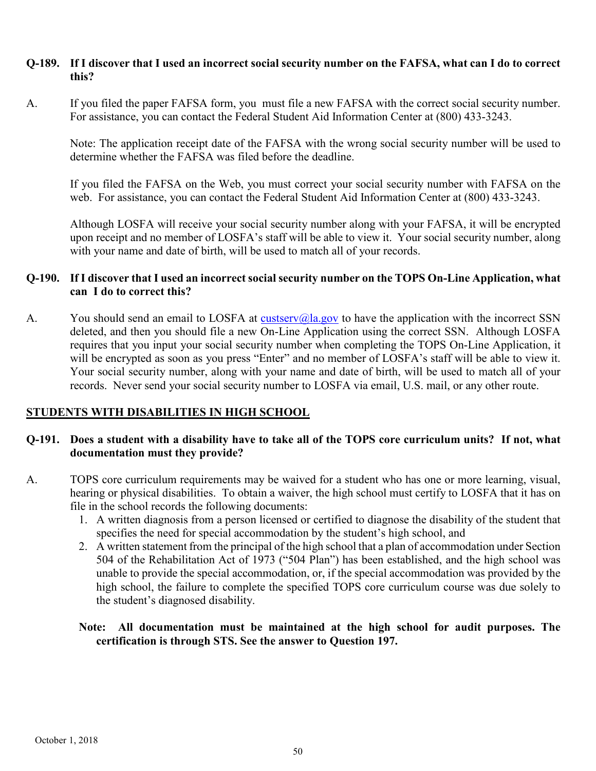**Q-189. If I discover that I used an incorrect social security number on the FAFSA, what can I do to correct this?**

A. If you filed the paper FAFSA form, you must file a new FAFSA with the correct social security number. For assistance, you can contact the Federal Student Aid Information Center at (800) 433-3243.

Note: The application receipt date of the FAFSA with the wrong social security number will be used to determine whether the FAFSA was filed before the deadline.

If you filed the FAFSA on the Web, you must correct your social security number with FAFSA on the web. For assistance, you can contact the Federal Student Aid Information Center at (800) 433-3243.

Although LOSFA will receive your social security number along with your FAFSA, it will be encrypted upon receipt and no member of LOSFA's staff will be able to view it. Your social security number, along with your name and date of birth, will be used to match all of your records.

**Q-190. If I discover that I used an incorrect social security number on the TOPS On-Line Application, what can I do to correct this?**

A. You should send an email to LOSFA at custserv@la.gov to have the application with the incorrect SSN deleted, and then you should file a new On-Line Application using the correct SSN. Although LOSFA requires that you input your social security number when completing the TOPS On-Line Application, it will be encrypted as soon as you press "Enter" and no member of LOSFA's staff will be able to view it. Your social security number, along with your name and date of birth, will be used to match all of your records. Never send your social security number to LOSFA via email, U.S. mail, or any other route.

## STUDENTS WITH DISABILITIES IN HIGH SCHOOL

**Q-191. Does a student with a disability have to take all of the TOPS core curriculum units? If not, what documentation must they provide?**

A. TOPS core curriculum requirements may be waived for a student who has one or more learning, visual, hearing or physical disabilities. To obtain a waiver, the high school must certify to LOSFA that it has on file in the school records the following documents:

1. A written diagnosis from a person licensed or certified to diagnose the disability of the student that specifies the need for special accommodation by the student's high school, and
2. A written statement from the principal of the high school that a plan of accommodation under Section 504 of the Rehabilitation Act of 1973 ("504 Plan") has been established, and the high school was unable to provide the special accommodation, or, if the special accommodation was provided by the high school, the failure to complete the specified TOPS core curriculum course was due solely to the student's diagnosed disability.

**Note: All documentation must be maintained at the high school for audit purposes. The certification is through STS. See the answer to Question 197.**

October 1, 2018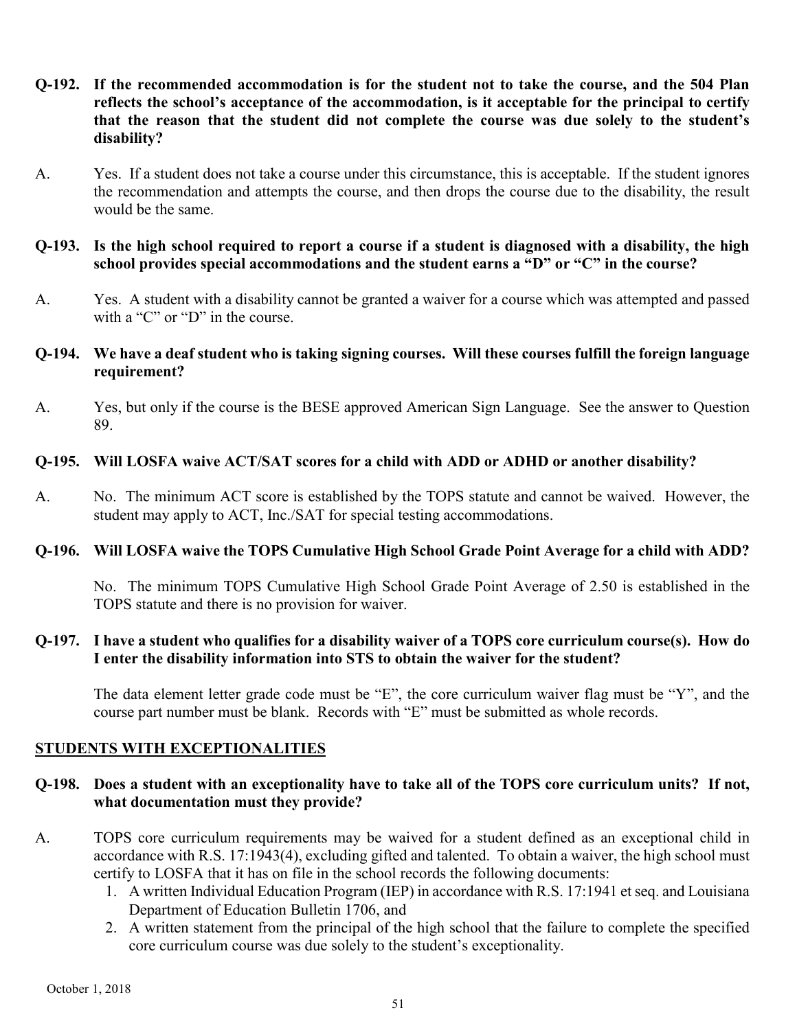**Q-192. If the recommended accommodation is for the student not to take the course, and the 504 Plan reflects the school's acceptance of the accommodation, is it acceptable for the principal to certify that the reason that the student did not complete the course was due solely to the student's disability?**

A. Yes. If a student does not take a course under this circumstance, this is acceptable. If the student ignores the recommendation and attempts the course, and then drops the course due to the disability, the result would be the same.

**Q-193. Is the high school required to report a course if a student is diagnosed with a disability, the high school provides special accommodations and the student earns a "D" or "C" in the course?**

A. Yes. A student with a disability cannot be granted a waiver for a course which was attempted and passed with a "C" or "D" in the course.

**Q-194. We have a deaf student who is taking signing courses. Will these courses fulfill the foreign language requirement?**

A. Yes, but only if the course is the BESE approved American Sign Language. See the answer to Question 89.

**Q-195. Will LOSFA waive ACT/SAT scores for a child with ADD or ADHD or another disability?**

A. No. The minimum ACT score is established by the TOPS statute and cannot be waived. However, the student may apply to ACT, Inc./SAT for special testing accommodations.

**Q-196. Will LOSFA waive the TOPS Cumulative High School Grade Point Average for a child with ADD?**

No. The minimum TOPS Cumulative High School Grade Point Average of 2.50 is established in the TOPS statute and there is no provision for waiver.

**Q-197. I have a student who qualifies for a disability waiver of a TOPS core curriculum course(s). How do I enter the disability information into STS to obtain the waiver for the student?**

The data element letter grade code must be "E", the core curriculum waiver flag must be "Y", and the course part number must be blank. Records with "E" must be submitted as whole records.

## STUDENTS WITH EXCEPTIONALITIES

**Q-198. Does a student with an exceptionality have to take all of the TOPS core curriculum units? If not, what documentation must they provide?**

A. TOPS core curriculum requirements may be waived for a student defined as an exceptional child in accordance with R.S. 17:1943(4), excluding gifted and talented. To obtain a waiver, the high school must certify to LOSFA that it has on file in the school records the following documents:

1. A written Individual Education Program (IEP) in accordance with R.S. 17:1941 et seq. and Louisiana Department of Education Bulletin 1706, and
2. A written statement from the principal of the high school that the failure to complete the specified core curriculum course was due solely to the student's exceptionality.

October 1, 2018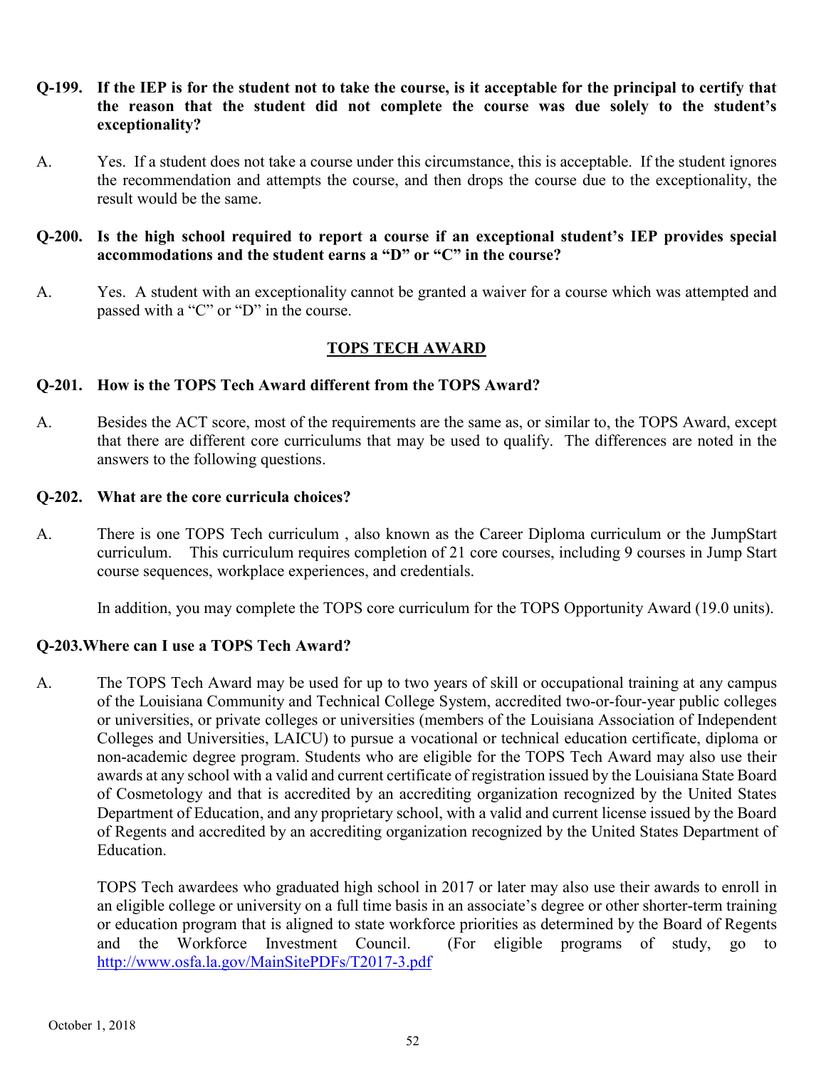**Q-199. If the IEP is for the student not to take the course, is it acceptable for the principal to certify that the reason that the student did not complete the course was due solely to the student's exceptionality?**

A. Yes. If a student does not take a course under this circumstance, this is acceptable. If the student ignores the recommendation and attempts the course, and then drops the course due to the exceptionality, the result would be the same.

**Q-200. Is the high school required to report a course if an exceptional student's IEP provides special accommodations and the student earns a "D" or "C" in the course?**

A. Yes. A student with an exceptionality cannot be granted a waiver for a course which was attempted and passed with a "C" or "D" in the course.

## TOPS TECH AWARD

**Q-201. How is the TOPS Tech Award different from the TOPS Award?**

A. Besides the ACT score, most of the requirements are the same as, or similar to, the TOPS Award, except that there are different core curriculums that may be used to qualify. The differences are noted in the answers to the following questions.

**Q-202. What are the core curricula choices?**

A. There is one TOPS Tech curriculum , also known as the Career Diploma curriculum or the JumpStart curriculum. This curriculum requires completion of 21 core courses, including 9 courses in Jump Start course sequences, workplace experiences, and credentials.

In addition, you may complete the TOPS core curriculum for the TOPS Opportunity Award (19.0 units).

**Q-203. Where can I use a TOPS Tech Award?**

A. The TOPS Tech Award may be used for up to two years of skill or occupational training at any campus of the Louisiana Community and Technical College System, accredited two-or-four-year public colleges or universities, or private colleges or universities (members of the Louisiana Association of Independent Colleges and Universities, LAICU) to pursue a vocational or technical education certificate, diploma or non-academic degree program. Students who are eligible for the TOPS Tech Award may also use their awards at any school with a valid and current certificate of registration issued by the Louisiana State Board of Cosmetology and that is accredited by an accrediting organization recognized by the United States Department of Education, and any proprietary school, with a valid and current license issued by the Board of Regents and accredited by an accrediting organization recognized by the United States Department of Education.

TOPS Tech awardees who graduated high school in 2017 or later may also use their awards to enroll in an eligible college or university on a full time basis in an associate's degree or other shorter-term training or education program that is aligned to state workforce priorities as determined by the Board of Regents and the Workforce Investment Council. (For eligible programs of study, go to http://www.osfa.la.gov/MainSitePDFs/T2017-3.pdf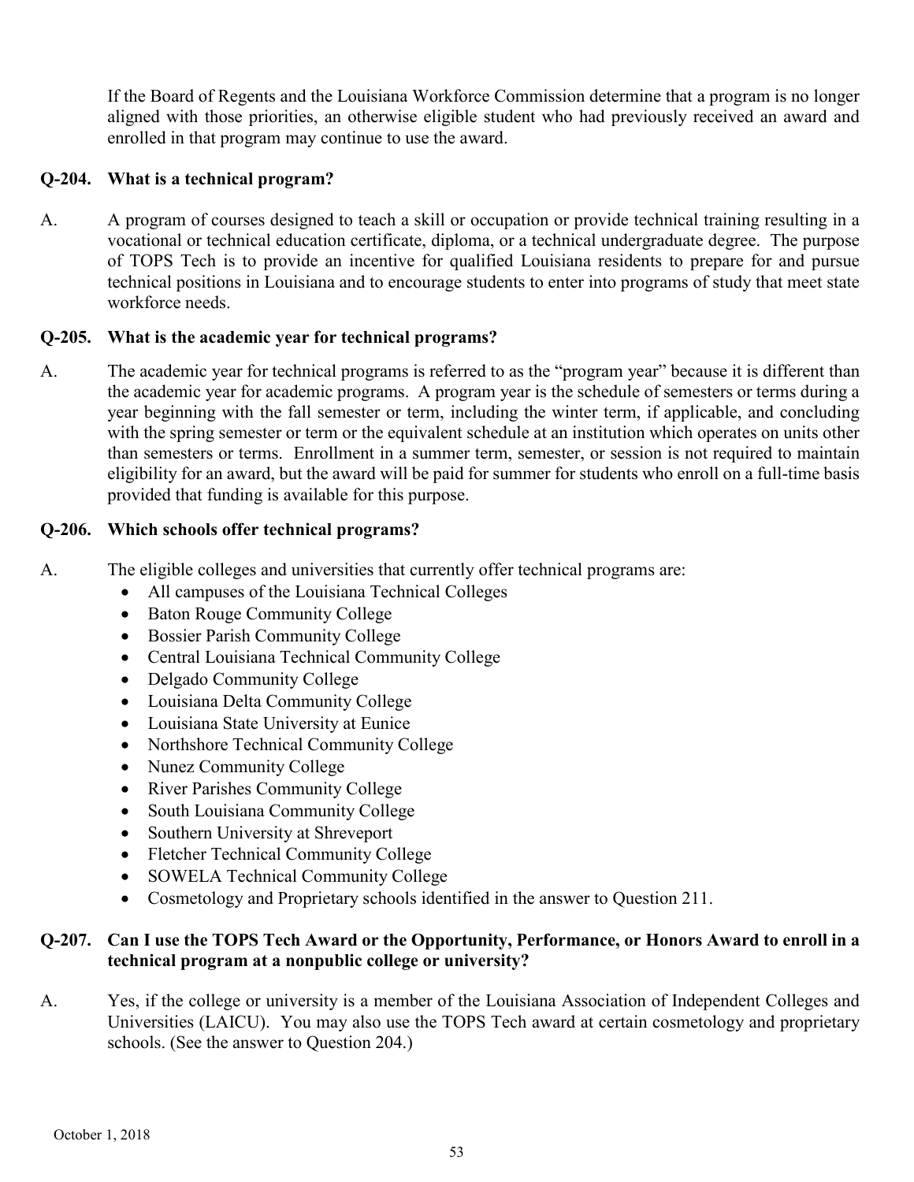If the Board of Regents and the Louisiana Workforce Commission determine that a program is no longer aligned with those priorities, an otherwise eligible student who had previously received an award and enrolled in that program may continue to use the award.

**Q-204. What is a technical program?**

A. A program of courses designed to teach a skill or occupation or provide technical training resulting in a vocational or technical education certificate, diploma, or a technical undergraduate degree. The purpose of TOPS Tech is to provide an incentive for qualified Louisiana residents to prepare for and pursue technical positions in Louisiana and to encourage students to enter into programs of study that meet state workforce needs.

**Q-205. What is the academic year for technical programs?**

A. The academic year for technical programs is referred to as the "program year" because it is different than the academic year for academic programs. A program year is the schedule of semesters or terms during a year beginning with the fall semester or term, including the winter term, if applicable, and concluding with the spring semester or term or the equivalent schedule at an institution which operates on units other than semesters or terms. Enrollment in a summer term, semester, or session is not required to maintain eligibility for an award, but the award will be paid for summer for students who enroll on a full-time basis provided that funding is available for this purpose.

**Q-206. Which schools offer technical programs?**

A. The eligible colleges and universities that currently offer technical programs are:

- All campuses of the Louisiana Technical Colleges
- Baton Rouge Community College
- Bossier Parish Community College
- Central Louisiana Technical Community College
- Delgado Community College
- Louisiana Delta Community College
- Louisiana State University at Eunice
- Northshore Technical Community College
- Nunez Community College
- River Parishes Community College
- South Louisiana Community College
- Southern University at Shreveport
- Fletcher Technical Community College
- SOWELA Technical Community College
- Cosmetology and Proprietary schools identified in the answer to Question 211.

**Q-207. Can I use the TOPS Tech Award or the Opportunity, Performance, or Honors Award to enroll in a technical program at a nonpublic college or university?**

A. Yes, if the college or university is a member of the Louisiana Association of Independent Colleges and Universities (LAICU). You may also use the TOPS Tech award at certain cosmetology and proprietary schools. (See the answer to Question 204.)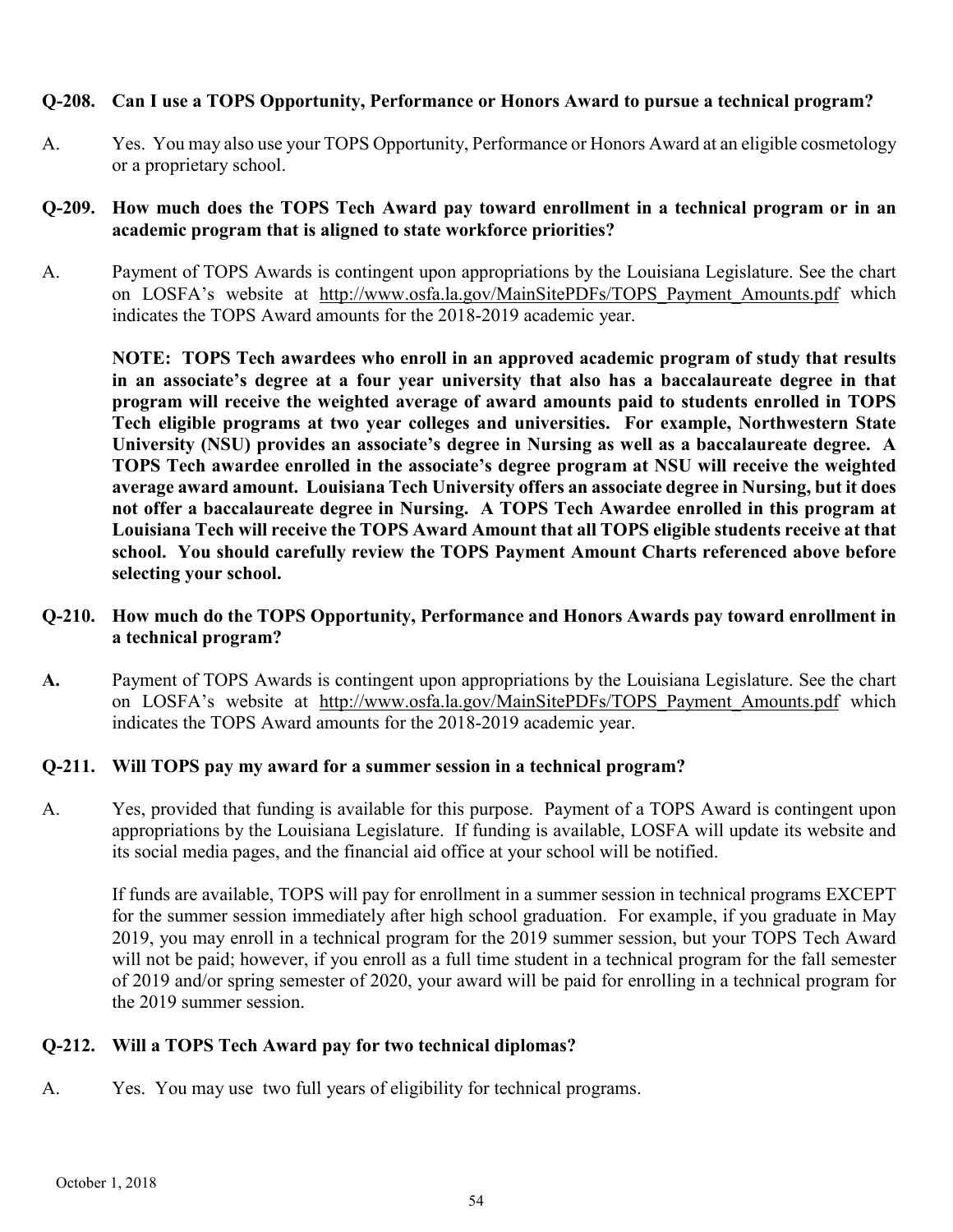**Q-208. Can I use a TOPS Opportunity, Performance or Honors Award to pursue a technical program?**

A. Yes. You may also use your TOPS Opportunity, Performance or Honors Award at an eligible cosmetology or a proprietary school.

**Q-209. How much does the TOPS Tech Award pay toward enrollment in a technical program or in an academic program that is aligned to state workforce priorities?**

A. Payment of TOPS Awards is contingent upon appropriations by the Louisiana Legislature. See the chart on LOSFA's website at http://www.osfa.la.gov/MainSitePDFs/TOPS_Payment_Amounts.pdf which indicates the TOPS Award amounts for the 2018-2019 academic year.

**NOTE: TOPS Tech awardees who enroll in an approved academic program of study that results in an associate's degree at a four year university that also has a baccalaureate degree in that program will receive the weighted average of award amounts paid to students enrolled in TOPS Tech eligible programs at two year colleges and universities. For example, Northwestern State University (NSU) provides an associate's degree in Nursing as well as a baccalaureate degree. A TOPS Tech awardee enrolled in the associate's degree program at NSU will receive the weighted average award amount. Louisiana Tech University offers an associate degree in Nursing, but it does not offer a baccalaureate degree in Nursing. A TOPS Tech Awardee enrolled in this program at Louisiana Tech will receive the TOPS Award Amount that all TOPS eligible students receive at that school. You should carefully review the TOPS Payment Amount Charts referenced above before selecting your school.**

**Q-210. How much do the TOPS Opportunity, Performance and Honors Awards pay toward enrollment in a technical program?**

**A.** Payment of TOPS Awards is contingent upon appropriations by the Louisiana Legislature. See the chart on LOSFA's website at http://www.osfa.la.gov/MainSitePDFs/TOPS_Payment_Amounts.pdf which indicates the TOPS Award amounts for the 2018-2019 academic year.

**Q-211. Will TOPS pay my award for a summer session in a technical program?**

A. Yes, provided that funding is available for this purpose. Payment of a TOPS Award is contingent upon appropriations by the Louisiana Legislature. If funding is available, LOSFA will update its website and its social media pages, and the financial aid office at your school will be notified.

If funds are available, TOPS will pay for enrollment in a summer session in technical programs EXCEPT for the summer session immediately after high school graduation. For example, if you graduate in May 2019, you may enroll in a technical program for the 2019 summer session, but your TOPS Tech Award will not be paid; however, if you enroll as a full time student in a technical program for the fall semester of 2019 and/or spring semester of 2020, your award will be paid for enrolling in a technical program for the 2019 summer session.

**Q-212. Will a TOPS Tech Award pay for two technical diplomas?**

A. Yes. You may use two full years of eligibility for technical programs.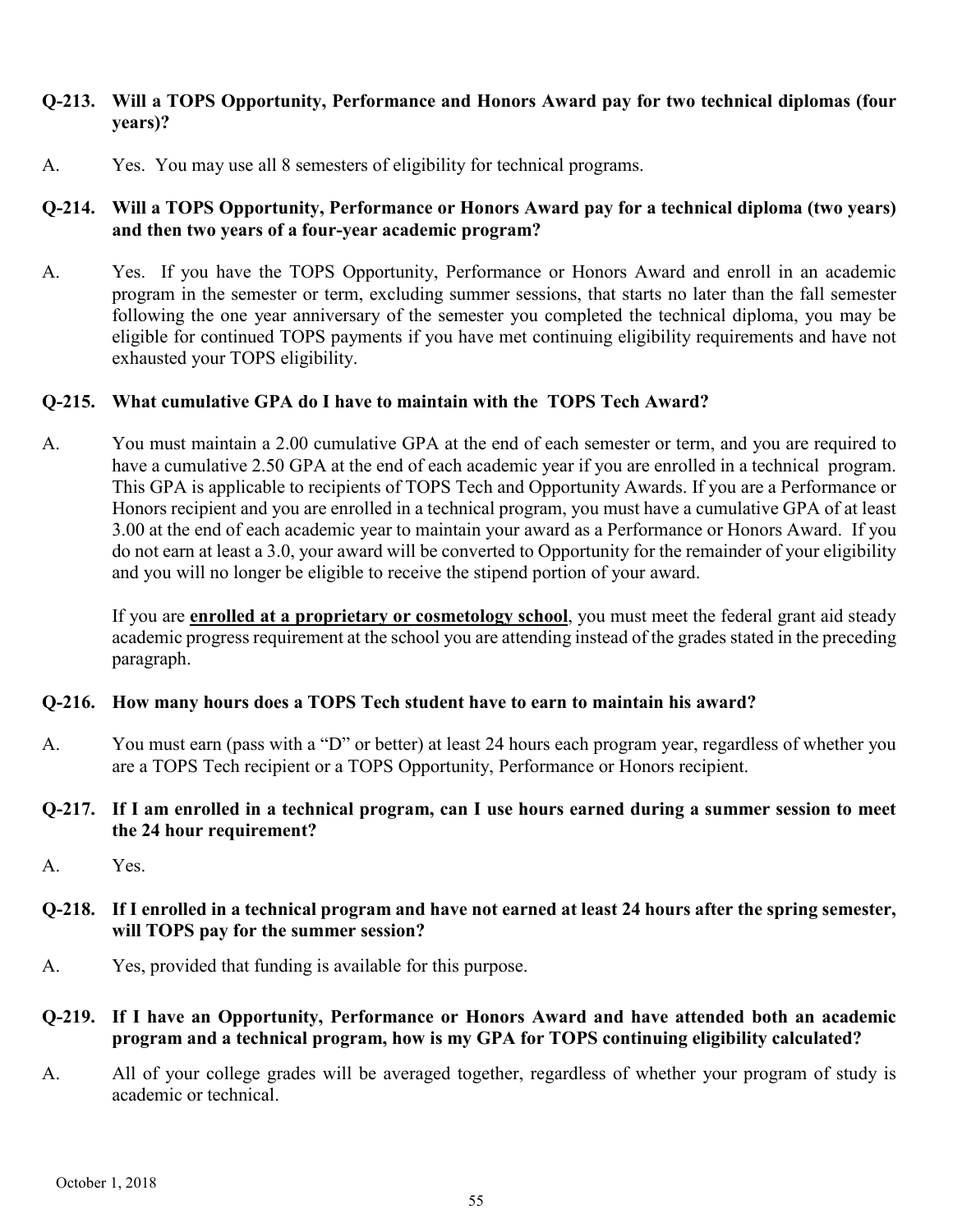**Q-213. Will a TOPS Opportunity, Performance and Honors Award pay for two technical diplomas (four years)?**

A. Yes. You may use all 8 semesters of eligibility for technical programs.

**Q-214. Will a TOPS Opportunity, Performance or Honors Award pay for a technical diploma (two years) and then two years of a four-year academic program?**

A. Yes. If you have the TOPS Opportunity, Performance or Honors Award and enroll in an academic program in the semester or term, excluding summer sessions, that starts no later than the fall semester following the one year anniversary of the semester you completed the technical diploma, you may be eligible for continued TOPS payments if you have met continuing eligibility requirements and have not exhausted your TOPS eligibility.

**Q-215. What cumulative GPA do I have to maintain with the TOPS Tech Award?**

A. You must maintain a 2.00 cumulative GPA at the end of each semester or term, and you are required to have a cumulative 2.50 GPA at the end of each academic year if you are enrolled in a technical program. This GPA is applicable to recipients of TOPS Tech and Opportunity Awards. If you are a Performance or Honors recipient and you are enrolled in a technical program, you must have a cumulative GPA of at least 3.00 at the end of each academic year to maintain your award as a Performance or Honors Award. If you do not earn at least a 3.0, your award will be converted to Opportunity for the remainder of your eligibility and you will no longer be eligible to receive the stipend portion of your award.

If you are **enrolled at a proprietary or cosmetology school**, you must meet the federal grant aid steady academic progress requirement at the school you are attending instead of the grades stated in the preceding paragraph.

**Q-216. How many hours does a TOPS Tech student have to earn to maintain his award?**

A. You must earn (pass with a "D" or better) at least 24 hours each program year, regardless of whether you are a TOPS Tech recipient or a TOPS Opportunity, Performance or Honors recipient.

**Q-217. If I am enrolled in a technical program, can I use hours earned during a summer session to meet the 24 hour requirement?**

A. Yes.

**Q-218. If I enrolled in a technical program and have not earned at least 24 hours after the spring semester, will TOPS pay for the summer session?**

A. Yes, provided that funding is available for this purpose.

**Q-219. If I have an Opportunity, Performance or Honors Award and have attended both an academic program and a technical program, how is my GPA for TOPS continuing eligibility calculated?**

A. All of your college grades will be averaged together, regardless of whether your program of study is academic or technical.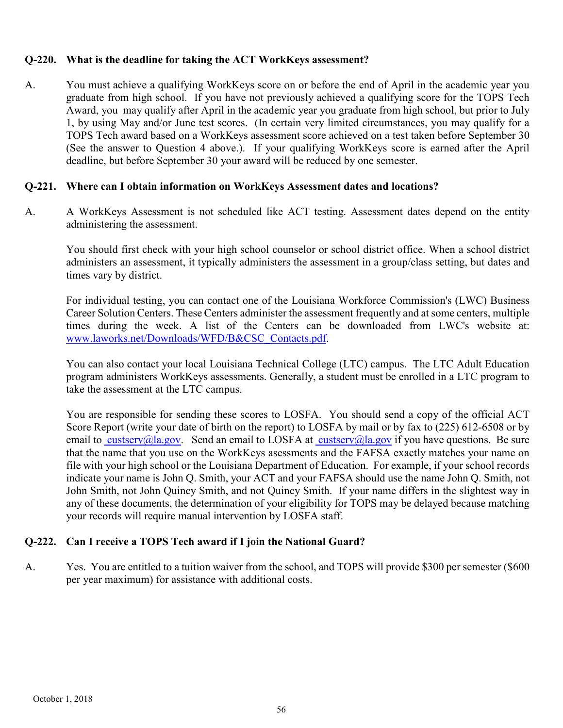**Q-220. What is the deadline for taking the ACT WorkKeys assessment?**

A. You must achieve a qualifying WorkKeys score on or before the end of April in the academic year you graduate from high school. If you have not previously achieved a qualifying score for the TOPS Tech Award, you may qualify after April in the academic year you graduate from high school, but prior to July 1, by using May and/or June test scores. (In certain very limited circumstances, you may qualify for a TOPS Tech award based on a WorkKeys assessment score achieved on a test taken before September 30 (See the answer to Question 4 above.). If your qualifying WorkKeys score is earned after the April deadline, but before September 30 your award will be reduced by one semester.

**Q-221. Where can I obtain information on WorkKeys Assessment dates and locations?**

A. A WorkKeys Assessment is not scheduled like ACT testing. Assessment dates depend on the entity administering the assessment.

You should first check with your high school counselor or school district office. When a school district administers an assessment, it typically administers the assessment in a group/class setting, but dates and times vary by district.

For individual testing, you can contact one of the Louisiana Workforce Commission's (LWC) Business Career Solution Centers. These Centers administer the assessment frequently and at some centers, multiple times during the week. A list of the Centers can be downloaded from LWC's website at: [www.laworks.net/Downloads/WFD/B&CSC_Contacts.pdf](www.laworks.net/Downloads/WFD/B&CSC_Contacts.pdf).

You can also contact your local Louisiana Technical College (LTC) campus. The LTC Adult Education program administers WorkKeys assessments. Generally, a student must be enrolled in a LTC program to take the assessment at the LTC campus.

You are responsible for sending these scores to LOSFA. You should send a copy of the official ACT Score Report (write your date of birth on the report) to LOSFA by mail or by fax to (225) 612-6508 or by email to [custserv@la.gov](mailto:custserv@la.gov). Send an email to LOSFA at [custserv@la.gov](mailto:custserv@la.gov) if you have questions. Be sure that the name that you use on the WorkKeys asessments and the FAFSA exactly matches your name on file with your high school or the Louisiana Department of Education. For example, if your school records indicate your name is John Q. Smith, your ACT and your FAFSA should use the name John Q. Smith, not John Smith, not John Quincy Smith, and not Quincy Smith. If your name differs in the slightest way in any of these documents, the determination of your eligibility for TOPS may be delayed because matching your records will require manual intervention by LOSFA staff.

**Q-222. Can I receive a TOPS Tech award if I join the National Guard?**

A. Yes. You are entitled to a tuition waiver from the school, and TOPS will provide \$300 per semester (\$600 per year maximum) for assistance with additional costs.

October 1, 2018